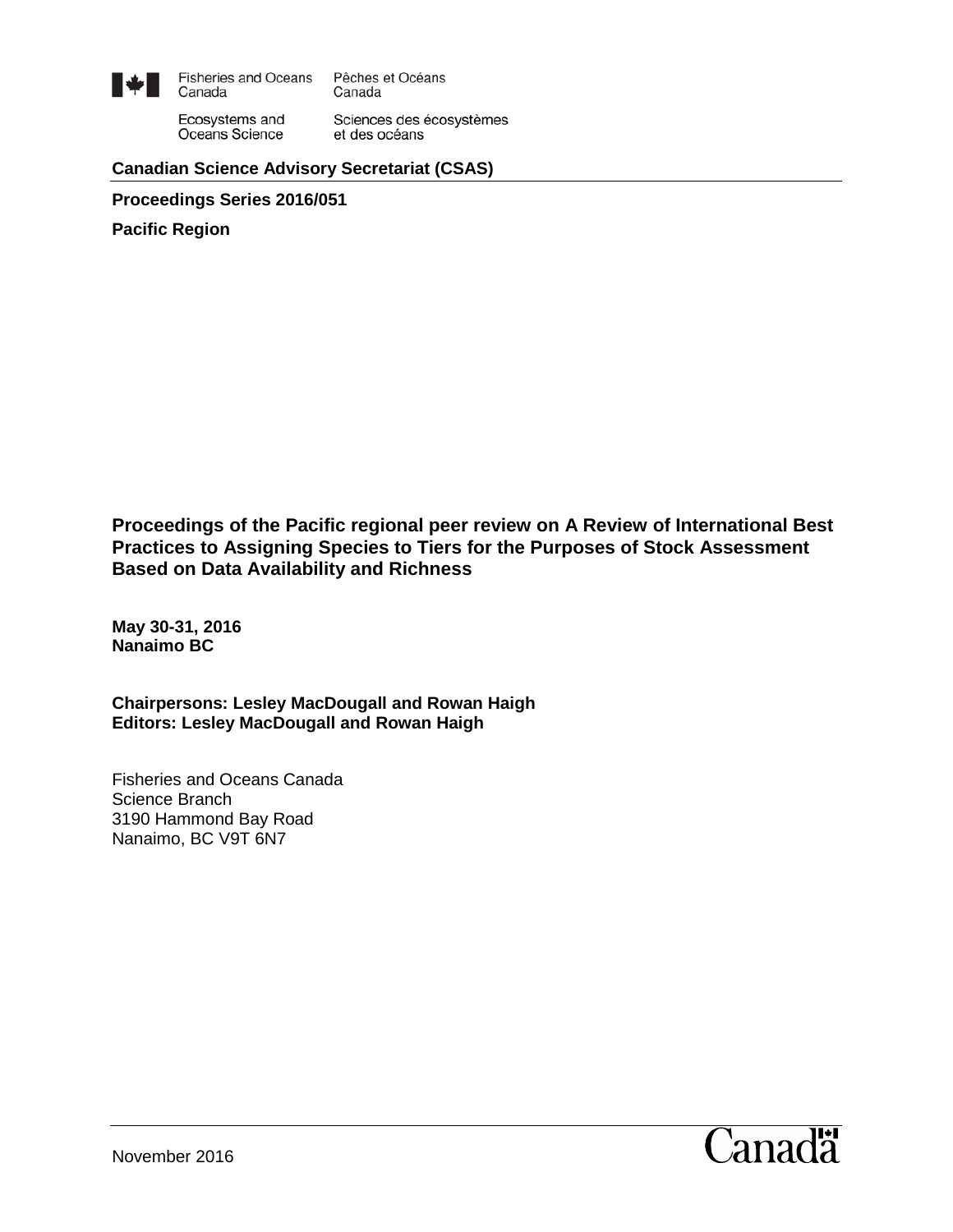Fisheries and Oceans Canada / Pêches et Océans Canada

Ecosystems and Oceans Science / Sciences des écosystèmes et des océans

**Canadian Science Advisory Secretariat (CSAS)**

**Proceedings Series 2016/051**

**Pacific Region**

# Proceedings of the Pacific regional peer review on A Review of International Best Practices to Assigning Species to Tiers for the Purposes of Stock Assessment Based on Data Availability and Richness

**May 30-31, 2016**
**Nanaimo BC**

**Chairpersons: Lesley MacDougall and Rowan Haigh**
**Editors: Lesley MacDougall and Rowan Haigh**

Fisheries and Oceans Canada
Science Branch
3190 Hammond Bay Road
Nanaimo, BC V9T 6N7

November 2016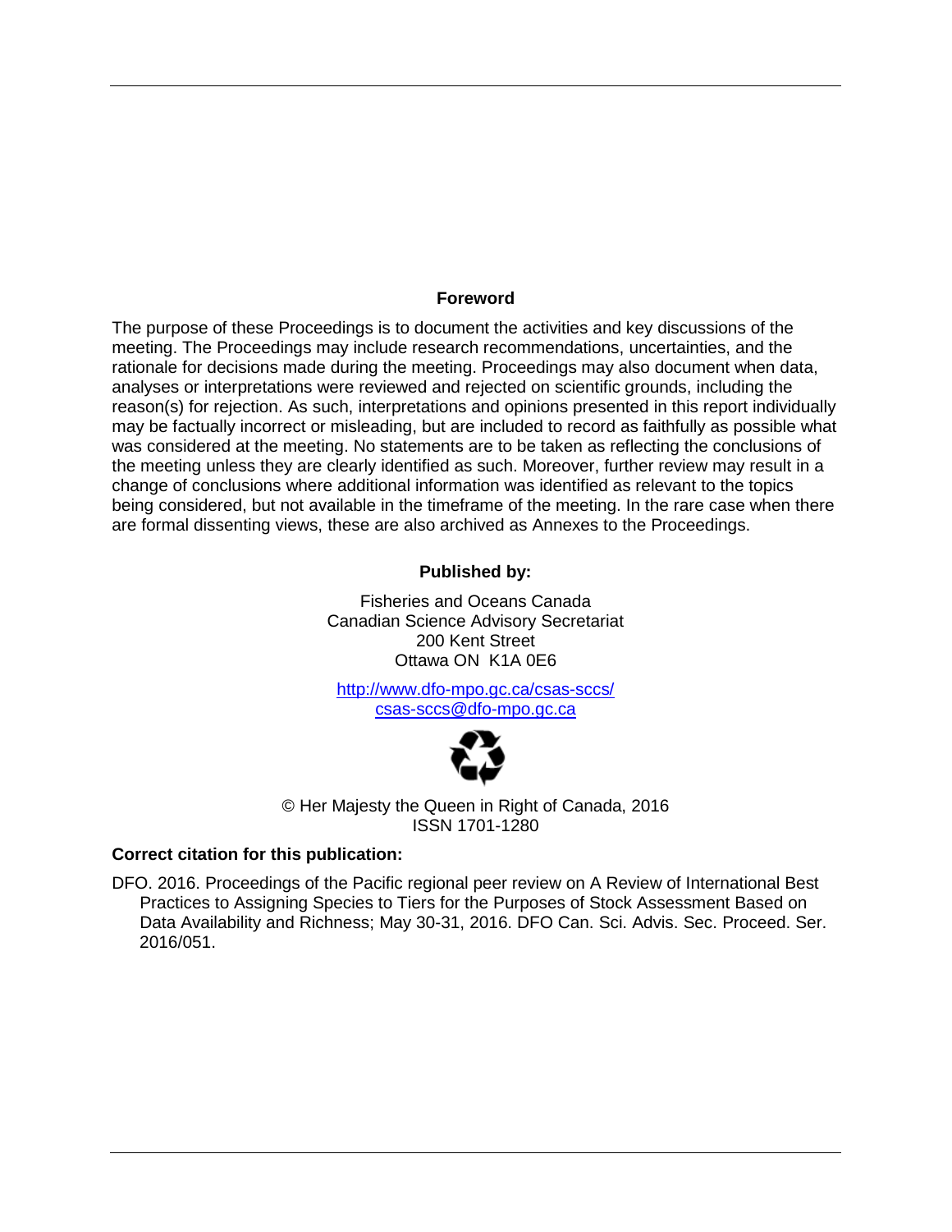## Foreword

The purpose of these Proceedings is to document the activities and key discussions of the meeting. The Proceedings may include research recommendations, uncertainties, and the rationale for decisions made during the meeting. Proceedings may also document when data, analyses or interpretations were reviewed and rejected on scientific grounds, including the reason(s) for rejection. As such, interpretations and opinions presented in this report individually may be factually incorrect or misleading, but are included to record as faithfully as possible what was considered at the meeting. No statements are to be taken as reflecting the conclusions of the meeting unless they are clearly identified as such. Moreover, further review may result in a change of conclusions where additional information was identified as relevant to the topics being considered, but not available in the timeframe of the meeting. In the rare case when there are formal dissenting views, these are also archived as Annexes to the Proceedings.

**Published by:**

Fisheries and Oceans Canada
Canadian Science Advisory Secretariat
200 Kent Street
Ottawa ON K1A 0E6

http://www.dfo-mpo.gc.ca/csas-sccs/
csas-sccs@dfo-mpo.gc.ca

© Her Majesty the Queen in Right of Canada, 2016
ISSN 1701-1280

**Correct citation for this publication:**

DFO. 2016. Proceedings of the Pacific regional peer review on A Review of International Best Practices to Assigning Species to Tiers for the Purposes of Stock Assessment Based on Data Availability and Richness; May 30-31, 2016. DFO Can. Sci. Advis. Sec. Proceed. Ser. 2016/051.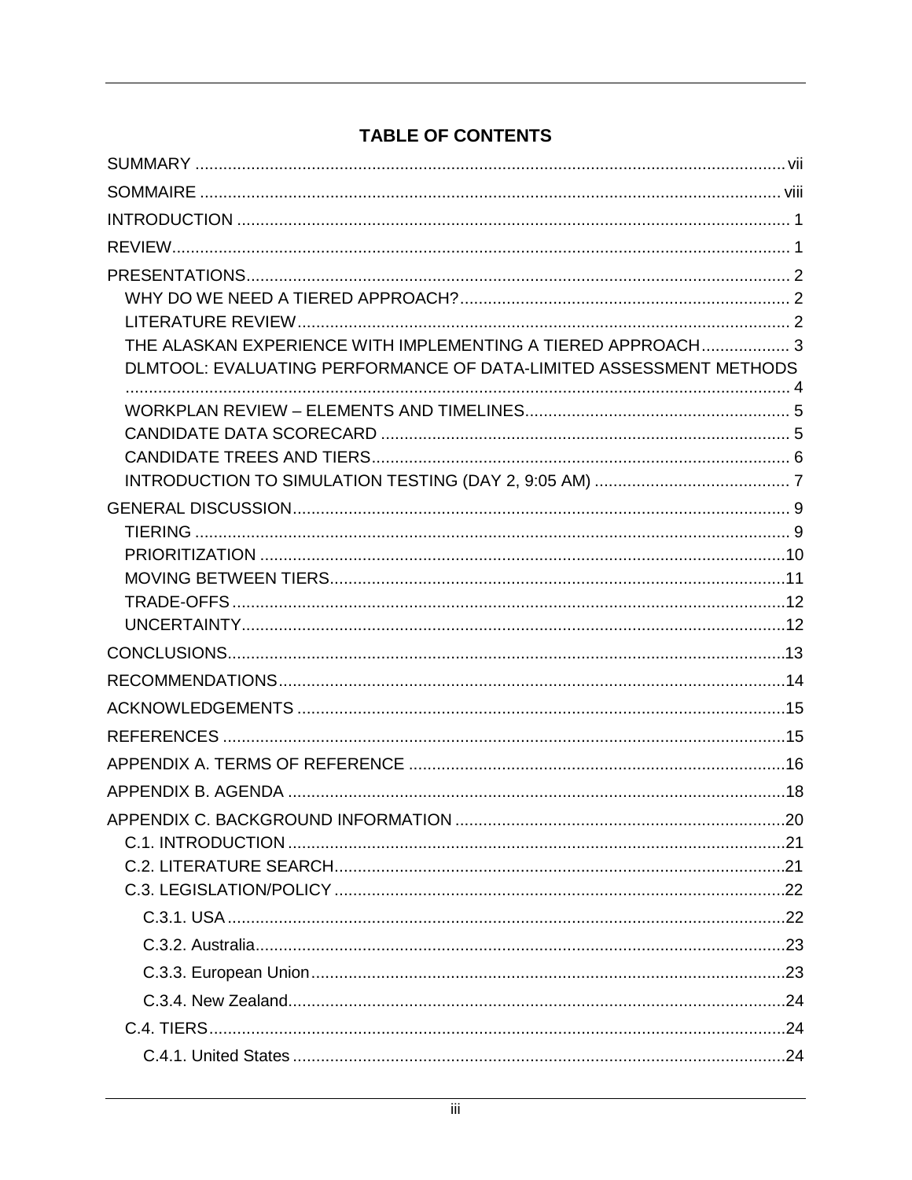# TABLE OF CONTENTS

SUMMARY ..... vii

SOMMAIRE ..... viii

INTRODUCTION ..... 1

REVIEW ..... 1

PRESENTATIONS ..... 2

- WHY DO WE NEED A TIERED APPROACH? ..... 2
- LITERATURE REVIEW ..... 2
- THE ALASKAN EXPERIENCE WITH IMPLEMENTING A TIERED APPROACH ..... 3
- DLMTOOL: EVALUATING PERFORMANCE OF DATA-LIMITED ASSESSMENT METHODS ..... 4
- WORKPLAN REVIEW – ELEMENTS AND TIMELINES ..... 5
- CANDIDATE DATA SCORECARD ..... 5
- CANDIDATE TREES AND TIERS ..... 6
- INTRODUCTION TO SIMULATION TESTING (DAY 2, 9:05 AM) ..... 7

GENERAL DISCUSSION ..... 9

- TIERING ..... 9
- PRIORITIZATION ..... 10
- MOVING BETWEEN TIERS ..... 11
- TRADE-OFFS ..... 12
- UNCERTAINTY ..... 12

CONCLUSIONS ..... 13

RECOMMENDATIONS ..... 14

ACKNOWLEDGEMENTS ..... 15

REFERENCES ..... 15

APPENDIX A. TERMS OF REFERENCE ..... 16

APPENDIX B. AGENDA ..... 18

APPENDIX C. BACKGROUND INFORMATION ..... 20

- C.1. INTRODUCTION ..... 21
- C.2. LITERATURE SEARCH ..... 21
- C.3. LEGISLATION/POLICY ..... 22
  - C.3.1. USA ..... 22
  - C.3.2. Australia ..... 23
  - C.3.3. European Union ..... 23
  - C.3.4. New Zealand ..... 24
- C.4. TIERS ..... 24
  - C.4.1. United States ..... 24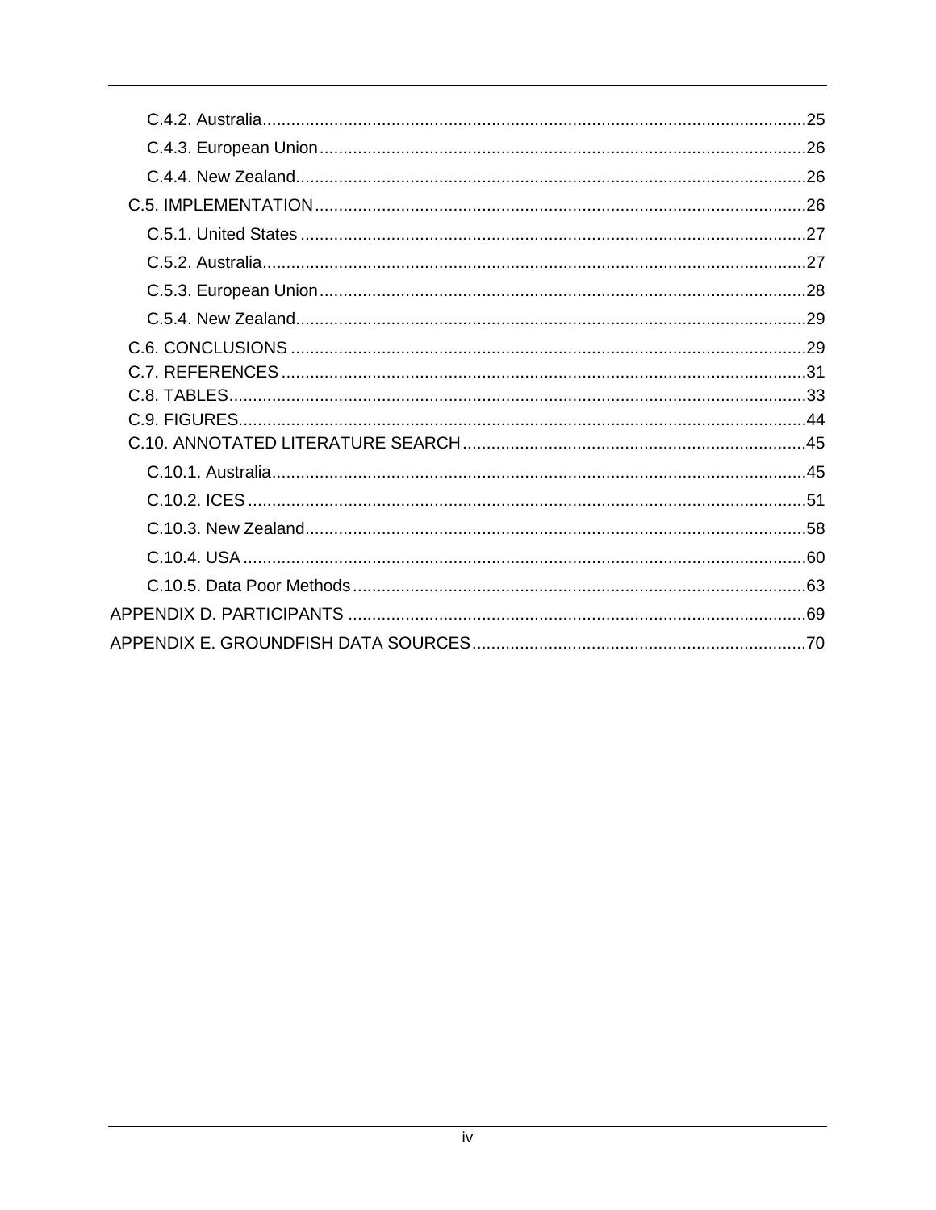- C.4.2. Australia ........ 25
- C.4.3. European Union ........ 26
- C.4.4. New Zealand ........ 26
- C.5. IMPLEMENTATION ........ 26
  - C.5.1. United States ........ 27
  - C.5.2. Australia ........ 27
  - C.5.3. European Union ........ 28
  - C.5.4. New Zealand ........ 29
- C.6. CONCLUSIONS ........ 29
- C.7. REFERENCES ........ 31
- C.8. TABLES ........ 33
- C.9. FIGURES ........ 44
- C.10. ANNOTATED LITERATURE SEARCH ........ 45
  - C.10.1. Australia ........ 45
  - C.10.2. ICES ........ 51
  - C.10.3. New Zealand ........ 58
  - C.10.4. USA ........ 60
  - C.10.5. Data Poor Methods ........ 63

APPENDIX D. PARTICIPANTS ........ 69

APPENDIX E. GROUNDFISH DATA SOURCES ........ 70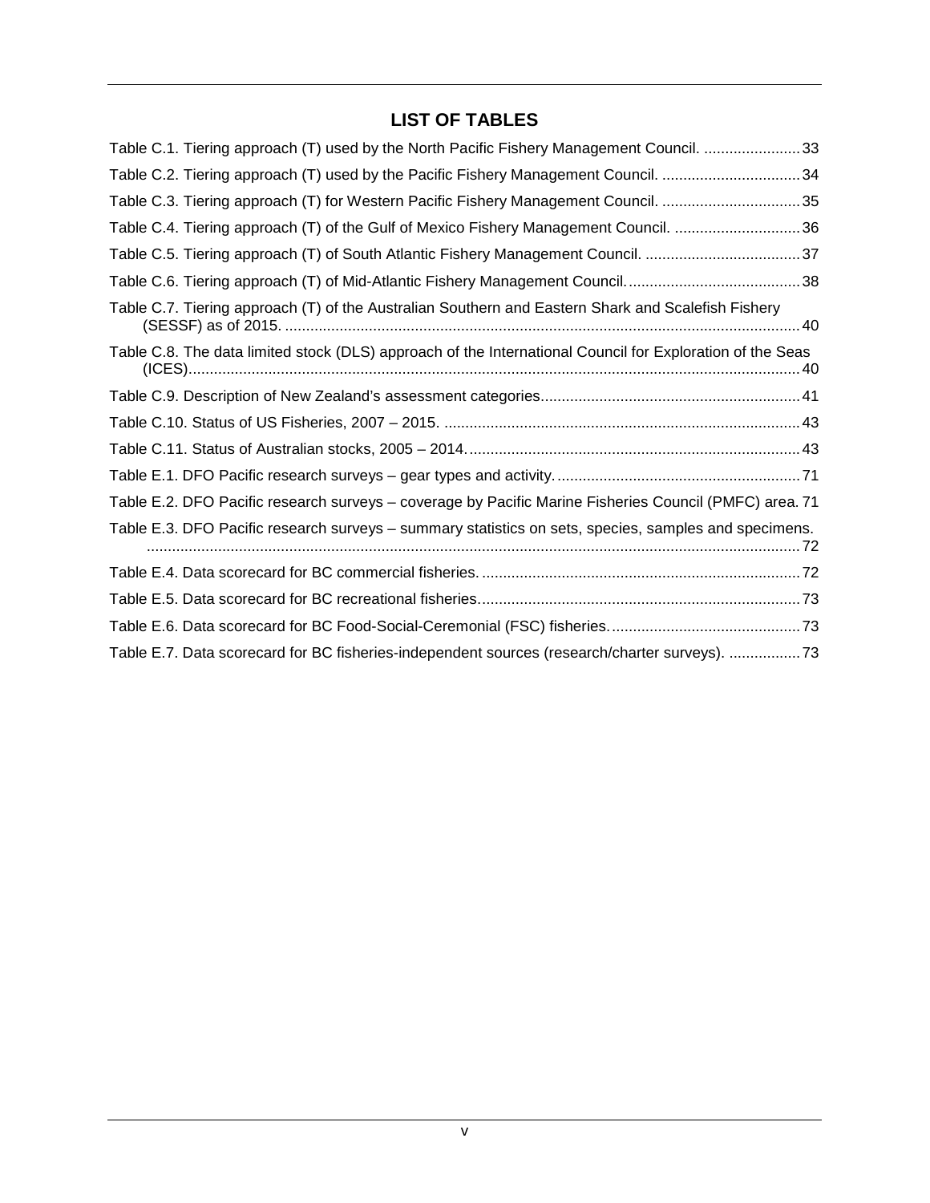## LIST OF TABLES

Table C.1. Tiering approach (T) used by the North Pacific Fishery Management Council. ....................... 33

Table C.2. Tiering approach (T) used by the Pacific Fishery Management Council. ................................. 34

Table C.3. Tiering approach (T) for Western Pacific Fishery Management Council. ................................. 35

Table C.4. Tiering approach (T) of the Gulf of Mexico Fishery Management Council. .............................. 36

Table C.5. Tiering approach (T) of South Atlantic Fishery Management Council. ..................................... 37

Table C.6. Tiering approach (T) of Mid-Atlantic Fishery Management Council. ......................................... 38

Table C.7. Tiering approach (T) of the Australian Southern and Eastern Shark and Scalefish Fishery (SESSF) as of 2015. .......................................................................................................................... 40

Table C.8. The data limited stock (DLS) approach of the International Council for Exploration of the Seas (ICES). .............................................................................................................................................. 40

Table C.9. Description of New Zealand's assessment categories. ............................................................ 41

Table C.10. Status of US Fisheries, 2007 – 2015. .................................................................................... 43

Table C.11. Status of Australian stocks, 2005 – 2014. ............................................................................... 43

Table E.1. DFO Pacific research surveys – gear types and activity. .......................................................... 71

Table E.2. DFO Pacific research surveys – coverage by Pacific Marine Fisheries Council (PMFC) area. 71

Table E.3. DFO Pacific research surveys – summary statistics on sets, species, samples and specimens. .......................................................................................................................................................... 72

Table E.4. Data scorecard for BC commercial fisheries. ............................................................................ 72

Table E.5. Data scorecard for BC recreational fisheries. ............................................................................ 73

Table E.6. Data scorecard for BC Food-Social-Ceremonial (FSC) fisheries. ............................................. 73

Table E.7. Data scorecard for BC fisheries-independent sources (research/charter surveys). ................. 73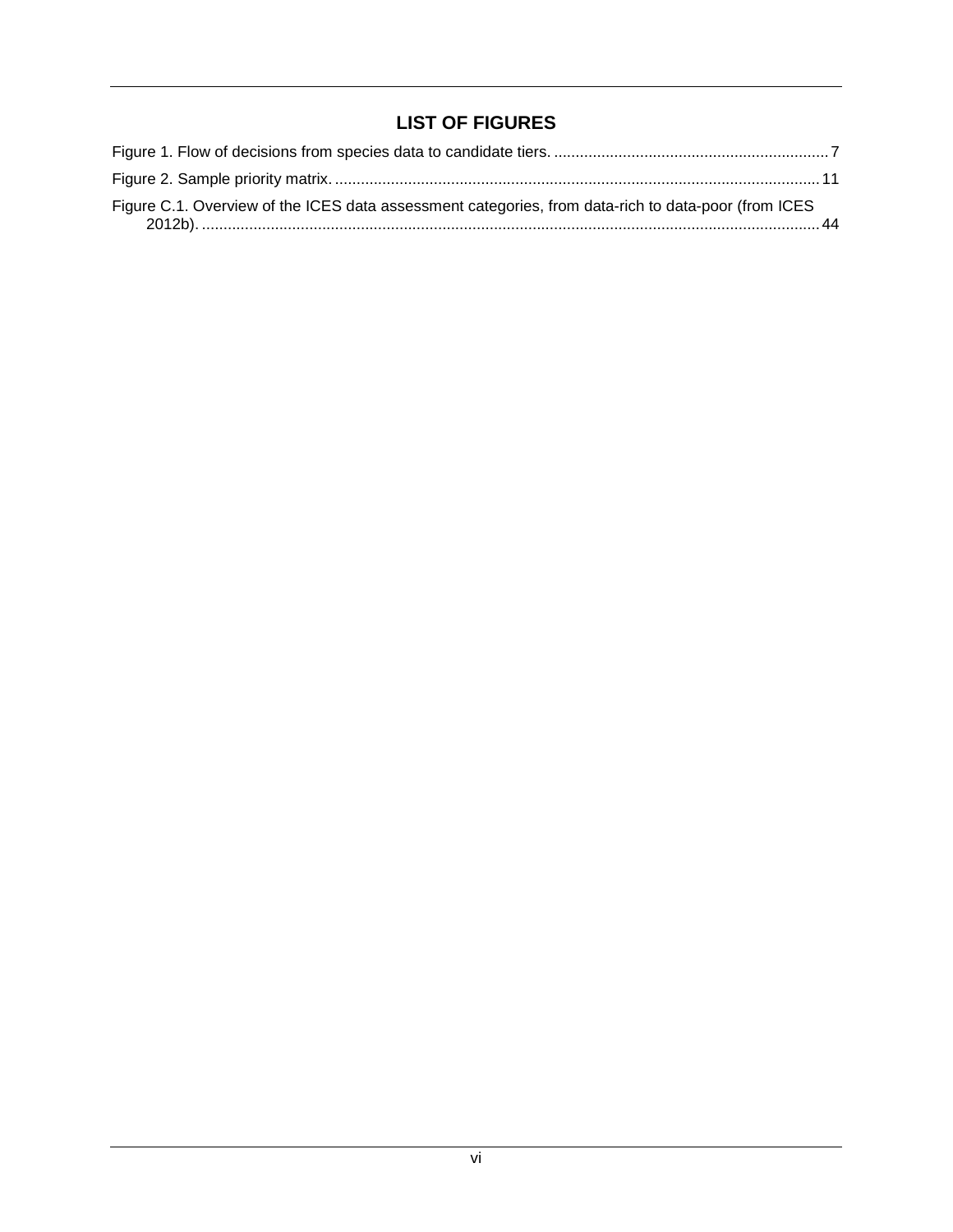# LIST OF FIGURES

Figure 1. Flow of decisions from species data to candidate tiers. ................................................................ 7

Figure 2. Sample priority matrix. ................................................................................................................ 11

Figure C.1. Overview of the ICES data assessment categories, from data-rich to data-poor (from ICES 2012b). ........................................................................................................................................ 44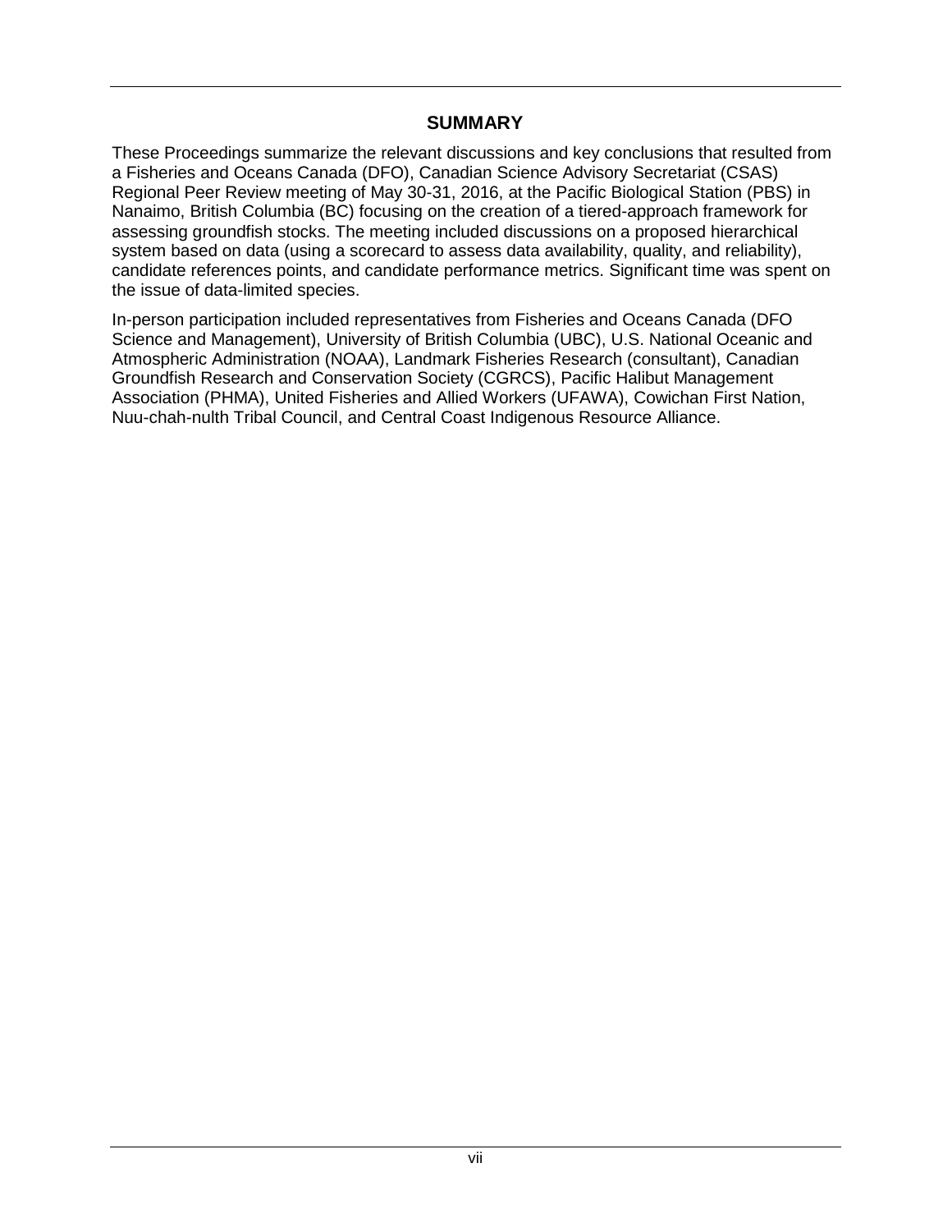## SUMMARY

These Proceedings summarize the relevant discussions and key conclusions that resulted from a Fisheries and Oceans Canada (DFO), Canadian Science Advisory Secretariat (CSAS) Regional Peer Review meeting of May 30-31, 2016, at the Pacific Biological Station (PBS) in Nanaimo, British Columbia (BC) focusing on the creation of a tiered-approach framework for assessing groundfish stocks. The meeting included discussions on a proposed hierarchical system based on data (using a scorecard to assess data availability, quality, and reliability), candidate references points, and candidate performance metrics. Significant time was spent on the issue of data-limited species.

In-person participation included representatives from Fisheries and Oceans Canada (DFO Science and Management), University of British Columbia (UBC), U.S. National Oceanic and Atmospheric Administration (NOAA), Landmark Fisheries Research (consultant), Canadian Groundfish Research and Conservation Society (CGRCS), Pacific Halibut Management Association (PHMA), United Fisheries and Allied Workers (UFAWA), Cowichan First Nation, Nuu-chah-nulth Tribal Council, and Central Coast Indigenous Resource Alliance.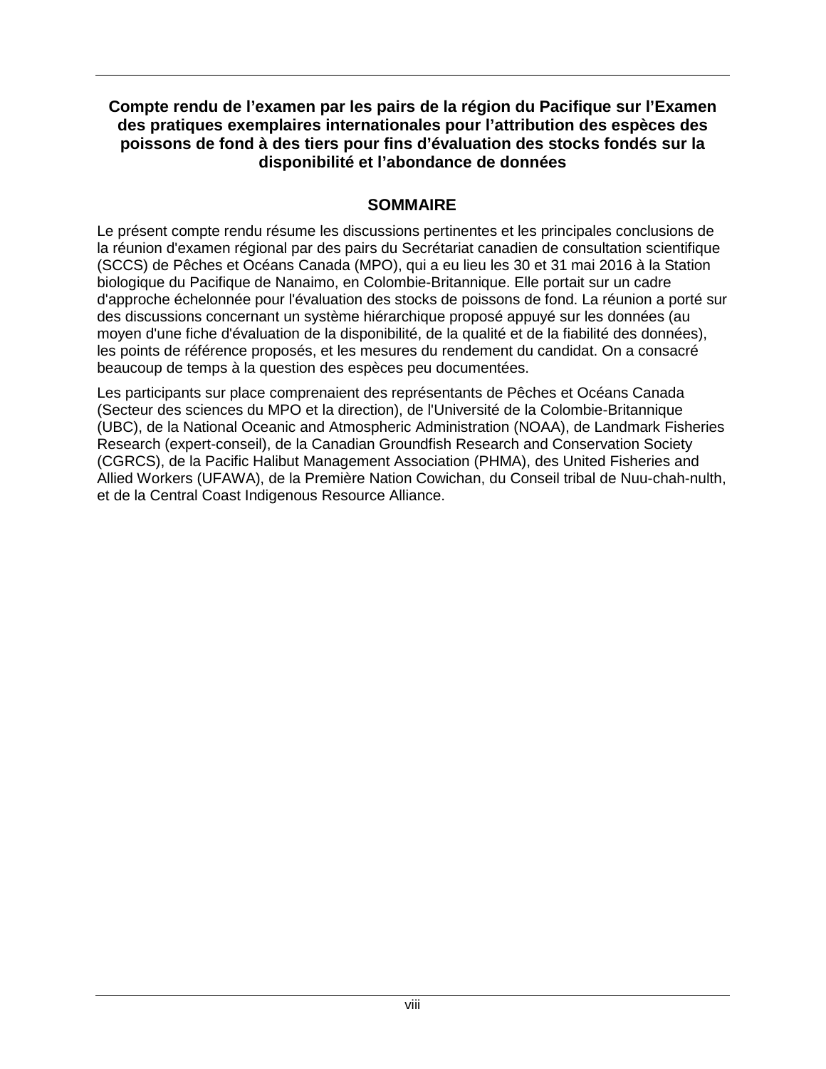**Compte rendu de l'examen par les pairs de la région du Pacifique sur l'Examen des pratiques exemplaires internationales pour l'attribution des espèces des poissons de fond à des tiers pour fins d'évaluation des stocks fondés sur la disponibilité et l'abondance de données**

## SOMMAIRE

Le présent compte rendu résume les discussions pertinentes et les principales conclusions de la réunion d'examen régional par des pairs du Secrétariat canadien de consultation scientifique (SCCS) de Pêches et Océans Canada (MPO), qui a eu lieu les 30 et 31 mai 2016 à la Station biologique du Pacifique de Nanaimo, en Colombie-Britannique. Elle portait sur un cadre d'approche échelonnée pour l'évaluation des stocks de poissons de fond. La réunion a porté sur des discussions concernant un système hiérarchique proposé appuyé sur les données (au moyen d'une fiche d'évaluation de la disponibilité, de la qualité et de la fiabilité des données), les points de référence proposés, et les mesures du rendement du candidat. On a consacré beaucoup de temps à la question des espèces peu documentées.

Les participants sur place comprenaient des représentants de Pêches et Océans Canada (Secteur des sciences du MPO et la direction), de l'Université de la Colombie-Britannique (UBC), de la National Oceanic and Atmospheric Administration (NOAA), de Landmark Fisheries Research (expert-conseil), de la Canadian Groundfish Research and Conservation Society (CGRCS), de la Pacific Halibut Management Association (PHMA), des United Fisheries and Allied Workers (UFAWA), de la Première Nation Cowichan, du Conseil tribal de Nuu-chah-nulth, et de la Central Coast Indigenous Resource Alliance.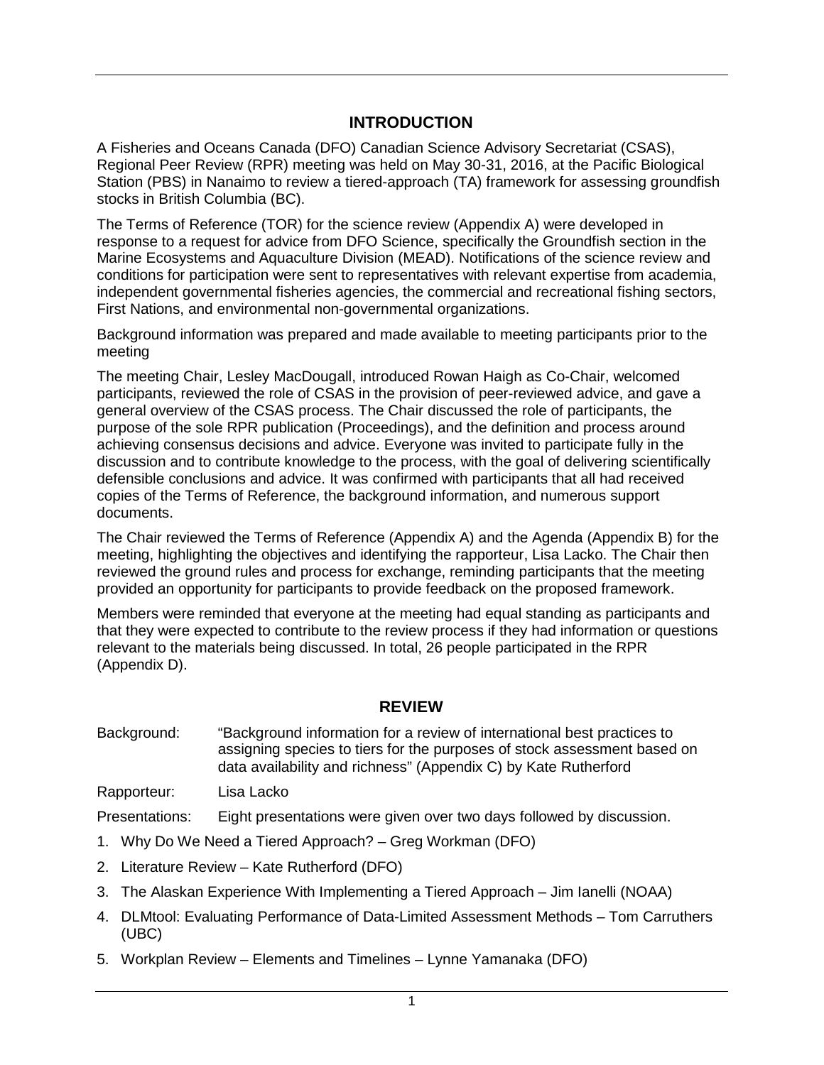## INTRODUCTION

A Fisheries and Oceans Canada (DFO) Canadian Science Advisory Secretariat (CSAS), Regional Peer Review (RPR) meeting was held on May 30-31, 2016, at the Pacific Biological Station (PBS) in Nanaimo to review a tiered-approach (TA) framework for assessing groundfish stocks in British Columbia (BC).

The Terms of Reference (TOR) for the science review (Appendix A) were developed in response to a request for advice from DFO Science, specifically the Groundfish section in the Marine Ecosystems and Aquaculture Division (MEAD). Notifications of the science review and conditions for participation were sent to representatives with relevant expertise from academia, independent governmental fisheries agencies, the commercial and recreational fishing sectors, First Nations, and environmental non-governmental organizations.

Background information was prepared and made available to meeting participants prior to the meeting

The meeting Chair, Lesley MacDougall, introduced Rowan Haigh as Co-Chair, welcomed participants, reviewed the role of CSAS in the provision of peer-reviewed advice, and gave a general overview of the CSAS process. The Chair discussed the role of participants, the purpose of the sole RPR publication (Proceedings), and the definition and process around achieving consensus decisions and advice. Everyone was invited to participate fully in the discussion and to contribute knowledge to the process, with the goal of delivering scientifically defensible conclusions and advice. It was confirmed with participants that all had received copies of the Terms of Reference, the background information, and numerous support documents.

The Chair reviewed the Terms of Reference (Appendix A) and the Agenda (Appendix B) for the meeting, highlighting the objectives and identifying the rapporteur, Lisa Lacko. The Chair then reviewed the ground rules and process for exchange, reminding participants that the meeting provided an opportunity for participants to provide feedback on the proposed framework.

Members were reminded that everyone at the meeting had equal standing as participants and that they were expected to contribute to the review process if they had information or questions relevant to the materials being discussed. In total, 26 people participated in the RPR (Appendix D).

## REVIEW

Background: "Background information for a review of international best practices to assigning species to tiers for the purposes of stock assessment based on data availability and richness" (Appendix C) by Kate Rutherford

Rapporteur: Lisa Lacko

Presentations: Eight presentations were given over two days followed by discussion.

1. Why Do We Need a Tiered Approach? – Greg Workman (DFO)
2. Literature Review – Kate Rutherford (DFO)
3. The Alaskan Experience With Implementing a Tiered Approach – Jim Ianelli (NOAA)
4. DLMtool: Evaluating Performance of Data-Limited Assessment Methods – Tom Carruthers (UBC)
5. Workplan Review – Elements and Timelines – Lynne Yamanaka (DFO)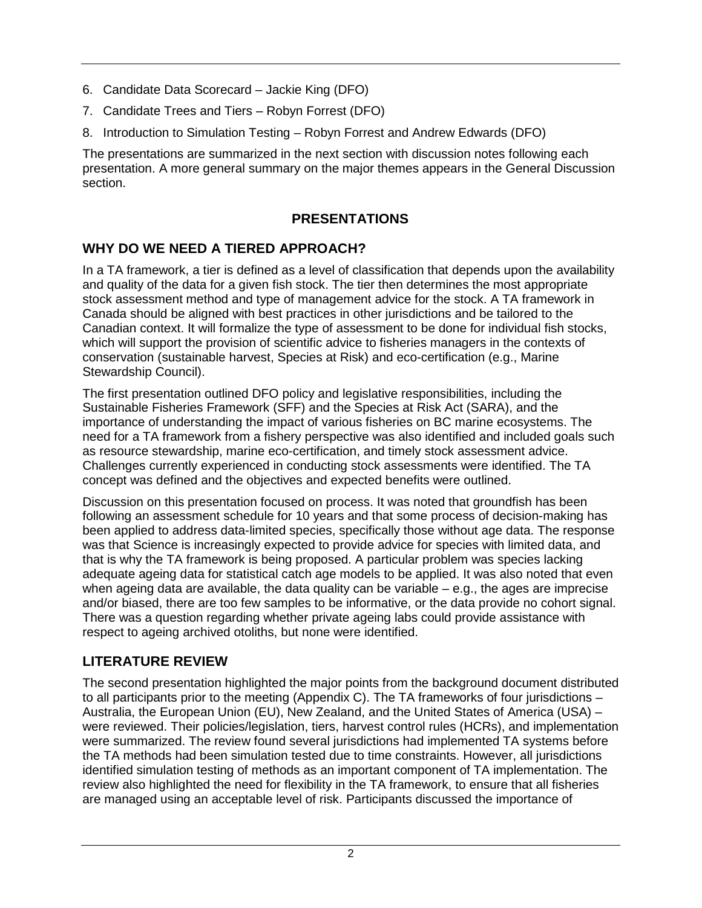6. Candidate Data Scorecard – Jackie King (DFO)
7. Candidate Trees and Tiers – Robyn Forrest (DFO)
8. Introduction to Simulation Testing – Robyn Forrest and Andrew Edwards (DFO)

The presentations are summarized in the next section with discussion notes following each presentation. A more general summary on the major themes appears in the General Discussion section.

# PRESENTATIONS

## WHY DO WE NEED A TIERED APPROACH?

In a TA framework, a tier is defined as a level of classification that depends upon the availability and quality of the data for a given fish stock. The tier then determines the most appropriate stock assessment method and type of management advice for the stock. A TA framework in Canada should be aligned with best practices in other jurisdictions and be tailored to the Canadian context. It will formalize the type of assessment to be done for individual fish stocks, which will support the provision of scientific advice to fisheries managers in the contexts of conservation (sustainable harvest, Species at Risk) and eco-certification (e.g., Marine Stewardship Council).

The first presentation outlined DFO policy and legislative responsibilities, including the Sustainable Fisheries Framework (SFF) and the Species at Risk Act (SARA), and the importance of understanding the impact of various fisheries on BC marine ecosystems. The need for a TA framework from a fishery perspective was also identified and included goals such as resource stewardship, marine eco-certification, and timely stock assessment advice. Challenges currently experienced in conducting stock assessments were identified. The TA concept was defined and the objectives and expected benefits were outlined.

Discussion on this presentation focused on process. It was noted that groundfish has been following an assessment schedule for 10 years and that some process of decision-making has been applied to address data-limited species, specifically those without age data. The response was that Science is increasingly expected to provide advice for species with limited data, and that is why the TA framework is being proposed. A particular problem was species lacking adequate ageing data for statistical catch age models to be applied. It was also noted that even when ageing data are available, the data quality can be variable – e.g., the ages are imprecise and/or biased, there are too few samples to be informative, or the data provide no cohort signal. There was a question regarding whether private ageing labs could provide assistance with respect to ageing archived otoliths, but none were identified.

## LITERATURE REVIEW

The second presentation highlighted the major points from the background document distributed to all participants prior to the meeting (Appendix C). The TA frameworks of four jurisdictions – Australia, the European Union (EU), New Zealand, and the United States of America (USA) – were reviewed. Their policies/legislation, tiers, harvest control rules (HCRs), and implementation were summarized. The review found several jurisdictions had implemented TA systems before the TA methods had been simulation tested due to time constraints. However, all jurisdictions identified simulation testing of methods as an important component of TA implementation. The review also highlighted the need for flexibility in the TA framework, to ensure that all fisheries are managed using an acceptable level of risk. Participants discussed the importance of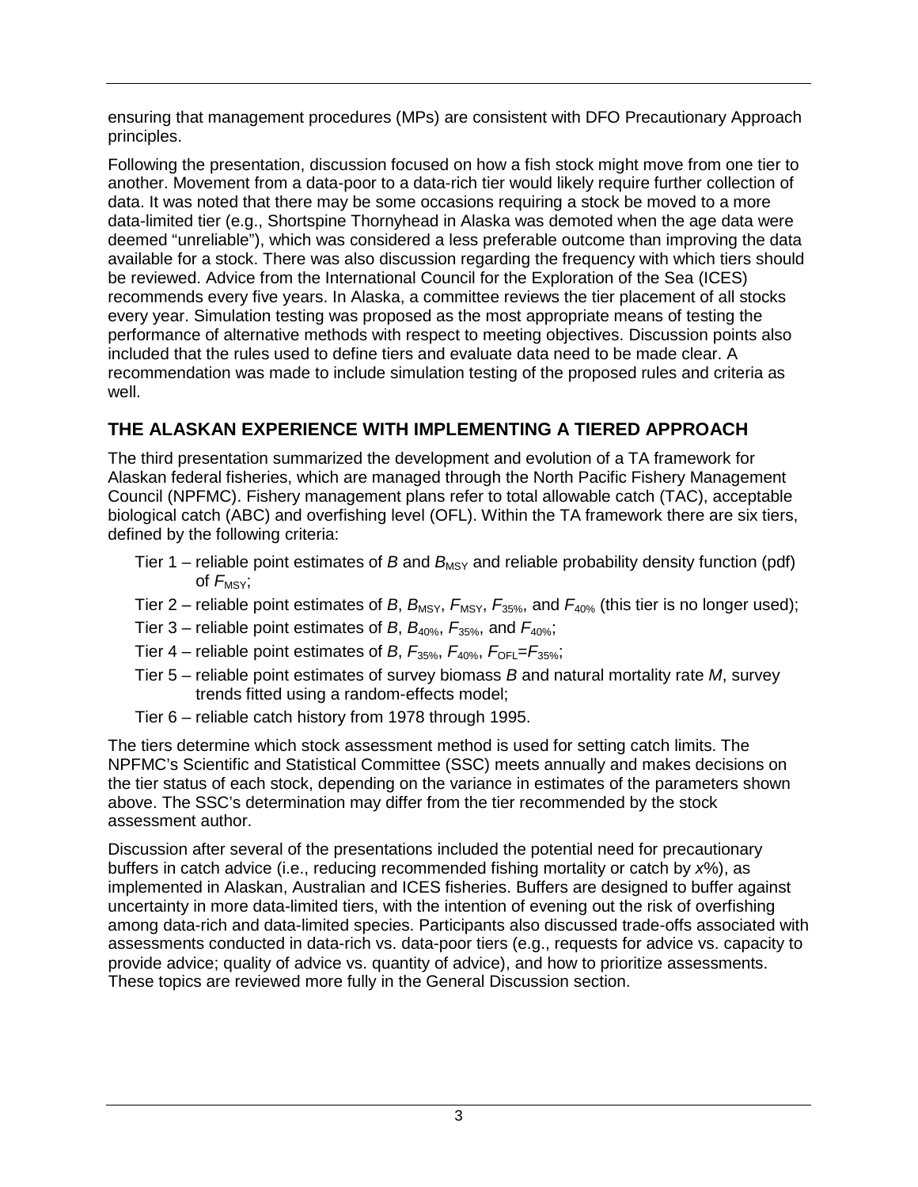ensuring that management procedures (MPs) are consistent with DFO Precautionary Approach principles.

Following the presentation, discussion focused on how a fish stock might move from one tier to another. Movement from a data-poor to a data-rich tier would likely require further collection of data. It was noted that there may be some occasions requiring a stock be moved to a more data-limited tier (e.g., Shortspine Thornyhead in Alaska was demoted when the age data were deemed "unreliable"), which was considered a less preferable outcome than improving the data available for a stock. There was also discussion regarding the frequency with which tiers should be reviewed. Advice from the International Council for the Exploration of the Sea (ICES) recommends every five years. In Alaska, a committee reviews the tier placement of all stocks every year. Simulation testing was proposed as the most appropriate means of testing the performance of alternative methods with respect to meeting objectives. Discussion points also included that the rules used to define tiers and evaluate data need to be made clear. A recommendation was made to include simulation testing of the proposed rules and criteria as well.

## THE ALASKAN EXPERIENCE WITH IMPLEMENTING A TIERED APPROACH

The third presentation summarized the development and evolution of a TA framework for Alaskan federal fisheries, which are managed through the North Pacific Fishery Management Council (NPFMC). Fishery management plans refer to total allowable catch (TAC), acceptable biological catch (ABC) and overfishing level (OFL). Within the TA framework there are six tiers, defined by the following criteria:

- Tier 1 – reliable point estimates of $B$ and $B_{MSY}$ and reliable probability density function (pdf) of $F_{MSY}$;
- Tier 2 – reliable point estimates of $B$, $B_{MSY}$, $F_{MSY}$, $F_{35\%}$, and $F_{40\%}$ (this tier is no longer used);
- Tier 3 – reliable point estimates of $B$, $B_{40\%}$, $F_{35\%}$, and $F_{40\%}$;
- Tier 4 – reliable point estimates of $B$, $F_{35\%}$, $F_{40\%}$, $F_{OFL}=F_{35\%}$;
- Tier 5 – reliable point estimates of survey biomass $B$ and natural mortality rate $M$, survey trends fitted using a random-effects model;
- Tier 6 – reliable catch history from 1978 through 1995.

The tiers determine which stock assessment method is used for setting catch limits. The NPFMC's Scientific and Statistical Committee (SSC) meets annually and makes decisions on the tier status of each stock, depending on the variance in estimates of the parameters shown above. The SSC's determination may differ from the tier recommended by the stock assessment author.

Discussion after several of the presentations included the potential need for precautionary buffers in catch advice (i.e., reducing recommended fishing mortality or catch by $x$%), as implemented in Alaskan, Australian and ICES fisheries. Buffers are designed to buffer against uncertainty in more data-limited tiers, with the intention of evening out the risk of overfishing among data-rich and data-limited species. Participants also discussed trade-offs associated with assessments conducted in data-rich vs. data-poor tiers (e.g., requests for advice vs. capacity to provide advice; quality of advice vs. quantity of advice), and how to prioritize assessments. These topics are reviewed more fully in the General Discussion section.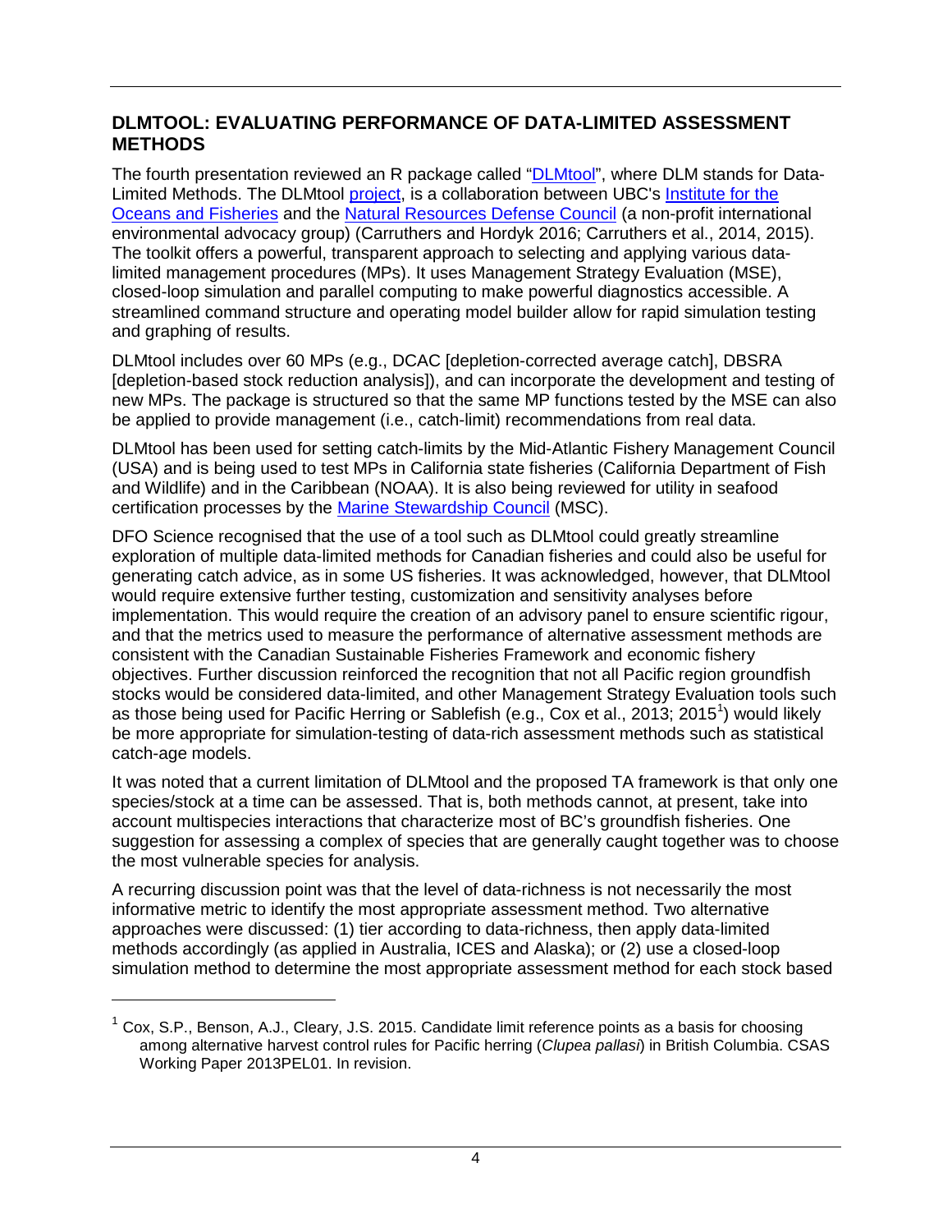## DLMTOOL: EVALUATING PERFORMANCE OF DATA-LIMITED ASSESSMENT METHODS

The fourth presentation reviewed an R package called "DLMtool", where DLM stands for Data-Limited Methods. The DLMtool project, is a collaboration between UBC's Institute for the Oceans and Fisheries and the Natural Resources Defense Council (a non-profit international environmental advocacy group) (Carruthers and Hordyk 2016; Carruthers et al., 2014, 2015). The toolkit offers a powerful, transparent approach to selecting and applying various data-limited management procedures (MPs). It uses Management Strategy Evaluation (MSE), closed-loop simulation and parallel computing to make powerful diagnostics accessible. A streamlined command structure and operating model builder allow for rapid simulation testing and graphing of results.

DLMtool includes over 60 MPs (e.g., DCAC [depletion-corrected average catch], DBSRA [depletion-based stock reduction analysis]), and can incorporate the development and testing of new MPs. The package is structured so that the same MP functions tested by the MSE can also be applied to provide management (i.e., catch-limit) recommendations from real data.

DLMtool has been used for setting catch-limits by the Mid-Atlantic Fishery Management Council (USA) and is being used to test MPs in California state fisheries (California Department of Fish and Wildlife) and in the Caribbean (NOAA). It is also being reviewed for utility in seafood certification processes by the Marine Stewardship Council (MSC).

DFO Science recognised that the use of a tool such as DLMtool could greatly streamline exploration of multiple data-limited methods for Canadian fisheries and could also be useful for generating catch advice, as in some US fisheries. It was acknowledged, however, that DLMtool would require extensive further testing, customization and sensitivity analyses before implementation. This would require the creation of an advisory panel to ensure scientific rigour, and that the metrics used to measure the performance of alternative assessment methods are consistent with the Canadian Sustainable Fisheries Framework and economic fishery objectives. Further discussion reinforced the recognition that not all Pacific region groundfish stocks would be considered data-limited, and other Management Strategy Evaluation tools such as those being used for Pacific Herring or Sablefish (e.g., Cox et al., 2013; 2015[1]) would likely be more appropriate for simulation-testing of data-rich assessment methods such as statistical catch-age models.

It was noted that a current limitation of DLMtool and the proposed TA framework is that only one species/stock at a time can be assessed. That is, both methods cannot, at present, take into account multispecies interactions that characterize most of BC's groundfish fisheries. One suggestion for assessing a complex of species that are generally caught together was to choose the most vulnerable species for analysis.

A recurring discussion point was that the level of data-richness is not necessarily the most informative metric to identify the most appropriate assessment method. Two alternative approaches were discussed: (1) tier according to data-richness, then apply data-limited methods accordingly (as applied in Australia, ICES and Alaska); or (2) use a closed-loop simulation method to determine the most appropriate assessment method for each stock based

[1] Cox, S.P., Benson, A.J., Cleary, J.S. 2015. Candidate limit reference points as a basis for choosing among alternative harvest control rules for Pacific herring (*Clupea pallasi*) in British Columbia. CSAS Working Paper 2013PEL01. In revision.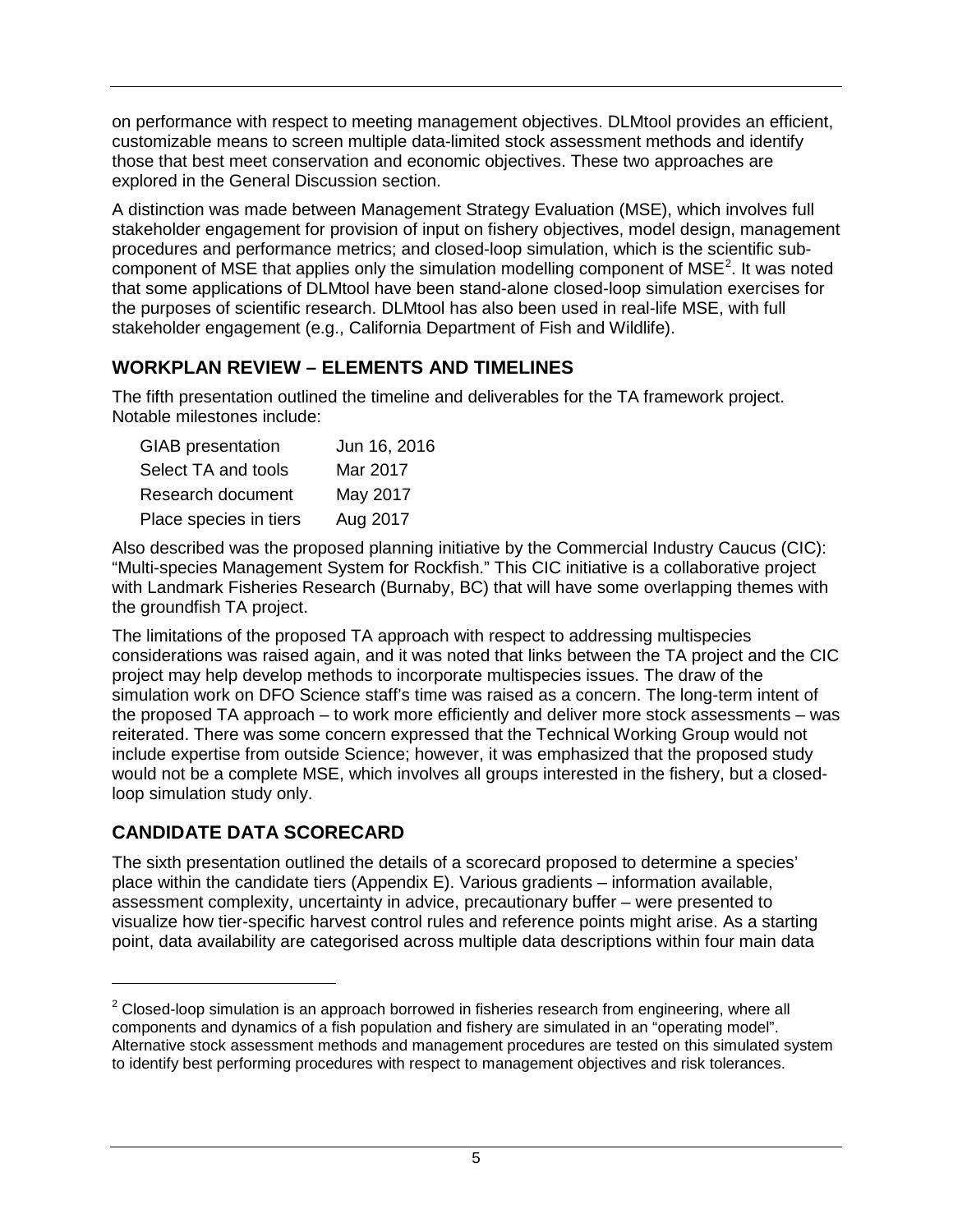on performance with respect to meeting management objectives. DLMtool provides an efficient, customizable means to screen multiple data-limited stock assessment methods and identify those that best meet conservation and economic objectives. These two approaches are explored in the General Discussion section.

A distinction was made between Management Strategy Evaluation (MSE), which involves full stakeholder engagement for provision of input on fishery objectives, model design, management procedures and performance metrics; and closed-loop simulation, which is the scientific sub-component of MSE that applies only the simulation modelling component of MSE[2]. It was noted that some applications of DLMtool have been stand-alone closed-loop simulation exercises for the purposes of scientific research. DLMtool has also been used in real-life MSE, with full stakeholder engagement (e.g., California Department of Fish and Wildlife).

## WORKPLAN REVIEW – ELEMENTS AND TIMELINES

The fifth presentation outlined the timeline and deliverables for the TA framework project. Notable milestones include:

| | |
|---|---|
| GIAB presentation | Jun 16, 2016 |
| Select TA and tools | Mar 2017 |
| Research document | May 2017 |
| Place species in tiers | Aug 2017 |

Also described was the proposed planning initiative by the Commercial Industry Caucus (CIC): "Multi-species Management System for Rockfish." This CIC initiative is a collaborative project with Landmark Fisheries Research (Burnaby, BC) that will have some overlapping themes with the groundfish TA project.

The limitations of the proposed TA approach with respect to addressing multispecies considerations was raised again, and it was noted that links between the TA project and the CIC project may help develop methods to incorporate multispecies issues. The draw of the simulation work on DFO Science staff's time was raised as a concern. The long-term intent of the proposed TA approach – to work more efficiently and deliver more stock assessments – was reiterated. There was some concern expressed that the Technical Working Group would not include expertise from outside Science; however, it was emphasized that the proposed study would not be a complete MSE, which involves all groups interested in the fishery, but a closed-loop simulation study only.

## CANDIDATE DATA SCORECARD

The sixth presentation outlined the details of a scorecard proposed to determine a species' place within the candidate tiers (Appendix E). Various gradients – information available, assessment complexity, uncertainty in advice, precautionary buffer – were presented to visualize how tier-specific harvest control rules and reference points might arise. As a starting point, data availability are categorised across multiple data descriptions within four main data

---

[2] Closed-loop simulation is an approach borrowed in fisheries research from engineering, where all components and dynamics of a fish population and fishery are simulated in an "operating model". Alternative stock assessment methods and management procedures are tested on this simulated system to identify best performing procedures with respect to management objectives and risk tolerances.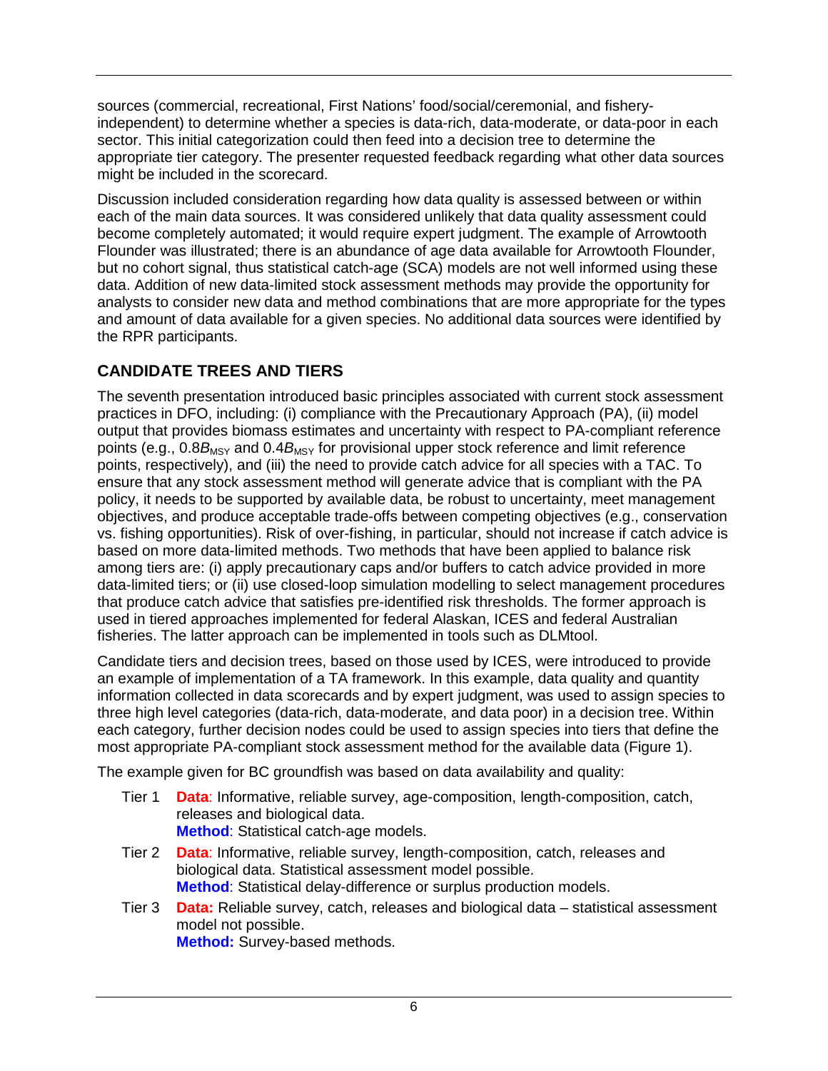sources (commercial, recreational, First Nations' food/social/ceremonial, and fishery-independent) to determine whether a species is data-rich, data-moderate, or data-poor in each sector. This initial categorization could then feed into a decision tree to determine the appropriate tier category. The presenter requested feedback regarding what other data sources might be included in the scorecard.

Discussion included consideration regarding how data quality is assessed between or within each of the main data sources. It was considered unlikely that data quality assessment could become completely automated; it would require expert judgment. The example of Arrowtooth Flounder was illustrated; there is an abundance of age data available for Arrowtooth Flounder, but no cohort signal, thus statistical catch-age (SCA) models are not well informed using these data. Addition of new data-limited stock assessment methods may provide the opportunity for analysts to consider new data and method combinations that are more appropriate for the types and amount of data available for a given species. No additional data sources were identified by the RPR participants.

## CANDIDATE TREES AND TIERS

The seventh presentation introduced basic principles associated with current stock assessment practices in DFO, including: (i) compliance with the Precautionary Approach (PA), (ii) model output that provides biomass estimates and uncertainty with respect to PA-compliant reference points (e.g., $0.8B_{MSY}$ and $0.4B_{MSY}$ for provisional upper stock reference and limit reference points, respectively), and (iii) the need to provide catch advice for all species with a TAC. To ensure that any stock assessment method will generate advice that is compliant with the PA policy, it needs to be supported by available data, be robust to uncertainty, meet management objectives, and produce acceptable trade-offs between competing objectives (e.g., conservation vs. fishing opportunities). Risk of over-fishing, in particular, should not increase if catch advice is based on more data-limited methods. Two methods that have been applied to balance risk among tiers are: (i) apply precautionary caps and/or buffers to catch advice provided in more data-limited tiers; or (ii) use closed-loop simulation modelling to select management procedures that produce catch advice that satisfies pre-identified risk thresholds. The former approach is used in tiered approaches implemented for federal Alaskan, ICES and federal Australian fisheries. The latter approach can be implemented in tools such as DLMtool.

Candidate tiers and decision trees, based on those used by ICES, were introduced to provide an example of implementation of a TA framework. In this example, data quality and quantity information collected in data scorecards and by expert judgment, was used to assign species to three high level categories (data-rich, data-moderate, and data poor) in a decision tree. Within each category, further decision nodes could be used to assign species into tiers that define the most appropriate PA-compliant stock assessment method for the available data (Figure 1).

The example given for BC groundfish was based on data availability and quality:

- Tier 1 **Data**: Informative, reliable survey, age-composition, length-composition, catch, releases and biological data.
  **Method**: Statistical catch-age models.
- Tier 2 **Data**: Informative, reliable survey, length-composition, catch, releases and biological data. Statistical assessment model possible.
  **Method**: Statistical delay-difference or surplus production models.
- Tier 3 **Data:** Reliable survey, catch, releases and biological data – statistical assessment model not possible.
  **Method:** Survey-based methods.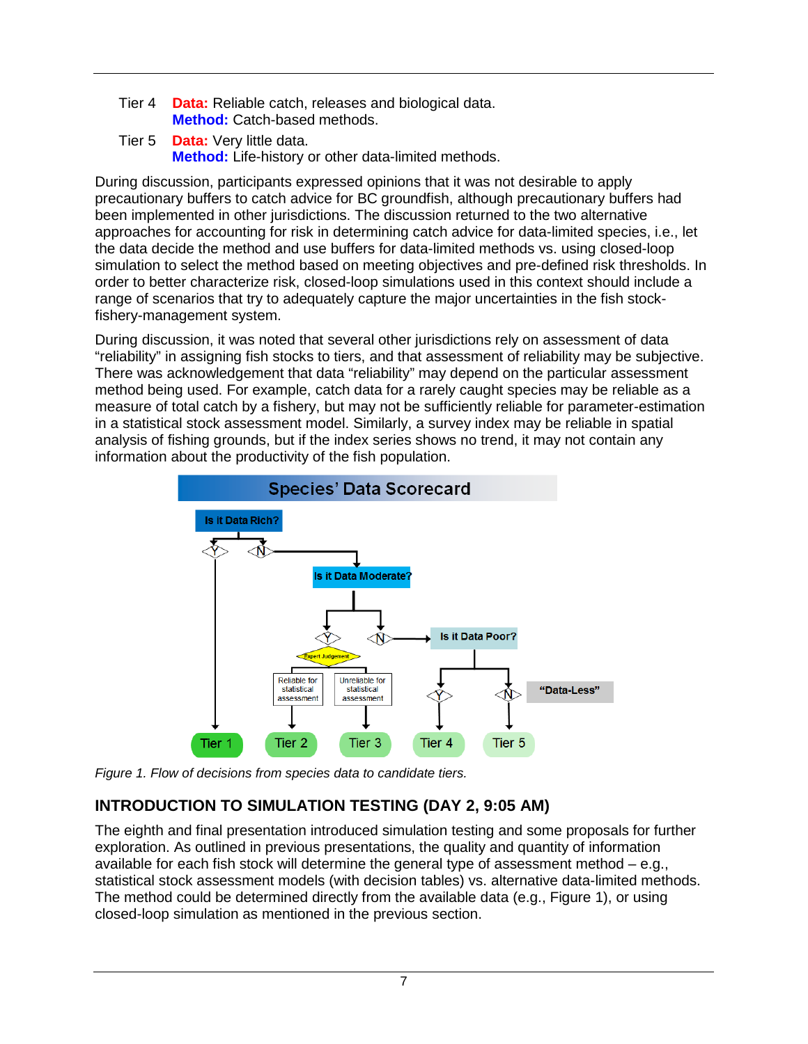Tier 4 **Data:** Reliable catch, releases and biological data.
**Method:** Catch-based methods.

Tier 5 **Data:** Very little data.
**Method:** Life-history or other data-limited methods.

During discussion, participants expressed opinions that it was not desirable to apply precautionary buffers to catch advice for BC groundfish, although precautionary buffers had been implemented in other jurisdictions. The discussion returned to the two alternative approaches for accounting for risk in determining catch advice for data-limited species, i.e., let the data decide the method and use buffers for data-limited methods vs. using closed-loop simulation to select the method based on meeting objectives and pre-defined risk thresholds. In order to better characterize risk, closed-loop simulations used in this context should include a range of scenarios that try to adequately capture the major uncertainties in the fish stock-fishery-management system.

During discussion, it was noted that several other jurisdictions rely on assessment of data "reliability" in assigning fish stocks to tiers, and that assessment of reliability may be subjective. There was acknowledgement that data "reliability" may depend on the particular assessment method being used. For example, catch data for a rarely caught species may be reliable as a measure of total catch by a fishery, but may not be sufficiently reliable for parameter-estimation in a statistical stock assessment model. Similarly, a survey index may be reliable in spatial analysis of fishing grounds, but if the index series shows no trend, it may not contain any information about the productivity of the fish population.

*Figure 1. Flow of decisions from species data to candidate tiers.*

## INTRODUCTION TO SIMULATION TESTING (DAY 2, 9:05 AM)

The eighth and final presentation introduced simulation testing and some proposals for further exploration. As outlined in previous presentations, the quality and quantity of information available for each fish stock will determine the general type of assessment method – e.g., statistical stock assessment models (with decision tables) vs. alternative data-limited methods. The method could be determined directly from the available data (e.g., Figure 1), or using closed-loop simulation as mentioned in the previous section.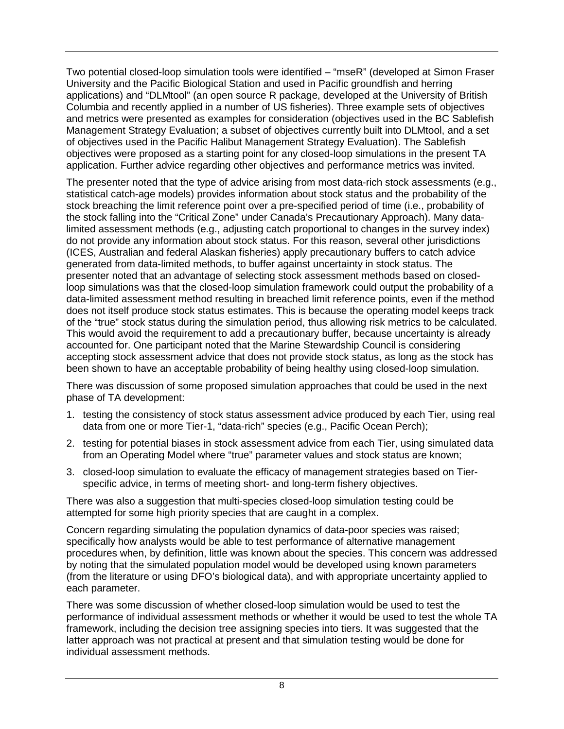Two potential closed-loop simulation tools were identified – "mseR" (developed at Simon Fraser University and the Pacific Biological Station and used in Pacific groundfish and herring applications) and "DLMtool" (an open source R package, developed at the University of British Columbia and recently applied in a number of US fisheries). Three example sets of objectives and metrics were presented as examples for consideration (objectives used in the BC Sablefish Management Strategy Evaluation; a subset of objectives currently built into DLMtool, and a set of objectives used in the Pacific Halibut Management Strategy Evaluation). The Sablefish objectives were proposed as a starting point for any closed-loop simulations in the present TA application. Further advice regarding other objectives and performance metrics was invited.

The presenter noted that the type of advice arising from most data-rich stock assessments (e.g., statistical catch-age models) provides information about stock status and the probability of the stock breaching the limit reference point over a pre-specified period of time (i.e., probability of the stock falling into the "Critical Zone" under Canada's Precautionary Approach). Many data-limited assessment methods (e.g., adjusting catch proportional to changes in the survey index) do not provide any information about stock status. For this reason, several other jurisdictions (ICES, Australian and federal Alaskan fisheries) apply precautionary buffers to catch advice generated from data-limited methods, to buffer against uncertainty in stock status. The presenter noted that an advantage of selecting stock assessment methods based on closed-loop simulations was that the closed-loop simulation framework could output the probability of a data-limited assessment method resulting in breached limit reference points, even if the method does not itself produce stock status estimates. This is because the operating model keeps track of the "true" stock status during the simulation period, thus allowing risk metrics to be calculated. This would avoid the requirement to add a precautionary buffer, because uncertainty is already accounted for. One participant noted that the Marine Stewardship Council is considering accepting stock assessment advice that does not provide stock status, as long as the stock has been shown to have an acceptable probability of being healthy using closed-loop simulation.

There was discussion of some proposed simulation approaches that could be used in the next phase of TA development:

1. testing the consistency of stock status assessment advice produced by each Tier, using real data from one or more Tier-1, "data-rich" species (e.g., Pacific Ocean Perch);
2. testing for potential biases in stock assessment advice from each Tier, using simulated data from an Operating Model where "true" parameter values and stock status are known;
3. closed-loop simulation to evaluate the efficacy of management strategies based on Tier-specific advice, in terms of meeting short- and long-term fishery objectives.

There was also a suggestion that multi-species closed-loop simulation testing could be attempted for some high priority species that are caught in a complex.

Concern regarding simulating the population dynamics of data-poor species was raised; specifically how analysts would be able to test performance of alternative management procedures when, by definition, little was known about the species. This concern was addressed by noting that the simulated population model would be developed using known parameters (from the literature or using DFO's biological data), and with appropriate uncertainty applied to each parameter.

There was some discussion of whether closed-loop simulation would be used to test the performance of individual assessment methods or whether it would be used to test the whole TA framework, including the decision tree assigning species into tiers. It was suggested that the latter approach was not practical at present and that simulation testing would be done for individual assessment methods.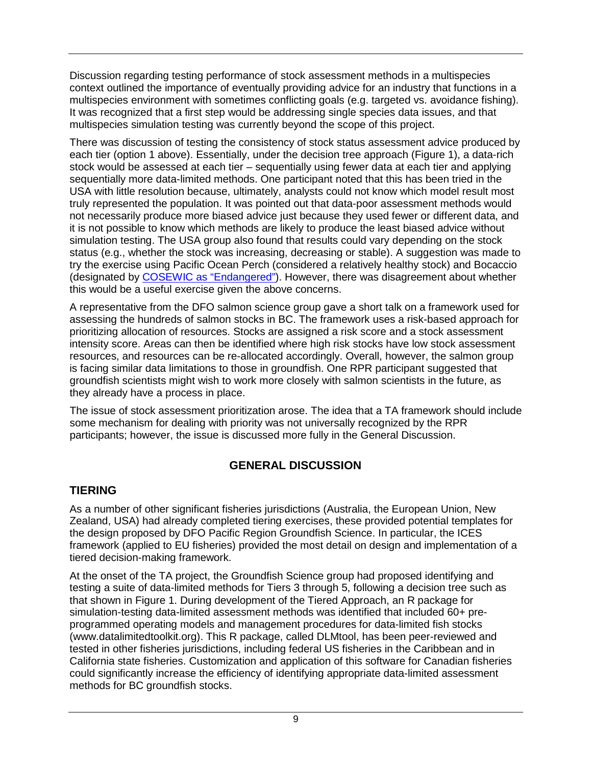Discussion regarding testing performance of stock assessment methods in a multispecies context outlined the importance of eventually providing advice for an industry that functions in a multispecies environment with sometimes conflicting goals (e.g. targeted vs. avoidance fishing). It was recognized that a first step would be addressing single species data issues, and that multispecies simulation testing was currently beyond the scope of this project.

There was discussion of testing the consistency of stock status assessment advice produced by each tier (option 1 above). Essentially, under the decision tree approach (Figure 1), a data-rich stock would be assessed at each tier – sequentially using fewer data at each tier and applying sequentially more data-limited methods. One participant noted that this has been tried in the USA with little resolution because, ultimately, analysts could not know which model result most truly represented the population. It was pointed out that data-poor assessment methods would not necessarily produce more biased advice just because they used fewer or different data, and it is not possible to know which methods are likely to produce the least biased advice without simulation testing. The USA group also found that results could vary depending on the stock status (e.g., whether the stock was increasing, decreasing or stable). A suggestion was made to try the exercise using Pacific Ocean Perch (considered a relatively healthy stock) and Bocaccio (designated by COSEWIC as "Endangered"). However, there was disagreement about whether this would be a useful exercise given the above concerns.

A representative from the DFO salmon science group gave a short talk on a framework used for assessing the hundreds of salmon stocks in BC. The framework uses a risk-based approach for prioritizing allocation of resources. Stocks are assigned a risk score and a stock assessment intensity score. Areas can then be identified where high risk stocks have low stock assessment resources, and resources can be re-allocated accordingly. Overall, however, the salmon group is facing similar data limitations to those in groundfish. One RPR participant suggested that groundfish scientists might wish to work more closely with salmon scientists in the future, as they already have a process in place.

The issue of stock assessment prioritization arose. The idea that a TA framework should include some mechanism for dealing with priority was not universally recognized by the RPR participants; however, the issue is discussed more fully in the General Discussion.

# GENERAL DISCUSSION

## TIERING

As a number of other significant fisheries jurisdictions (Australia, the European Union, New Zealand, USA) had already completed tiering exercises, these provided potential templates for the design proposed by DFO Pacific Region Groundfish Science. In particular, the ICES framework (applied to EU fisheries) provided the most detail on design and implementation of a tiered decision-making framework.

At the onset of the TA project, the Groundfish Science group had proposed identifying and testing a suite of data-limited methods for Tiers 3 through 5, following a decision tree such as that shown in Figure 1. During development of the Tiered Approach, an R package for simulation-testing data-limited assessment methods was identified that included 60+ pre-programmed operating models and management procedures for data-limited fish stocks (www.datalimitedtoolkit.org). This R package, called DLMtool, has been peer-reviewed and tested in other fisheries jurisdictions, including federal US fisheries in the Caribbean and in California state fisheries. Customization and application of this software for Canadian fisheries could significantly increase the efficiency of identifying appropriate data-limited assessment methods for BC groundfish stocks.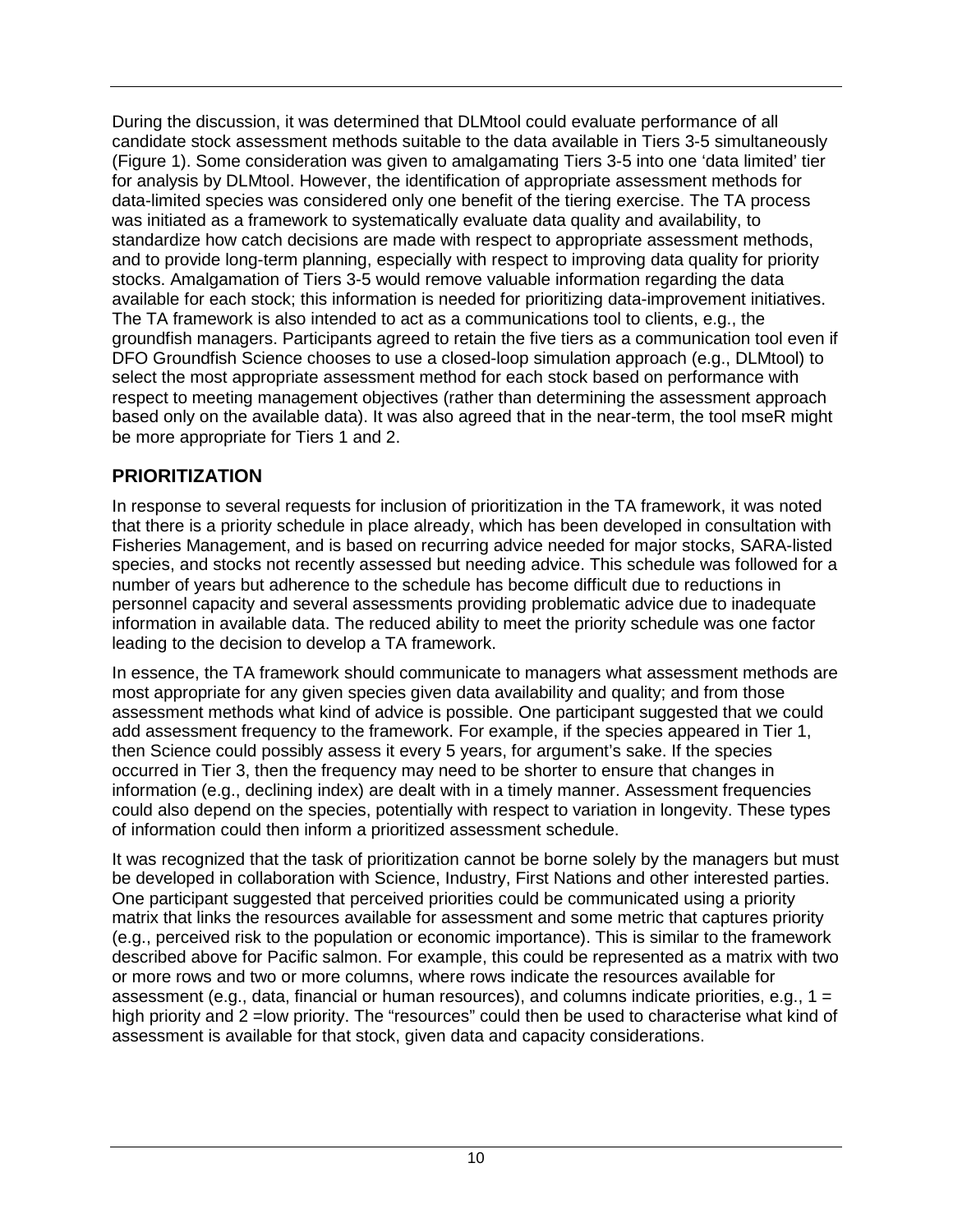During the discussion, it was determined that DLMtool could evaluate performance of all candidate stock assessment methods suitable to the data available in Tiers 3-5 simultaneously (Figure 1). Some consideration was given to amalgamating Tiers 3-5 into one 'data limited' tier for analysis by DLMtool. However, the identification of appropriate assessment methods for data-limited species was considered only one benefit of the tiering exercise. The TA process was initiated as a framework to systematically evaluate data quality and availability, to standardize how catch decisions are made with respect to appropriate assessment methods, and to provide long-term planning, especially with respect to improving data quality for priority stocks. Amalgamation of Tiers 3-5 would remove valuable information regarding the data available for each stock; this information is needed for prioritizing data-improvement initiatives. The TA framework is also intended to act as a communications tool to clients, e.g., the groundfish managers. Participants agreed to retain the five tiers as a communication tool even if DFO Groundfish Science chooses to use a closed-loop simulation approach (e.g., DLMtool) to select the most appropriate assessment method for each stock based on performance with respect to meeting management objectives (rather than determining the assessment approach based only on the available data). It was also agreed that in the near-term, the tool mseR might be more appropriate for Tiers 1 and 2.

## PRIORITIZATION

In response to several requests for inclusion of prioritization in the TA framework, it was noted that there is a priority schedule in place already, which has been developed in consultation with Fisheries Management, and is based on recurring advice needed for major stocks, SARA-listed species, and stocks not recently assessed but needing advice. This schedule was followed for a number of years but adherence to the schedule has become difficult due to reductions in personnel capacity and several assessments providing problematic advice due to inadequate information in available data. The reduced ability to meet the priority schedule was one factor leading to the decision to develop a TA framework.

In essence, the TA framework should communicate to managers what assessment methods are most appropriate for any given species given data availability and quality; and from those assessment methods what kind of advice is possible. One participant suggested that we could add assessment frequency to the framework. For example, if the species appeared in Tier 1, then Science could possibly assess it every 5 years, for argument's sake. If the species occurred in Tier 3, then the frequency may need to be shorter to ensure that changes in information (e.g., declining index) are dealt with in a timely manner. Assessment frequencies could also depend on the species, potentially with respect to variation in longevity. These types of information could then inform a prioritized assessment schedule.

It was recognized that the task of prioritization cannot be borne solely by the managers but must be developed in collaboration with Science, Industry, First Nations and other interested parties. One participant suggested that perceived priorities could be communicated using a priority matrix that links the resources available for assessment and some metric that captures priority (e.g., perceived risk to the population or economic importance). This is similar to the framework described above for Pacific salmon. For example, this could be represented as a matrix with two or more rows and two or more columns, where rows indicate the resources available for assessment (e.g., data, financial or human resources), and columns indicate priorities, e.g., 1 = high priority and 2 =low priority. The "resources" could then be used to characterise what kind of assessment is available for that stock, given data and capacity considerations.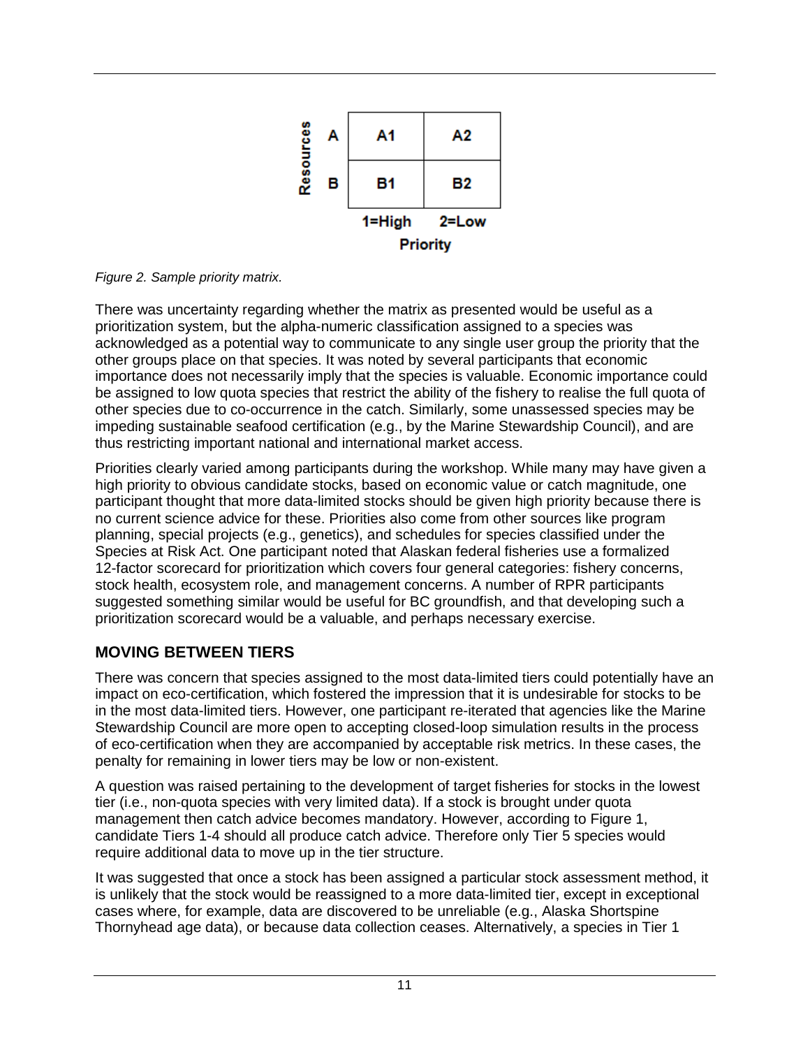| Resources | | | |
|---|---|---|---|
| | A | A1 | A2 |
| | B | B1 | B2 |
| | | 1=High | 2=Low |
| | | Priority | |

*Figure 2. Sample priority matrix.*

There was uncertainty regarding whether the matrix as presented would be useful as a prioritization system, but the alpha-numeric classification assigned to a species was acknowledged as a potential way to communicate to any single user group the priority that the other groups place on that species. It was noted by several participants that economic importance does not necessarily imply that the species is valuable. Economic importance could be assigned to low quota species that restrict the ability of the fishery to realise the full quota of other species due to co-occurrence in the catch. Similarly, some unassessed species may be impeding sustainable seafood certification (e.g., by the Marine Stewardship Council), and are thus restricting important national and international market access.

Priorities clearly varied among participants during the workshop. While many may have given a high priority to obvious candidate stocks, based on economic value or catch magnitude, one participant thought that more data-limited stocks should be given high priority because there is no current science advice for these. Priorities also come from other sources like program planning, special projects (e.g., genetics), and schedules for species classified under the Species at Risk Act. One participant noted that Alaskan federal fisheries use a formalized 12-factor scorecard for prioritization which covers four general categories: fishery concerns, stock health, ecosystem role, and management concerns. A number of RPR participants suggested something similar would be useful for BC groundfish, and that developing such a prioritization scorecard would be a valuable, and perhaps necessary exercise.

## MOVING BETWEEN TIERS

There was concern that species assigned to the most data-limited tiers could potentially have an impact on eco-certification, which fostered the impression that it is undesirable for stocks to be in the most data-limited tiers. However, one participant re-iterated that agencies like the Marine Stewardship Council are more open to accepting closed-loop simulation results in the process of eco-certification when they are accompanied by acceptable risk metrics. In these cases, the penalty for remaining in lower tiers may be low or non-existent.

A question was raised pertaining to the development of target fisheries for stocks in the lowest tier (i.e., non-quota species with very limited data). If a stock is brought under quota management then catch advice becomes mandatory. However, according to Figure 1, candidate Tiers 1-4 should all produce catch advice. Therefore only Tier 5 species would require additional data to move up in the tier structure.

It was suggested that once a stock has been assigned a particular stock assessment method, it is unlikely that the stock would be reassigned to a more data-limited tier, except in exceptional cases where, for example, data are discovered to be unreliable (e.g., Alaska Shortspine Thornyhead age data), or because data collection ceases. Alternatively, a species in Tier 1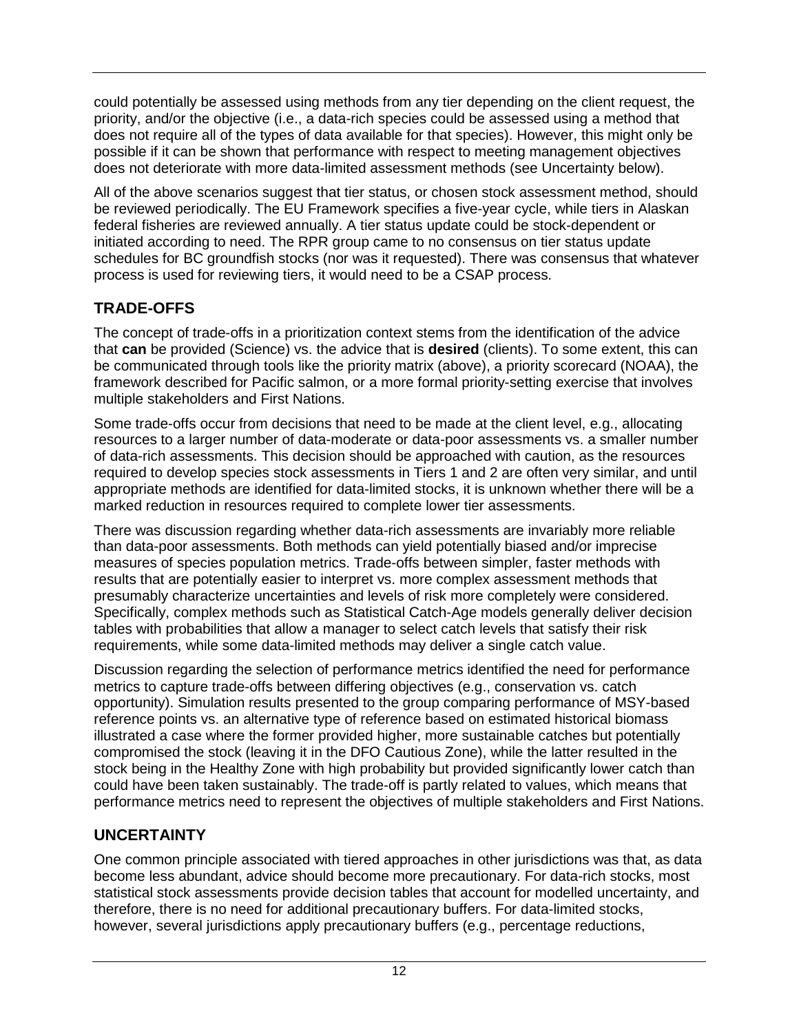could potentially be assessed using methods from any tier depending on the client request, the priority, and/or the objective (i.e., a data-rich species could be assessed using a method that does not require all of the types of data available for that species). However, this might only be possible if it can be shown that performance with respect to meeting management objectives does not deteriorate with more data-limited assessment methods (see Uncertainty below).

All of the above scenarios suggest that tier status, or chosen stock assessment method, should be reviewed periodically. The EU Framework specifies a five-year cycle, while tiers in Alaskan federal fisheries are reviewed annually. A tier status update could be stock-dependent or initiated according to need. The RPR group came to no consensus on tier status update schedules for BC groundfish stocks (nor was it requested). There was consensus that whatever process is used for reviewing tiers, it would need to be a CSAP process.

## TRADE-OFFS

The concept of trade-offs in a prioritization context stems from the identification of the advice that **can** be provided (Science) vs. the advice that is **desired** (clients). To some extent, this can be communicated through tools like the priority matrix (above), a priority scorecard (NOAA), the framework described for Pacific salmon, or a more formal priority-setting exercise that involves multiple stakeholders and First Nations.

Some trade-offs occur from decisions that need to be made at the client level, e.g., allocating resources to a larger number of data-moderate or data-poor assessments vs. a smaller number of data-rich assessments. This decision should be approached with caution, as the resources required to develop species stock assessments in Tiers 1 and 2 are often very similar, and until appropriate methods are identified for data-limited stocks, it is unknown whether there will be a marked reduction in resources required to complete lower tier assessments.

There was discussion regarding whether data-rich assessments are invariably more reliable than data-poor assessments. Both methods can yield potentially biased and/or imprecise measures of species population metrics. Trade-offs between simpler, faster methods with results that are potentially easier to interpret vs. more complex assessment methods that presumably characterize uncertainties and levels of risk more completely were considered. Specifically, complex methods such as Statistical Catch-Age models generally deliver decision tables with probabilities that allow a manager to select catch levels that satisfy their risk requirements, while some data-limited methods may deliver a single catch value.

Discussion regarding the selection of performance metrics identified the need for performance metrics to capture trade-offs between differing objectives (e.g., conservation vs. catch opportunity). Simulation results presented to the group comparing performance of MSY-based reference points vs. an alternative type of reference based on estimated historical biomass illustrated a case where the former provided higher, more sustainable catches but potentially compromised the stock (leaving it in the DFO Cautious Zone), while the latter resulted in the stock being in the Healthy Zone with high probability but provided significantly lower catch than could have been taken sustainably. The trade-off is partly related to values, which means that performance metrics need to represent the objectives of multiple stakeholders and First Nations.

## UNCERTAINTY

One common principle associated with tiered approaches in other jurisdictions was that, as data become less abundant, advice should become more precautionary. For data-rich stocks, most statistical stock assessments provide decision tables that account for modelled uncertainty, and therefore, there is no need for additional precautionary buffers. For data-limited stocks, however, several jurisdictions apply precautionary buffers (e.g., percentage reductions,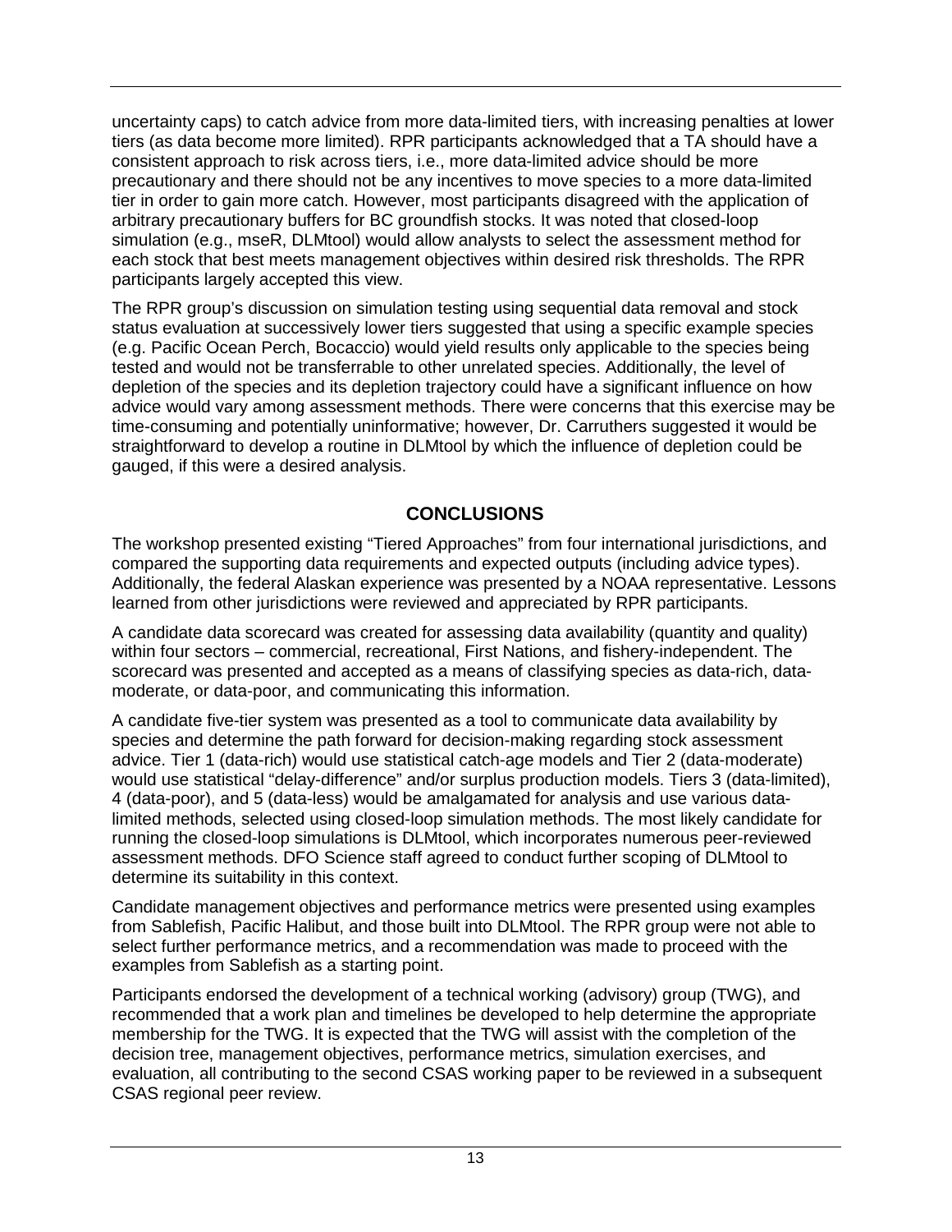uncertainty caps) to catch advice from more data-limited tiers, with increasing penalties at lower tiers (as data become more limited). RPR participants acknowledged that a TA should have a consistent approach to risk across tiers, i.e., more data-limited advice should be more precautionary and there should not be any incentives to move species to a more data-limited tier in order to gain more catch. However, most participants disagreed with the application of arbitrary precautionary buffers for BC groundfish stocks. It was noted that closed-loop simulation (e.g., mseR, DLMtool) would allow analysts to select the assessment method for each stock that best meets management objectives within desired risk thresholds. The RPR participants largely accepted this view.

The RPR group's discussion on simulation testing using sequential data removal and stock status evaluation at successively lower tiers suggested that using a specific example species (e.g. Pacific Ocean Perch, Bocaccio) would yield results only applicable to the species being tested and would not be transferrable to other unrelated species. Additionally, the level of depletion of the species and its depletion trajectory could have a significant influence on how advice would vary among assessment methods. There were concerns that this exercise may be time-consuming and potentially uninformative; however, Dr. Carruthers suggested it would be straightforward to develop a routine in DLMtool by which the influence of depletion could be gauged, if this were a desired analysis.

## CONCLUSIONS

The workshop presented existing "Tiered Approaches" from four international jurisdictions, and compared the supporting data requirements and expected outputs (including advice types). Additionally, the federal Alaskan experience was presented by a NOAA representative. Lessons learned from other jurisdictions were reviewed and appreciated by RPR participants.

A candidate data scorecard was created for assessing data availability (quantity and quality) within four sectors – commercial, recreational, First Nations, and fishery-independent. The scorecard was presented and accepted as a means of classifying species as data-rich, data-moderate, or data-poor, and communicating this information.

A candidate five-tier system was presented as a tool to communicate data availability by species and determine the path forward for decision-making regarding stock assessment advice. Tier 1 (data-rich) would use statistical catch-age models and Tier 2 (data-moderate) would use statistical "delay-difference" and/or surplus production models. Tiers 3 (data-limited), 4 (data-poor), and 5 (data-less) would be amalgamated for analysis and use various data-limited methods, selected using closed-loop simulation methods. The most likely candidate for running the closed-loop simulations is DLMtool, which incorporates numerous peer-reviewed assessment methods. DFO Science staff agreed to conduct further scoping of DLMtool to determine its suitability in this context.

Candidate management objectives and performance metrics were presented using examples from Sablefish, Pacific Halibut, and those built into DLMtool. The RPR group were not able to select further performance metrics, and a recommendation was made to proceed with the examples from Sablefish as a starting point.

Participants endorsed the development of a technical working (advisory) group (TWG), and recommended that a work plan and timelines be developed to help determine the appropriate membership for the TWG. It is expected that the TWG will assist with the completion of the decision tree, management objectives, performance metrics, simulation exercises, and evaluation, all contributing to the second CSAS working paper to be reviewed in a subsequent CSAS regional peer review.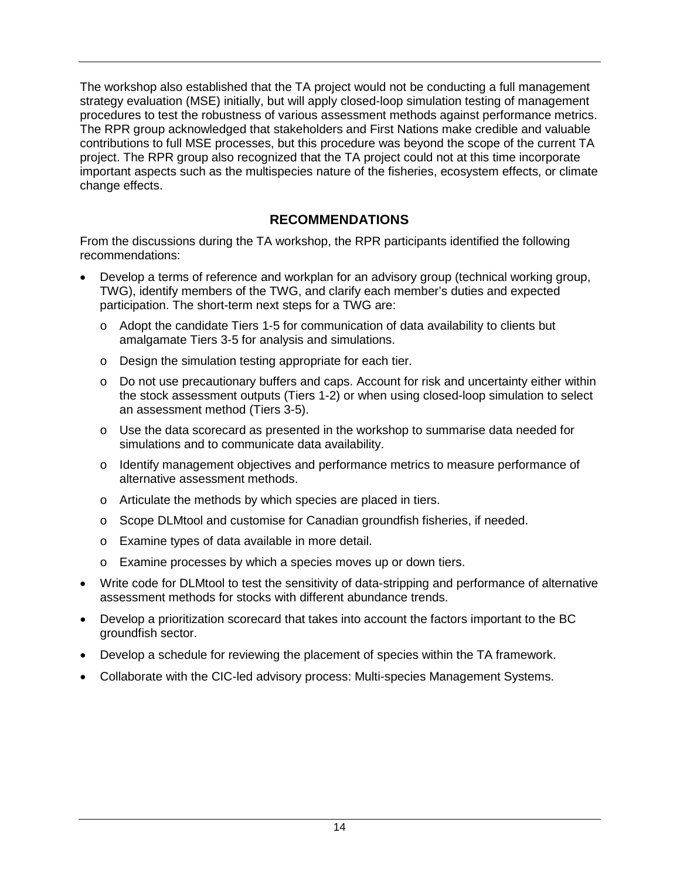The workshop also established that the TA project would not be conducting a full management strategy evaluation (MSE) initially, but will apply closed-loop simulation testing of management procedures to test the robustness of various assessment methods against performance metrics. The RPR group acknowledged that stakeholders and First Nations make credible and valuable contributions to full MSE processes, but this procedure was beyond the scope of the current TA project. The RPR group also recognized that the TA project could not at this time incorporate important aspects such as the multispecies nature of the fisheries, ecosystem effects, or climate change effects.

## RECOMMENDATIONS

From the discussions during the TA workshop, the RPR participants identified the following recommendations:

- Develop a terms of reference and workplan for an advisory group (technical working group, TWG), identify members of the TWG, and clarify each member's duties and expected participation. The short-term next steps for a TWG are:
  - Adopt the candidate Tiers 1-5 for communication of data availability to clients but amalgamate Tiers 3-5 for analysis and simulations.
  - Design the simulation testing appropriate for each tier.
  - Do not use precautionary buffers and caps. Account for risk and uncertainty either within the stock assessment outputs (Tiers 1-2) or when using closed-loop simulation to select an assessment method (Tiers 3-5).
  - Use the data scorecard as presented in the workshop to summarise data needed for simulations and to communicate data availability.
  - Identify management objectives and performance metrics to measure performance of alternative assessment methods.
  - Articulate the methods by which species are placed in tiers.
  - Scope DLMtool and customise for Canadian groundfish fisheries, if needed.
  - Examine types of data available in more detail.
  - Examine processes by which a species moves up or down tiers.
- Write code for DLMtool to test the sensitivity of data-stripping and performance of alternative assessment methods for stocks with different abundance trends.
- Develop a prioritization scorecard that takes into account the factors important to the BC groundfish sector.
- Develop a schedule for reviewing the placement of species within the TA framework.
- Collaborate with the CIC-led advisory process: Multi-species Management Systems.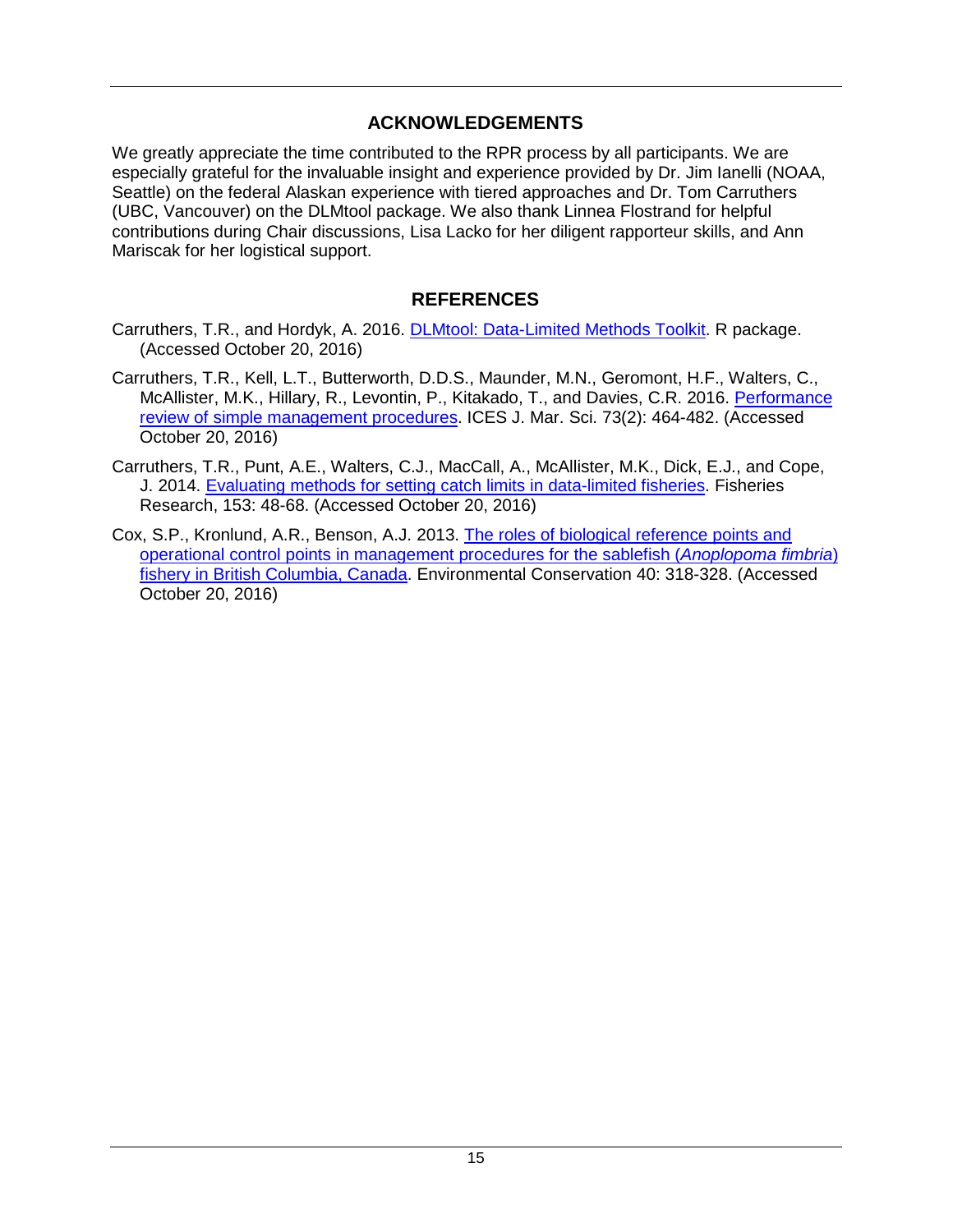## ACKNOWLEDGEMENTS

We greatly appreciate the time contributed to the RPR process by all participants. We are especially grateful for the invaluable insight and experience provided by Dr. Jim Ianelli (NOAA, Seattle) on the federal Alaskan experience with tiered approaches and Dr. Tom Carruthers (UBC, Vancouver) on the DLMtool package. We also thank Linnea Flostrand for helpful contributions during Chair discussions, Lisa Lacko for her diligent rapporteur skills, and Ann Mariscak for her logistical support.

## REFERENCES

Carruthers, T.R., and Hordyk, A. 2016. DLMtool: Data-Limited Methods Toolkit. R package. (Accessed October 20, 2016)

Carruthers, T.R., Kell, L.T., Butterworth, D.D.S., Maunder, M.N., Geromont, H.F., Walters, C., McAllister, M.K., Hillary, R., Levontin, P., Kitakado, T., and Davies, C.R. 2016. Performance review of simple management procedures. ICES J. Mar. Sci. 73(2): 464-482. (Accessed October 20, 2016)

Carruthers, T.R., Punt, A.E., Walters, C.J., MacCall, A., McAllister, M.K., Dick, E.J., and Cope, J. 2014. Evaluating methods for setting catch limits in data-limited fisheries. Fisheries Research, 153: 48-68. (Accessed October 20, 2016)

Cox, S.P., Kronlund, A.R., Benson, A.J. 2013. The roles of biological reference points and operational control points in management procedures for the sablefish (*Anoplopoma fimbria*) fishery in British Columbia, Canada. Environmental Conservation 40: 318-328. (Accessed October 20, 2016)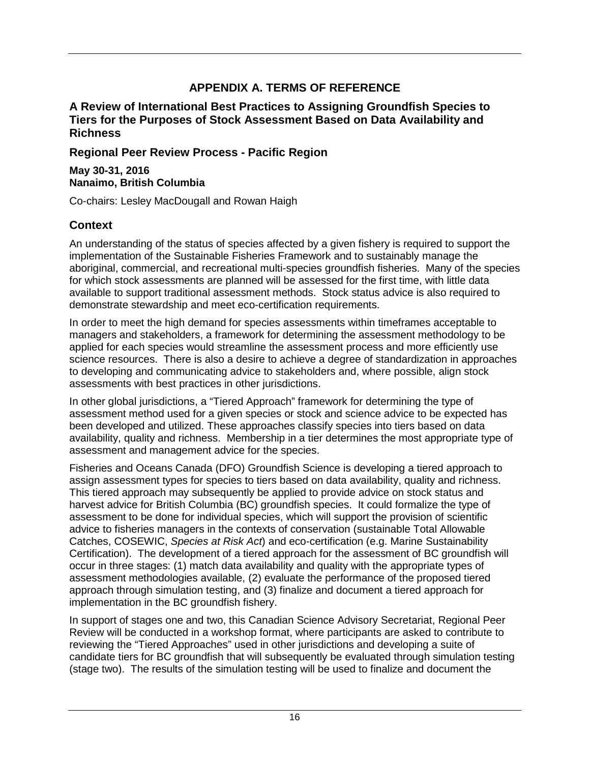## APPENDIX A. TERMS OF REFERENCE

### A Review of International Best Practices to Assigning Groundfish Species to Tiers for the Purposes of Stock Assessment Based on Data Availability and Richness

### Regional Peer Review Process - Pacific Region

**May 30-31, 2016**
**Nanaimo, British Columbia**

Co-chairs: Lesley MacDougall and Rowan Haigh

### Context

An understanding of the status of species affected by a given fishery is required to support the implementation of the Sustainable Fisheries Framework and to sustainably manage the aboriginal, commercial, and recreational multi-species groundfish fisheries. Many of the species for which stock assessments are planned will be assessed for the first time, with little data available to support traditional assessment methods. Stock status advice is also required to demonstrate stewardship and meet eco-certification requirements.

In order to meet the high demand for species assessments within timeframes acceptable to managers and stakeholders, a framework for determining the assessment methodology to be applied for each species would streamline the assessment process and more efficiently use science resources. There is also a desire to achieve a degree of standardization in approaches to developing and communicating advice to stakeholders and, where possible, align stock assessments with best practices in other jurisdictions.

In other global jurisdictions, a "Tiered Approach" framework for determining the type of assessment method used for a given species or stock and science advice to be expected has been developed and utilized. These approaches classify species into tiers based on data availability, quality and richness. Membership in a tier determines the most appropriate type of assessment and management advice for the species.

Fisheries and Oceans Canada (DFO) Groundfish Science is developing a tiered approach to assign assessment types for species to tiers based on data availability, quality and richness. This tiered approach may subsequently be applied to provide advice on stock status and harvest advice for British Columbia (BC) groundfish species. It could formalize the type of assessment to be done for individual species, which will support the provision of scientific advice to fisheries managers in the contexts of conservation (sustainable Total Allowable Catches, COSEWIC, *Species at Risk Act*) and eco-certification (e.g. Marine Sustainability Certification). The development of a tiered approach for the assessment of BC groundfish will occur in three stages: (1) match data availability and quality with the appropriate types of assessment methodologies available, (2) evaluate the performance of the proposed tiered approach through simulation testing, and (3) finalize and document a tiered approach for implementation in the BC groundfish fishery.

In support of stages one and two, this Canadian Science Advisory Secretariat, Regional Peer Review will be conducted in a workshop format, where participants are asked to contribute to reviewing the "Tiered Approaches" used in other jurisdictions and developing a suite of candidate tiers for BC groundfish that will subsequently be evaluated through simulation testing (stage two). The results of the simulation testing will be used to finalize and document the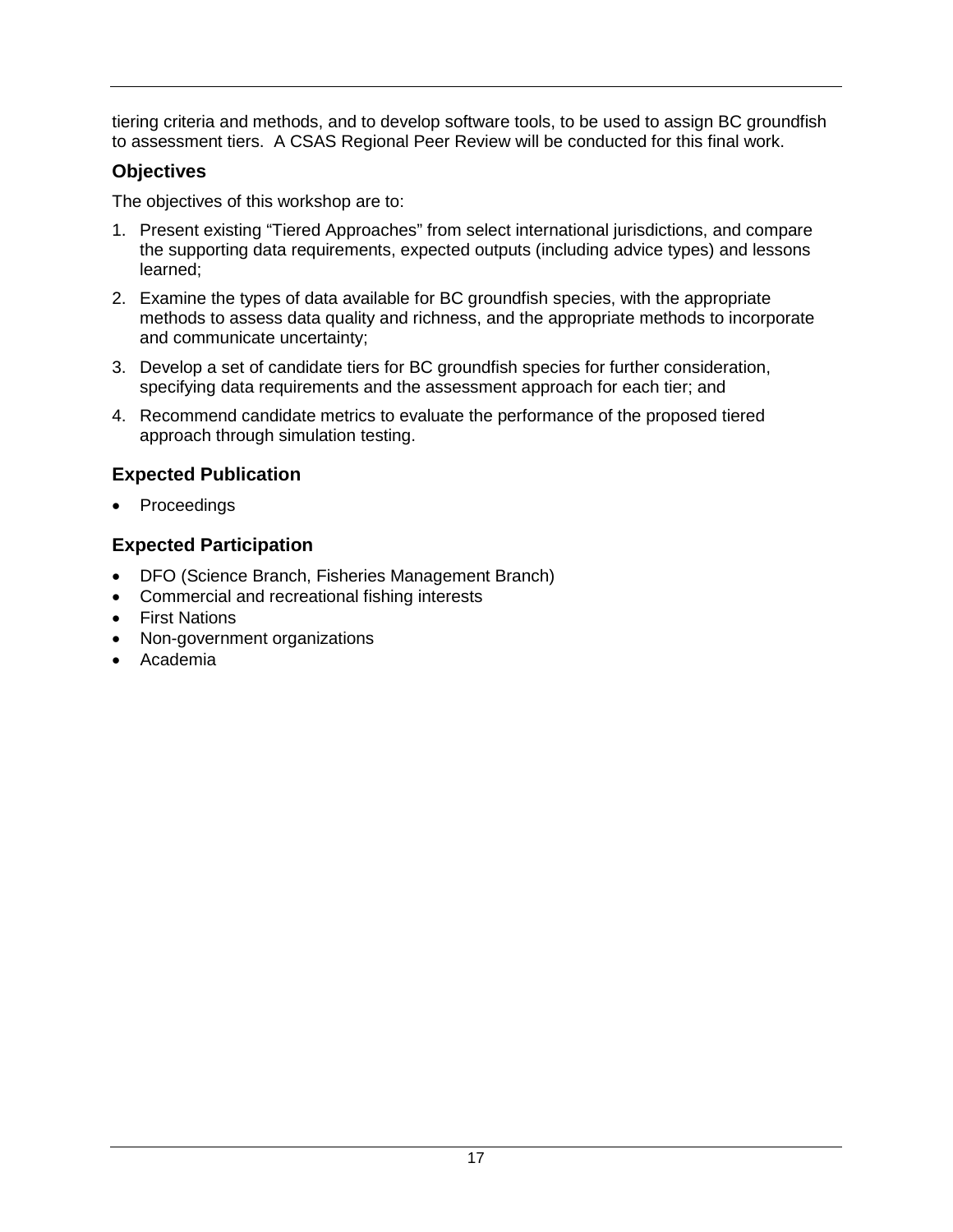tiering criteria and methods, and to develop software tools, to be used to assign BC groundfish to assessment tiers. A CSAS Regional Peer Review will be conducted for this final work.

### Objectives

The objectives of this workshop are to:

1. Present existing “Tiered Approaches” from select international jurisdictions, and compare the supporting data requirements, expected outputs (including advice types) and lessons learned;
2. Examine the types of data available for BC groundfish species, with the appropriate methods to assess data quality and richness, and the appropriate methods to incorporate and communicate uncertainty;
3. Develop a set of candidate tiers for BC groundfish species for further consideration, specifying data requirements and the assessment approach for each tier; and
4. Recommend candidate metrics to evaluate the performance of the proposed tiered approach through simulation testing.

### Expected Publication

- Proceedings

### Expected Participation

- DFO (Science Branch, Fisheries Management Branch)
- Commercial and recreational fishing interests
- First Nations
- Non-government organizations
- Academia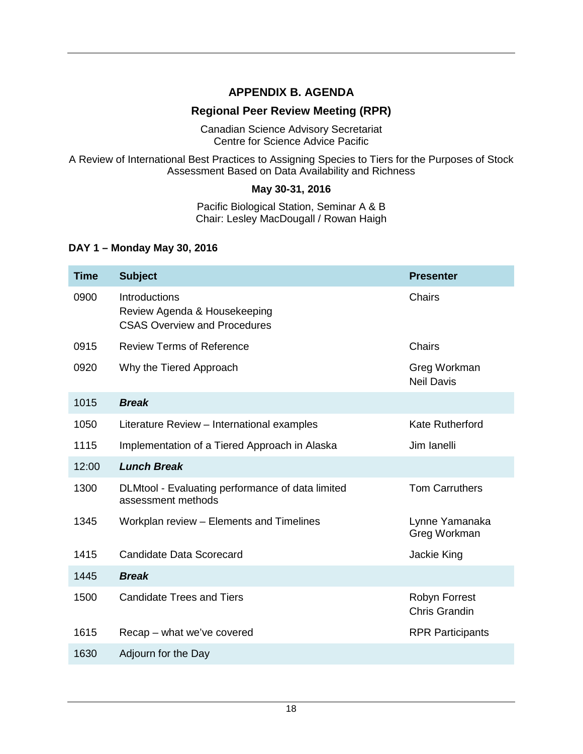# APPENDIX B. AGENDA

## Regional Peer Review Meeting (RPR)

Canadian Science Advisory Secretariat
Centre for Science Advice Pacific

A Review of International Best Practices to Assigning Species to Tiers for the Purposes of Stock Assessment Based on Data Availability and Richness

**May 30-31, 2016**

Pacific Biological Station, Seminar A & B
Chair: Lesley MacDougall / Rowan Haigh

### DAY 1 – Monday May 30, 2016

| Time | Subject | Presenter |
|---|---|---|
| 0900 | Introductions<br>Review Agenda & Housekeeping<br>CSAS Overview and Procedures | Chairs |
| 0915 | Review Terms of Reference | Chairs |
| 0920 | Why the Tiered Approach | Greg Workman<br>Neil Davis |
| 1015 | ***Break*** | |
| 1050 | Literature Review – International examples | Kate Rutherford |
| 1115 | Implementation of a Tiered Approach in Alaska | Jim Ianelli |
| 12:00 | ***Lunch Break*** | |
| 1300 | DLMtool - Evaluating performance of data limited assessment methods | Tom Carruthers |
| 1345 | Workplan review – Elements and Timelines | Lynne Yamanaka<br>Greg Workman |
| 1415 | Candidate Data Scorecard | Jackie King |
| 1445 | ***Break*** | |
| 1500 | Candidate Trees and Tiers | Robyn Forrest<br>Chris Grandin |
| 1615 | Recap – what we've covered | RPR Participants |
| 1630 | Adjourn for the Day | |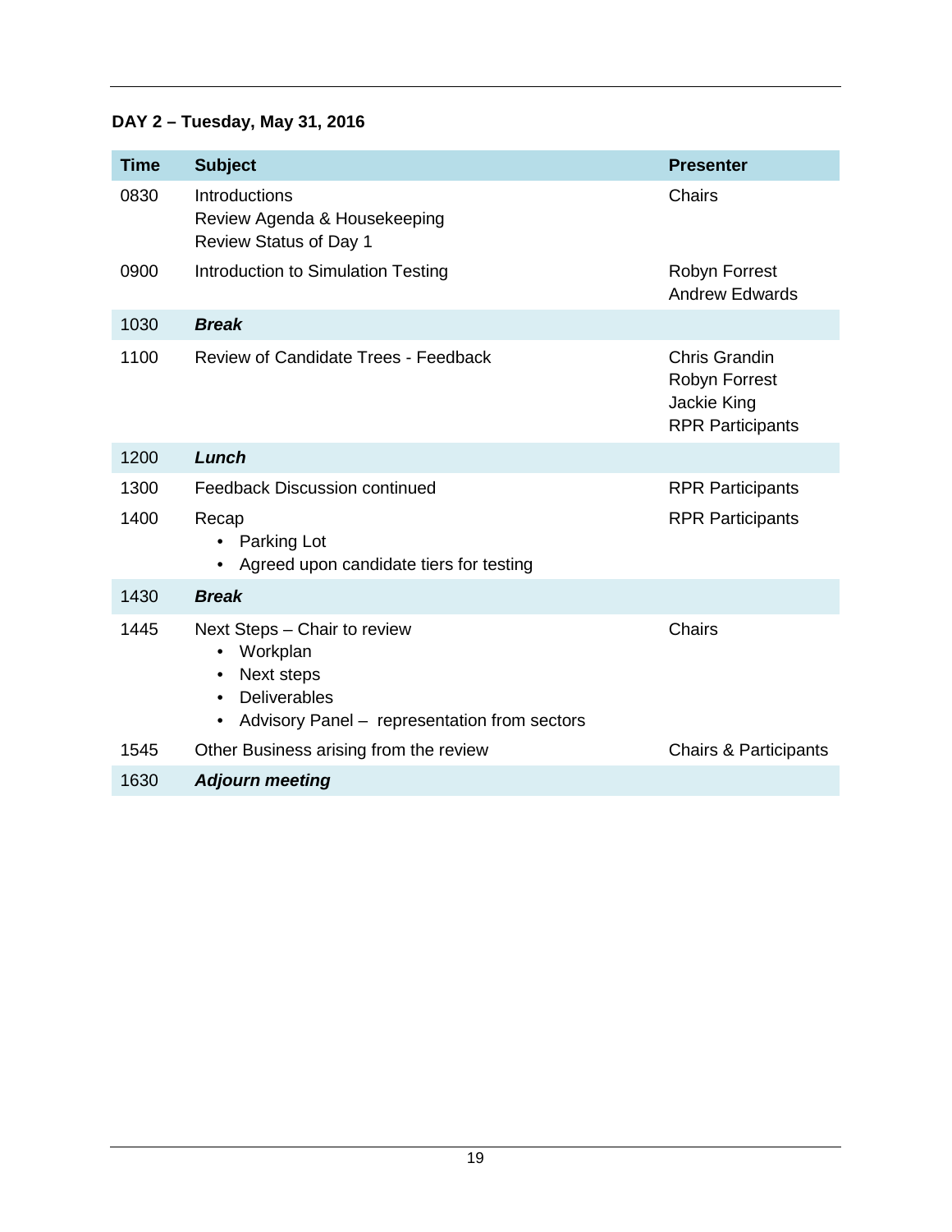**DAY 2 – Tuesday, May 31, 2016**

| Time | Subject | Presenter |
|---|---|---|
| 0830 | Introductions<br>Review Agenda & Housekeeping<br>Review Status of Day 1 | Chairs |
| 0900 | Introduction to Simulation Testing | Robyn Forrest<br>Andrew Edwards |
| 1030 | ***Break*** | |
| 1100 | Review of Candidate Trees - Feedback | Chris Grandin<br>Robyn Forrest<br>Jackie King<br>RPR Participants |
| 1200 | ***Lunch*** | |
| 1300 | Feedback Discussion continued | RPR Participants |
| 1400 | Recap<br>• Parking Lot<br>• Agreed upon candidate tiers for testing | RPR Participants |
| 1430 | ***Break*** | |
| 1445 | Next Steps – Chair to review<br>• Workplan<br>• Next steps<br>• Deliverables<br>• Advisory Panel – representation from sectors | Chairs |
| 1545 | Other Business arising from the review | Chairs & Participants |
| 1630 | ***Adjourn meeting*** | |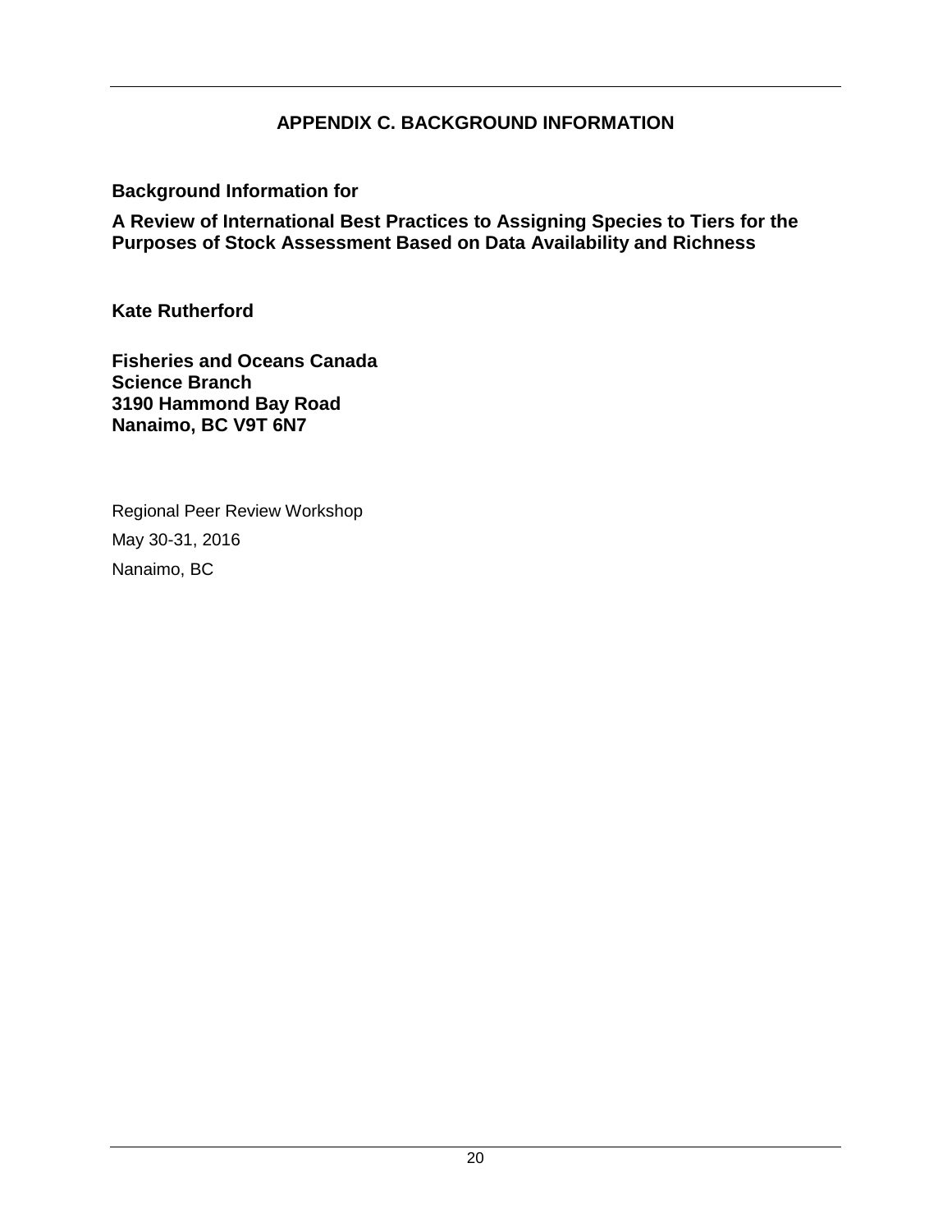# APPENDIX C. BACKGROUND INFORMATION

**Background Information for**

**A Review of International Best Practices to Assigning Species to Tiers for the Purposes of Stock Assessment Based on Data Availability and Richness**

**Kate Rutherford**

**Fisheries and Oceans Canada**
**Science Branch**
**3190 Hammond Bay Road**
**Nanaimo, BC V9T 6N7**

Regional Peer Review Workshop

May 30-31, 2016

Nanaimo, BC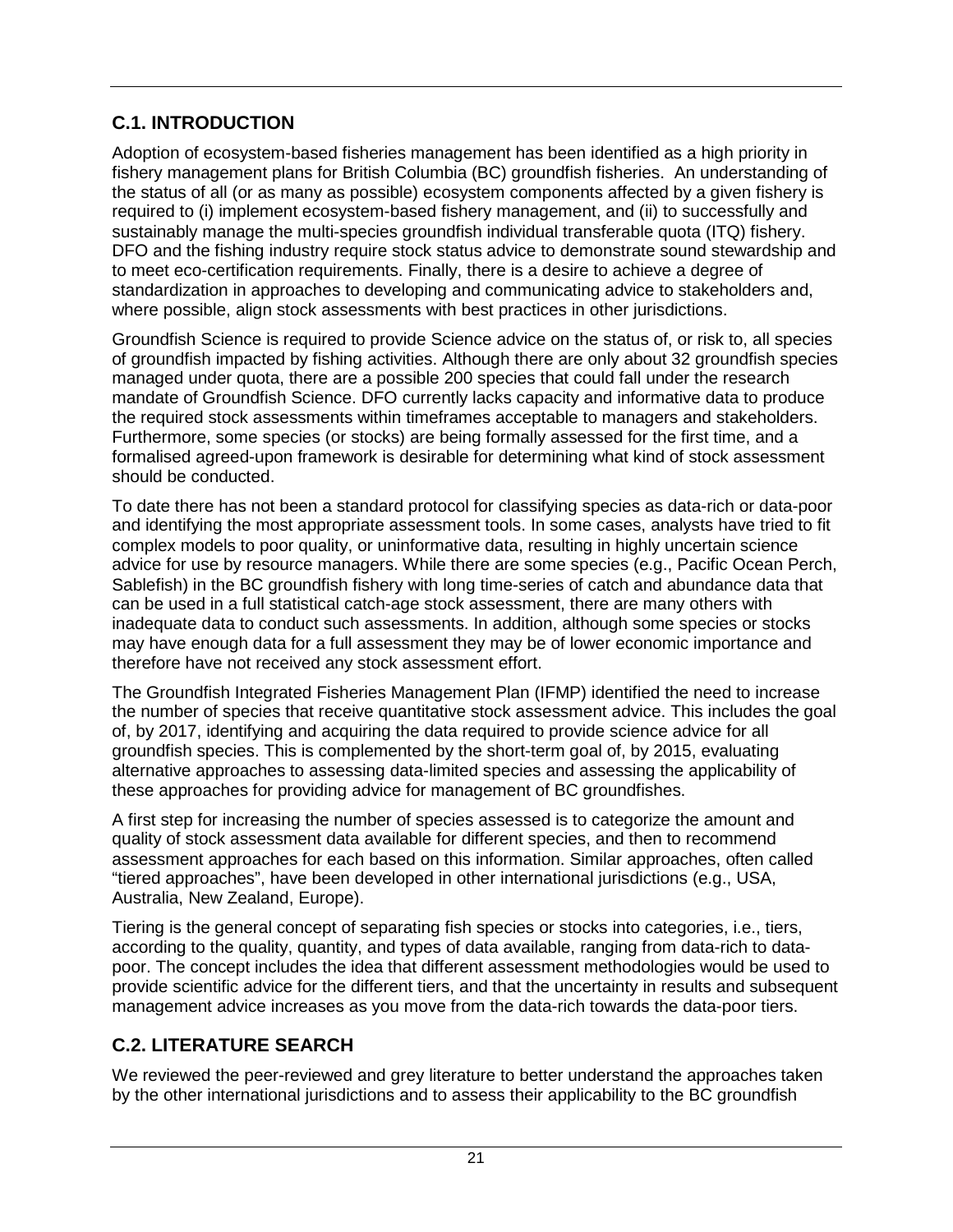## C.1. INTRODUCTION

Adoption of ecosystem-based fisheries management has been identified as a high priority in fishery management plans for British Columbia (BC) groundfish fisheries. An understanding of the status of all (or as many as possible) ecosystem components affected by a given fishery is required to (i) implement ecosystem-based fishery management, and (ii) to successfully and sustainably manage the multi-species groundfish individual transferable quota (ITQ) fishery. DFO and the fishing industry require stock status advice to demonstrate sound stewardship and to meet eco-certification requirements. Finally, there is a desire to achieve a degree of standardization in approaches to developing and communicating advice to stakeholders and, where possible, align stock assessments with best practices in other jurisdictions.

Groundfish Science is required to provide Science advice on the status of, or risk to, all species of groundfish impacted by fishing activities. Although there are only about 32 groundfish species managed under quota, there are a possible 200 species that could fall under the research mandate of Groundfish Science. DFO currently lacks capacity and informative data to produce the required stock assessments within timeframes acceptable to managers and stakeholders. Furthermore, some species (or stocks) are being formally assessed for the first time, and a formalised agreed-upon framework is desirable for determining what kind of stock assessment should be conducted.

To date there has not been a standard protocol for classifying species as data-rich or data-poor and identifying the most appropriate assessment tools. In some cases, analysts have tried to fit complex models to poor quality, or uninformative data, resulting in highly uncertain science advice for use by resource managers. While there are some species (e.g., Pacific Ocean Perch, Sablefish) in the BC groundfish fishery with long time-series of catch and abundance data that can be used in a full statistical catch-age stock assessment, there are many others with inadequate data to conduct such assessments. In addition, although some species or stocks may have enough data for a full assessment they may be of lower economic importance and therefore have not received any stock assessment effort.

The Groundfish Integrated Fisheries Management Plan (IFMP) identified the need to increase the number of species that receive quantitative stock assessment advice. This includes the goal of, by 2017, identifying and acquiring the data required to provide science advice for all groundfish species. This is complemented by the short-term goal of, by 2015, evaluating alternative approaches to assessing data-limited species and assessing the applicability of these approaches for providing advice for management of BC groundfishes.

A first step for increasing the number of species assessed is to categorize the amount and quality of stock assessment data available for different species, and then to recommend assessment approaches for each based on this information. Similar approaches, often called "tiered approaches", have been developed in other international jurisdictions (e.g., USA, Australia, New Zealand, Europe).

Tiering is the general concept of separating fish species or stocks into categories, i.e., tiers, according to the quality, quantity, and types of data available, ranging from data-rich to data-poor. The concept includes the idea that different assessment methodologies would be used to provide scientific advice for the different tiers, and that the uncertainty in results and subsequent management advice increases as you move from the data-rich towards the data-poor tiers.

## C.2. LITERATURE SEARCH

We reviewed the peer-reviewed and grey literature to better understand the approaches taken by the other international jurisdictions and to assess their applicability to the BC groundfish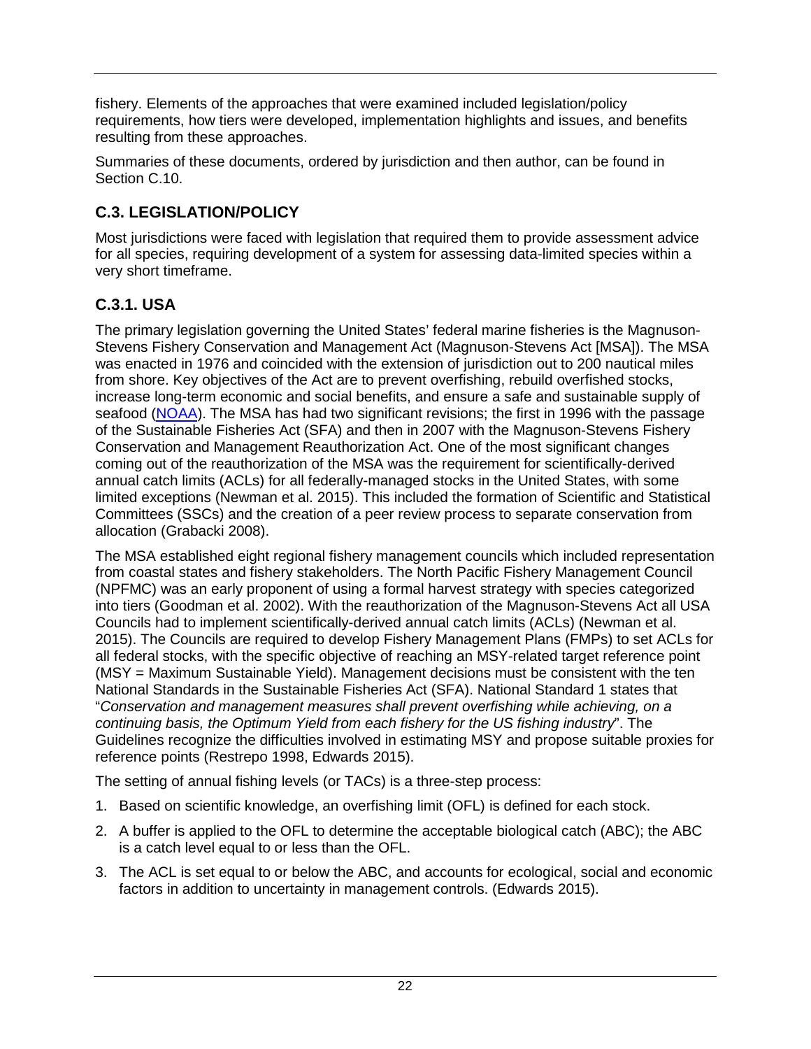fishery. Elements of the approaches that were examined included legislation/policy requirements, how tiers were developed, implementation highlights and issues, and benefits resulting from these approaches.

Summaries of these documents, ordered by jurisdiction and then author, can be found in Section C.10.

## C.3. LEGISLATION/POLICY

Most jurisdictions were faced with legislation that required them to provide assessment advice for all species, requiring development of a system for assessing data-limited species within a very short timeframe.

### C.3.1. USA

The primary legislation governing the United States' federal marine fisheries is the Magnuson-Stevens Fishery Conservation and Management Act (Magnuson-Stevens Act [MSA]). The MSA was enacted in 1976 and coincided with the extension of jurisdiction out to 200 nautical miles from shore. Key objectives of the Act are to prevent overfishing, rebuild overfished stocks, increase long-term economic and social benefits, and ensure a safe and sustainable supply of seafood (NOAA). The MSA has had two significant revisions; the first in 1996 with the passage of the Sustainable Fisheries Act (SFA) and then in 2007 with the Magnuson-Stevens Fishery Conservation and Management Reauthorization Act. One of the most significant changes coming out of the reauthorization of the MSA was the requirement for scientifically-derived annual catch limits (ACLs) for all federally-managed stocks in the United States, with some limited exceptions (Newman et al. 2015). This included the formation of Scientific and Statistical Committees (SSCs) and the creation of a peer review process to separate conservation from allocation (Grabacki 2008).

The MSA established eight regional fishery management councils which included representation from coastal states and fishery stakeholders. The North Pacific Fishery Management Council (NPFMC) was an early proponent of using a formal harvest strategy with species categorized into tiers (Goodman et al. 2002). With the reauthorization of the Magnuson-Stevens Act all USA Councils had to implement scientifically-derived annual catch limits (ACLs) (Newman et al. 2015). The Councils are required to develop Fishery Management Plans (FMPs) to set ACLs for all federal stocks, with the specific objective of reaching an MSY-related target reference point (MSY = Maximum Sustainable Yield). Management decisions must be consistent with the ten National Standards in the Sustainable Fisheries Act (SFA). National Standard 1 states that "*Conservation and management measures shall prevent overfishing while achieving, on a continuing basis, the Optimum Yield from each fishery for the US fishing industry*". The Guidelines recognize the difficulties involved in estimating MSY and propose suitable proxies for reference points (Restrepo 1998, Edwards 2015).

The setting of annual fishing levels (or TACs) is a three-step process:

1. Based on scientific knowledge, an overfishing limit (OFL) is defined for each stock.
2. A buffer is applied to the OFL to determine the acceptable biological catch (ABC); the ABC is a catch level equal to or less than the OFL.
3. The ACL is set equal to or below the ABC, and accounts for ecological, social and economic factors in addition to uncertainty in management controls. (Edwards 2015).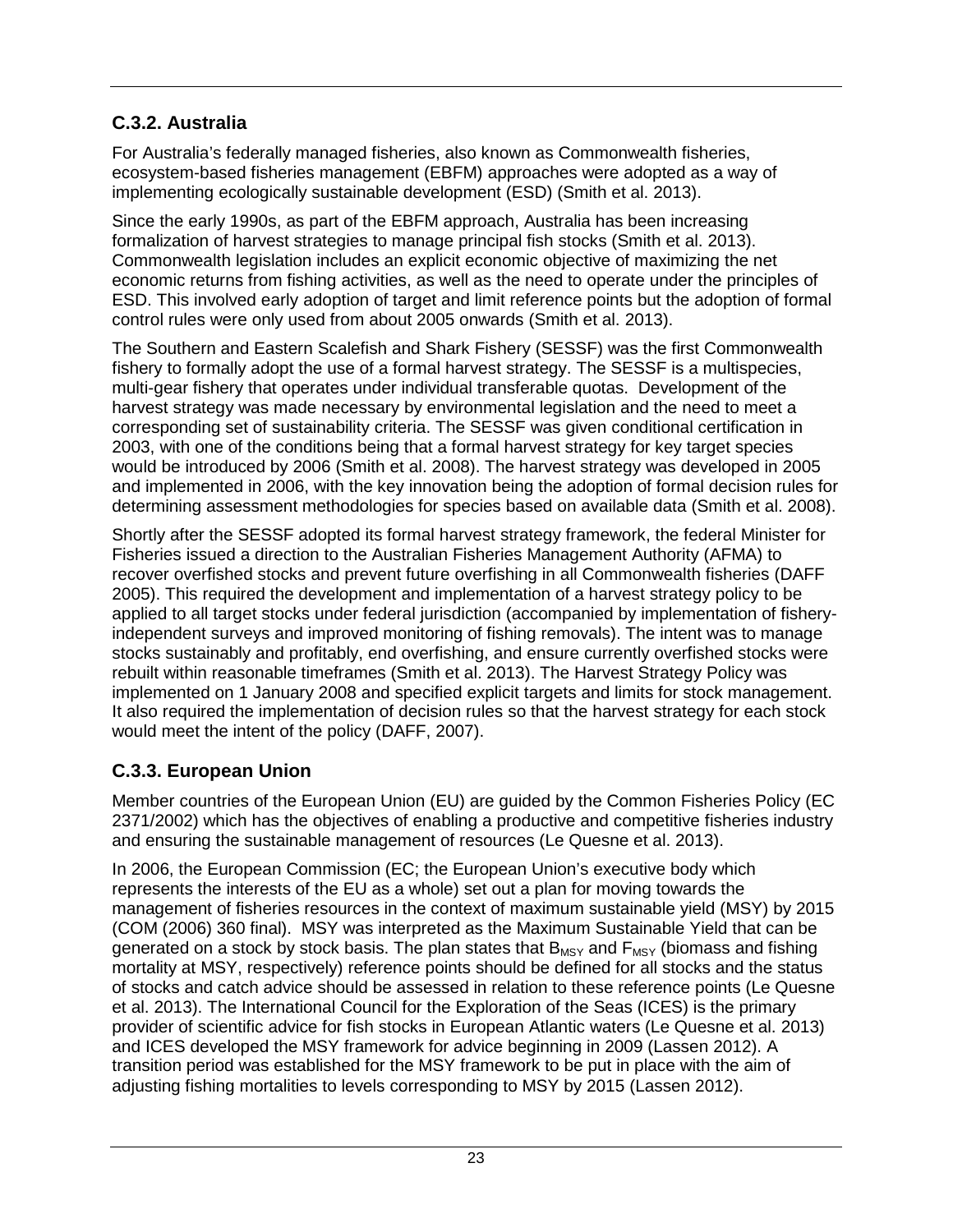### C.3.2. Australia

For Australia's federally managed fisheries, also known as Commonwealth fisheries, ecosystem-based fisheries management (EBFM) approaches were adopted as a way of implementing ecologically sustainable development (ESD) (Smith et al. 2013).

Since the early 1990s, as part of the EBFM approach, Australia has been increasing formalization of harvest strategies to manage principal fish stocks (Smith et al. 2013). Commonwealth legislation includes an explicit economic objective of maximizing the net economic returns from fishing activities, as well as the need to operate under the principles of ESD. This involved early adoption of target and limit reference points but the adoption of formal control rules were only used from about 2005 onwards (Smith et al. 2013).

The Southern and Eastern Scalefish and Shark Fishery (SESSF) was the first Commonwealth fishery to formally adopt the use of a formal harvest strategy. The SESSF is a multispecies, multi-gear fishery that operates under individual transferable quotas. Development of the harvest strategy was made necessary by environmental legislation and the need to meet a corresponding set of sustainability criteria. The SESSF was given conditional certification in 2003, with one of the conditions being that a formal harvest strategy for key target species would be introduced by 2006 (Smith et al. 2008). The harvest strategy was developed in 2005 and implemented in 2006, with the key innovation being the adoption of formal decision rules for determining assessment methodologies for species based on available data (Smith et al. 2008).

Shortly after the SESSF adopted its formal harvest strategy framework, the federal Minister for Fisheries issued a direction to the Australian Fisheries Management Authority (AFMA) to recover overfished stocks and prevent future overfishing in all Commonwealth fisheries (DAFF 2005). This required the development and implementation of a harvest strategy policy to be applied to all target stocks under federal jurisdiction (accompanied by implementation of fishery-independent surveys and improved monitoring of fishing removals). The intent was to manage stocks sustainably and profitably, end overfishing, and ensure currently overfished stocks were rebuilt within reasonable timeframes (Smith et al. 2013). The Harvest Strategy Policy was implemented on 1 January 2008 and specified explicit targets and limits for stock management. It also required the implementation of decision rules so that the harvest strategy for each stock would meet the intent of the policy (DAFF, 2007).

### C.3.3. European Union

Member countries of the European Union (EU) are guided by the Common Fisheries Policy (EC 2371/2002) which has the objectives of enabling a productive and competitive fisheries industry and ensuring the sustainable management of resources (Le Quesne et al. 2013).

In 2006, the European Commission (EC; the European Union's executive body which represents the interests of the EU as a whole) set out a plan for moving towards the management of fisheries resources in the context of maximum sustainable yield (MSY) by 2015 (COM (2006) 360 final). MSY was interpreted as the Maximum Sustainable Yield that can be generated on a stock by stock basis. The plan states that $B_{MSY}$ and $F_{MSY}$ (biomass and fishing mortality at MSY, respectively) reference points should be defined for all stocks and the status of stocks and catch advice should be assessed in relation to these reference points (Le Quesne et al. 2013). The International Council for the Exploration of the Seas (ICES) is the primary provider of scientific advice for fish stocks in European Atlantic waters (Le Quesne et al. 2013) and ICES developed the MSY framework for advice beginning in 2009 (Lassen 2012). A transition period was established for the MSY framework to be put in place with the aim of adjusting fishing mortalities to levels corresponding to MSY by 2015 (Lassen 2012).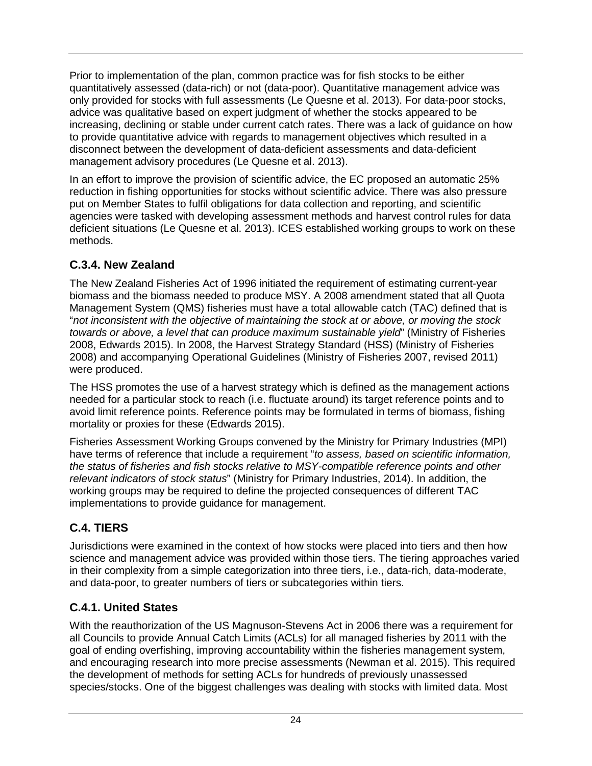Prior to implementation of the plan, common practice was for fish stocks to be either quantitatively assessed (data-rich) or not (data-poor). Quantitative management advice was only provided for stocks with full assessments (Le Quesne et al. 2013). For data-poor stocks, advice was qualitative based on expert judgment of whether the stocks appeared to be increasing, declining or stable under current catch rates. There was a lack of guidance on how to provide quantitative advice with regards to management objectives which resulted in a disconnect between the development of data-deficient assessments and data-deficient management advisory procedures (Le Quesne et al. 2013).

In an effort to improve the provision of scientific advice, the EC proposed an automatic 25% reduction in fishing opportunities for stocks without scientific advice. There was also pressure put on Member States to fulfil obligations for data collection and reporting, and scientific agencies were tasked with developing assessment methods and harvest control rules for data deficient situations (Le Quesne et al. 2013). ICES established working groups to work on these methods.

### C.3.4. New Zealand

The New Zealand Fisheries Act of 1996 initiated the requirement of estimating current-year biomass and the biomass needed to produce MSY. A 2008 amendment stated that all Quota Management System (QMS) fisheries must have a total allowable catch (TAC) defined that is "*not inconsistent with the objective of maintaining the stock at or above, or moving the stock towards or above, a level that can produce maximum sustainable yield*" (Ministry of Fisheries 2008, Edwards 2015). In 2008, the Harvest Strategy Standard (HSS) (Ministry of Fisheries 2008) and accompanying Operational Guidelines (Ministry of Fisheries 2007, revised 2011) were produced.

The HSS promotes the use of a harvest strategy which is defined as the management actions needed for a particular stock to reach (i.e. fluctuate around) its target reference points and to avoid limit reference points. Reference points may be formulated in terms of biomass, fishing mortality or proxies for these (Edwards 2015).

Fisheries Assessment Working Groups convened by the Ministry for Primary Industries (MPI) have terms of reference that include a requirement "*to assess, based on scientific information, the status of fisheries and fish stocks relative to MSY-compatible reference points and other relevant indicators of stock status*" (Ministry for Primary Industries, 2014). In addition, the working groups may be required to define the projected consequences of different TAC implementations to provide guidance for management.

## C.4. TIERS

Jurisdictions were examined in the context of how stocks were placed into tiers and then how science and management advice was provided within those tiers. The tiering approaches varied in their complexity from a simple categorization into three tiers, i.e., data-rich, data-moderate, and data-poor, to greater numbers of tiers or subcategories within tiers.

### C.4.1. United States

With the reauthorization of the US Magnuson-Stevens Act in 2006 there was a requirement for all Councils to provide Annual Catch Limits (ACLs) for all managed fisheries by 2011 with the goal of ending overfishing, improving accountability within the fisheries management system, and encouraging research into more precise assessments (Newman et al. 2015). This required the development of methods for setting ACLs for hundreds of previously unassessed species/stocks. One of the biggest challenges was dealing with stocks with limited data. Most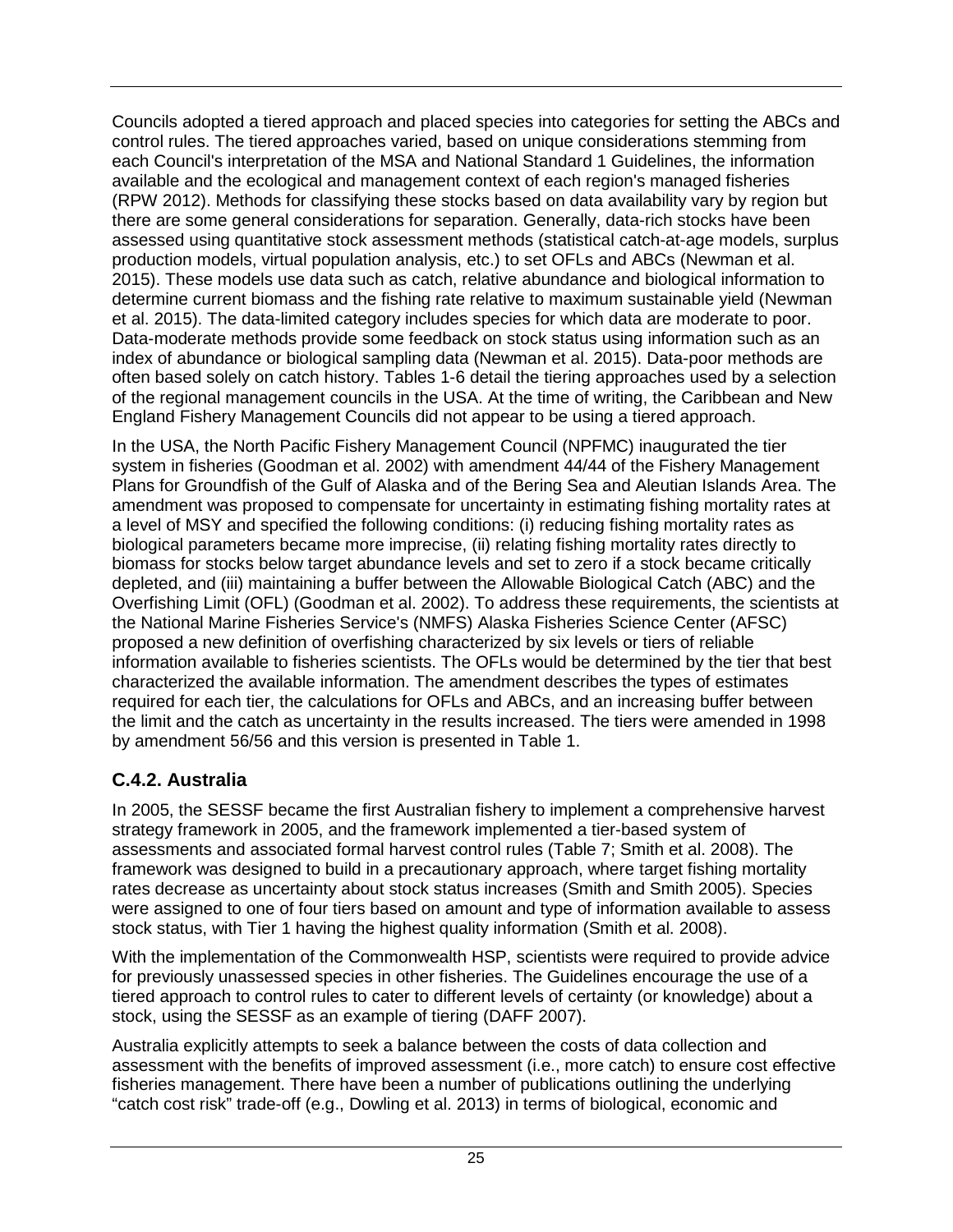Councils adopted a tiered approach and placed species into categories for setting the ABCs and control rules. The tiered approaches varied, based on unique considerations stemming from each Council's interpretation of the MSA and National Standard 1 Guidelines, the information available and the ecological and management context of each region's managed fisheries (RPW 2012). Methods for classifying these stocks based on data availability vary by region but there are some general considerations for separation. Generally, data-rich stocks have been assessed using quantitative stock assessment methods (statistical catch-at-age models, surplus production models, virtual population analysis, etc.) to set OFLs and ABCs (Newman et al. 2015). These models use data such as catch, relative abundance and biological information to determine current biomass and the fishing rate relative to maximum sustainable yield (Newman et al. 2015). The data-limited category includes species for which data are moderate to poor. Data-moderate methods provide some feedback on stock status using information such as an index of abundance or biological sampling data (Newman et al. 2015). Data-poor methods are often based solely on catch history. Tables 1-6 detail the tiering approaches used by a selection of the regional management councils in the USA. At the time of writing, the Caribbean and New England Fishery Management Councils did not appear to be using a tiered approach.

In the USA, the North Pacific Fishery Management Council (NPFMC) inaugurated the tier system in fisheries (Goodman et al. 2002) with amendment 44/44 of the Fishery Management Plans for Groundfish of the Gulf of Alaska and of the Bering Sea and Aleutian Islands Area. The amendment was proposed to compensate for uncertainty in estimating fishing mortality rates at a level of MSY and specified the following conditions: (i) reducing fishing mortality rates as biological parameters became more imprecise, (ii) relating fishing mortality rates directly to biomass for stocks below target abundance levels and set to zero if a stock became critically depleted, and (iii) maintaining a buffer between the Allowable Biological Catch (ABC) and the Overfishing Limit (OFL) (Goodman et al. 2002). To address these requirements, the scientists at the National Marine Fisheries Service's (NMFS) Alaska Fisheries Science Center (AFSC) proposed a new definition of overfishing characterized by six levels or tiers of reliable information available to fisheries scientists. The OFLs would be determined by the tier that best characterized the available information. The amendment describes the types of estimates required for each tier, the calculations for OFLs and ABCs, and an increasing buffer between the limit and the catch as uncertainty in the results increased. The tiers were amended in 1998 by amendment 56/56 and this version is presented in Table 1.

### C.4.2. Australia

In 2005, the SESSF became the first Australian fishery to implement a comprehensive harvest strategy framework in 2005, and the framework implemented a tier-based system of assessments and associated formal harvest control rules (Table 7; Smith et al. 2008). The framework was designed to build in a precautionary approach, where target fishing mortality rates decrease as uncertainty about stock status increases (Smith and Smith 2005). Species were assigned to one of four tiers based on amount and type of information available to assess stock status, with Tier 1 having the highest quality information (Smith et al. 2008).

With the implementation of the Commonwealth HSP, scientists were required to provide advice for previously unassessed species in other fisheries. The Guidelines encourage the use of a tiered approach to control rules to cater to different levels of certainty (or knowledge) about a stock, using the SESSF as an example of tiering (DAFF 2007).

Australia explicitly attempts to seek a balance between the costs of data collection and assessment with the benefits of improved assessment (i.e., more catch) to ensure cost effective fisheries management. There have been a number of publications outlining the underlying "catch cost risk" trade-off (e.g., Dowling et al. 2013) in terms of biological, economic and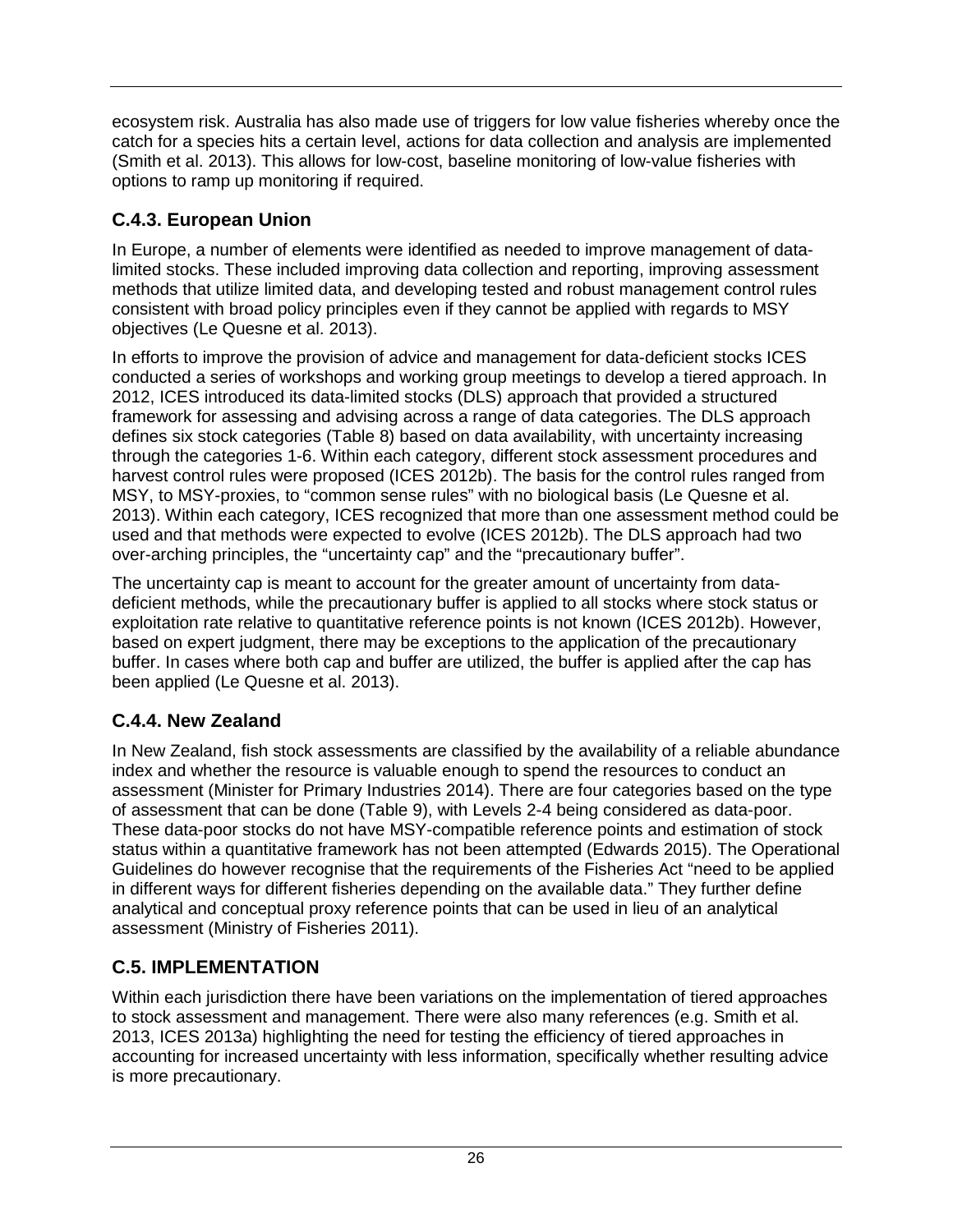ecosystem risk. Australia has also made use of triggers for low value fisheries whereby once the catch for a species hits a certain level, actions for data collection and analysis are implemented (Smith et al. 2013). This allows for low-cost, baseline monitoring of low-value fisheries with options to ramp up monitoring if required.

### C.4.3. European Union

In Europe, a number of elements were identified as needed to improve management of data-limited stocks. These included improving data collection and reporting, improving assessment methods that utilize limited data, and developing tested and robust management control rules consistent with broad policy principles even if they cannot be applied with regards to MSY objectives (Le Quesne et al. 2013).

In efforts to improve the provision of advice and management for data-deficient stocks ICES conducted a series of workshops and working group meetings to develop a tiered approach. In 2012, ICES introduced its data-limited stocks (DLS) approach that provided a structured framework for assessing and advising across a range of data categories. The DLS approach defines six stock categories (Table 8) based on data availability, with uncertainty increasing through the categories 1-6. Within each category, different stock assessment procedures and harvest control rules were proposed (ICES 2012b). The basis for the control rules ranged from MSY, to MSY-proxies, to "common sense rules" with no biological basis (Le Quesne et al. 2013). Within each category, ICES recognized that more than one assessment method could be used and that methods were expected to evolve (ICES 2012b). The DLS approach had two over-arching principles, the "uncertainty cap" and the "precautionary buffer".

The uncertainty cap is meant to account for the greater amount of uncertainty from data-deficient methods, while the precautionary buffer is applied to all stocks where stock status or exploitation rate relative to quantitative reference points is not known (ICES 2012b). However, based on expert judgment, there may be exceptions to the application of the precautionary buffer. In cases where both cap and buffer are utilized, the buffer is applied after the cap has been applied (Le Quesne et al. 2013).

### C.4.4. New Zealand

In New Zealand, fish stock assessments are classified by the availability of a reliable abundance index and whether the resource is valuable enough to spend the resources to conduct an assessment (Minister for Primary Industries 2014). There are four categories based on the type of assessment that can be done (Table 9), with Levels 2-4 being considered as data-poor. These data-poor stocks do not have MSY-compatible reference points and estimation of stock status within a quantitative framework has not been attempted (Edwards 2015). The Operational Guidelines do however recognise that the requirements of the Fisheries Act "need to be applied in different ways for different fisheries depending on the available data." They further define analytical and conceptual proxy reference points that can be used in lieu of an analytical assessment (Ministry of Fisheries 2011).

## C.5. IMPLEMENTATION

Within each jurisdiction there have been variations on the implementation of tiered approaches to stock assessment and management. There were also many references (e.g. Smith et al. 2013, ICES 2013a) highlighting the need for testing the efficiency of tiered approaches in accounting for increased uncertainty with less information, specifically whether resulting advice is more precautionary.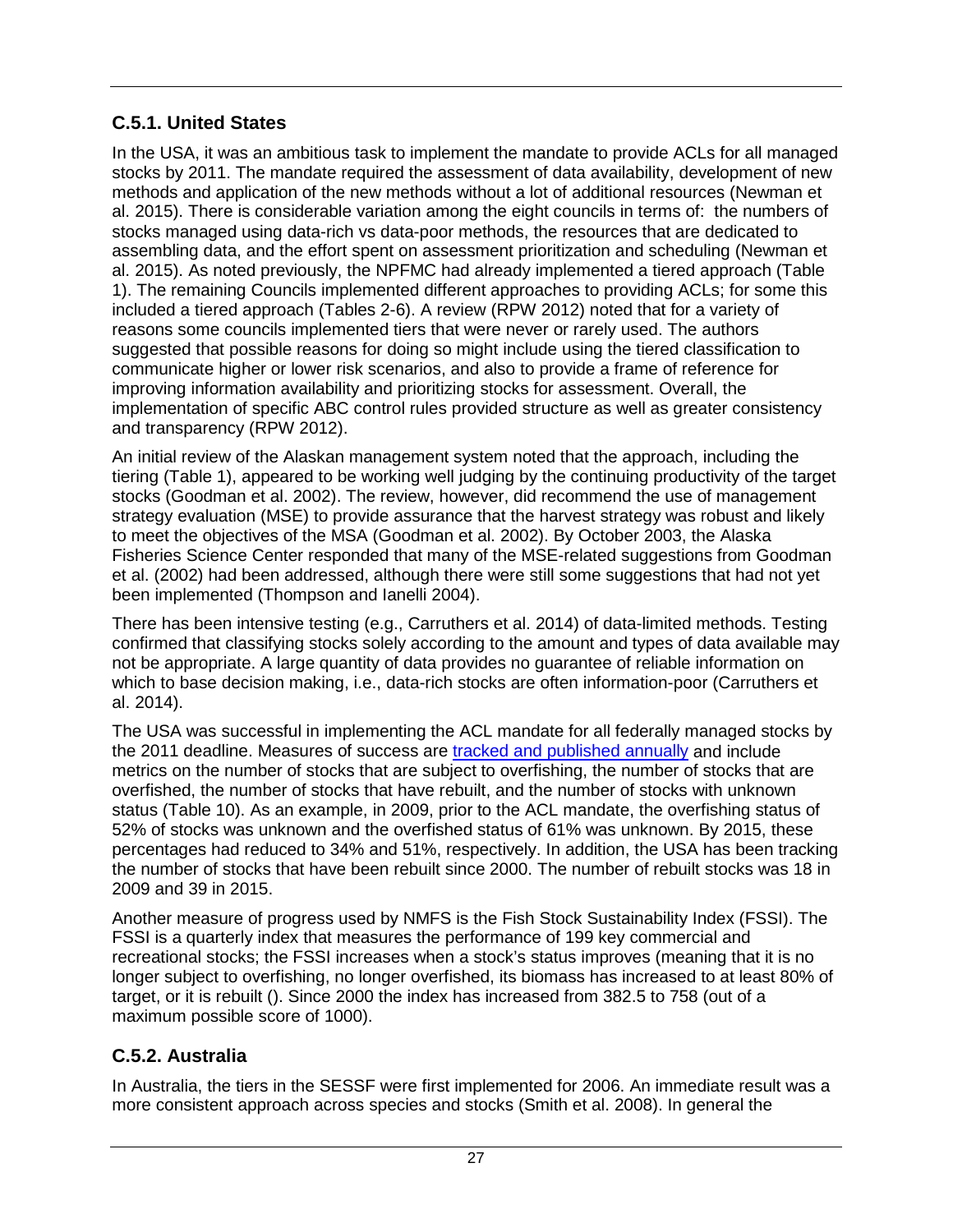### C.5.1. United States

In the USA, it was an ambitious task to implement the mandate to provide ACLs for all managed stocks by 2011. The mandate required the assessment of data availability, development of new methods and application of the new methods without a lot of additional resources (Newman et al. 2015). There is considerable variation among the eight councils in terms of: the numbers of stocks managed using data-rich vs data-poor methods, the resources that are dedicated to assembling data, and the effort spent on assessment prioritization and scheduling (Newman et al. 2015). As noted previously, the NPFMC had already implemented a tiered approach (Table 1). The remaining Councils implemented different approaches to providing ACLs; for some this included a tiered approach (Tables 2-6). A review (RPW 2012) noted that for a variety of reasons some councils implemented tiers that were never or rarely used. The authors suggested that possible reasons for doing so might include using the tiered classification to communicate higher or lower risk scenarios, and also to provide a frame of reference for improving information availability and prioritizing stocks for assessment. Overall, the implementation of specific ABC control rules provided structure as well as greater consistency and transparency (RPW 2012).

An initial review of the Alaskan management system noted that the approach, including the tiering (Table 1), appeared to be working well judging by the continuing productivity of the target stocks (Goodman et al. 2002). The review, however, did recommend the use of management strategy evaluation (MSE) to provide assurance that the harvest strategy was robust and likely to meet the objectives of the MSA (Goodman et al. 2002). By October 2003, the Alaska Fisheries Science Center responded that many of the MSE-related suggestions from Goodman et al. (2002) had been addressed, although there were still some suggestions that had not yet been implemented (Thompson and Ianelli 2004).

There has been intensive testing (e.g., Carruthers et al. 2014) of data-limited methods. Testing confirmed that classifying stocks solely according to the amount and types of data available may not be appropriate. A large quantity of data provides no guarantee of reliable information on which to base decision making, i.e., data-rich stocks are often information-poor (Carruthers et al. 2014).

The USA was successful in implementing the ACL mandate for all federally managed stocks by the 2011 deadline. Measures of success are [tracked and published annually] and include metrics on the number of stocks that are subject to overfishing, the number of stocks that are overfished, the number of stocks that have rebuilt, and the number of stocks with unknown status (Table 10). As an example, in 2009, prior to the ACL mandate, the overfishing status of 52% of stocks was unknown and the overfished status of 61% was unknown. By 2015, these percentages had reduced to 34% and 51%, respectively. In addition, the USA has been tracking the number of stocks that have been rebuilt since 2000. The number of rebuilt stocks was 18 in 2009 and 39 in 2015.

Another measure of progress used by NMFS is the Fish Stock Sustainability Index (FSSI). The FSSI is a quarterly index that measures the performance of 199 key commercial and recreational stocks; the FSSI increases when a stock's status improves (meaning that it is no longer subject to overfishing, no longer overfished, its biomass has increased to at least 80% of target, or it is rebuilt (). Since 2000 the index has increased from 382.5 to 758 (out of a maximum possible score of 1000).

### C.5.2. Australia

In Australia, the tiers in the SESSF were first implemented for 2006. An immediate result was a more consistent approach across species and stocks (Smith et al. 2008). In general the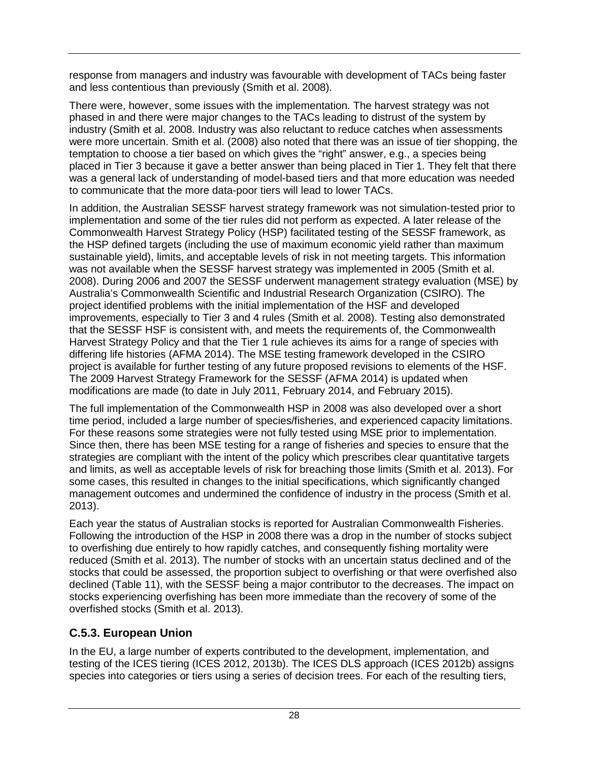response from managers and industry was favourable with development of TACs being faster and less contentious than previously (Smith et al. 2008).

There were, however, some issues with the implementation. The harvest strategy was not phased in and there were major changes to the TACs leading to distrust of the system by industry (Smith et al. 2008. Industry was also reluctant to reduce catches when assessments were more uncertain. Smith et al. (2008) also noted that there was an issue of tier shopping, the temptation to choose a tier based on which gives the "right" answer, e.g., a species being placed in Tier 3 because it gave a better answer than being placed in Tier 1. They felt that there was a general lack of understanding of model-based tiers and that more education was needed to communicate that the more data-poor tiers will lead to lower TACs.

In addition, the Australian SESSF harvest strategy framework was not simulation-tested prior to implementation and some of the tier rules did not perform as expected. A later release of the Commonwealth Harvest Strategy Policy (HSP) facilitated testing of the SESSF framework, as the HSP defined targets (including the use of maximum economic yield rather than maximum sustainable yield), limits, and acceptable levels of risk in not meeting targets. This information was not available when the SESSF harvest strategy was implemented in 2005 (Smith et al. 2008). During 2006 and 2007 the SESSF underwent management strategy evaluation (MSE) by Australia's Commonwealth Scientific and Industrial Research Organization (CSIRO). The project identified problems with the initial implementation of the HSF and developed improvements, especially to Tier 3 and 4 rules (Smith et al. 2008). Testing also demonstrated that the SESSF HSF is consistent with, and meets the requirements of, the Commonwealth Harvest Strategy Policy and that the Tier 1 rule achieves its aims for a range of species with differing life histories (AFMA 2014). The MSE testing framework developed in the CSIRO project is available for further testing of any future proposed revisions to elements of the HSF. The 2009 Harvest Strategy Framework for the SESSF (AFMA 2014) is updated when modifications are made (to date in July 2011, February 2014, and February 2015).

The full implementation of the Commonwealth HSP in 2008 was also developed over a short time period, included a large number of species/fisheries, and experienced capacity limitations. For these reasons some strategies were not fully tested using MSE prior to implementation. Since then, there has been MSE testing for a range of fisheries and species to ensure that the strategies are compliant with the intent of the policy which prescribes clear quantitative targets and limits, as well as acceptable levels of risk for breaching those limits (Smith et al. 2013). For some cases, this resulted in changes to the initial specifications, which significantly changed management outcomes and undermined the confidence of industry in the process (Smith et al. 2013).

Each year the status of Australian stocks is reported for Australian Commonwealth Fisheries. Following the introduction of the HSP in 2008 there was a drop in the number of stocks subject to overfishing due entirely to how rapidly catches, and consequently fishing mortality were reduced (Smith et al. 2013). The number of stocks with an uncertain status declined and of the stocks that could be assessed, the proportion subject to overfishing or that were overfished also declined (Table 11), with the SESSF being a major contributor to the decreases. The impact on stocks experiencing overfishing has been more immediate than the recovery of some of the overfished stocks (Smith et al. 2013).

### C.5.3. European Union

In the EU, a large number of experts contributed to the development, implementation, and testing of the ICES tiering (ICES 2012, 2013b). The ICES DLS approach (ICES 2012b) assigns species into categories or tiers using a series of decision trees. For each of the resulting tiers,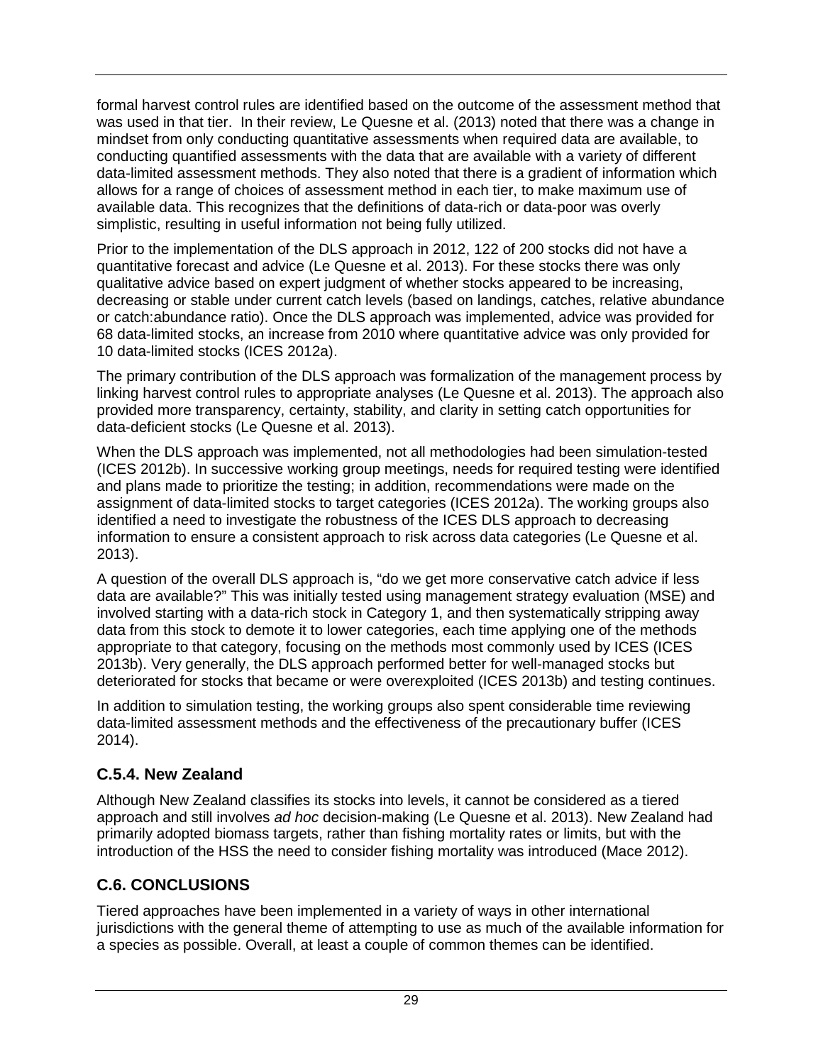formal harvest control rules are identified based on the outcome of the assessment method that was used in that tier. In their review, Le Quesne et al. (2013) noted that there was a change in mindset from only conducting quantitative assessments when required data are available, to conducting quantified assessments with the data that are available with a variety of different data-limited assessment methods. They also noted that there is a gradient of information which allows for a range of choices of assessment method in each tier, to make maximum use of available data. This recognizes that the definitions of data-rich or data-poor was overly simplistic, resulting in useful information not being fully utilized.

Prior to the implementation of the DLS approach in 2012, 122 of 200 stocks did not have a quantitative forecast and advice (Le Quesne et al. 2013). For these stocks there was only qualitative advice based on expert judgment of whether stocks appeared to be increasing, decreasing or stable under current catch levels (based on landings, catches, relative abundance or catch:abundance ratio). Once the DLS approach was implemented, advice was provided for 68 data-limited stocks, an increase from 2010 where quantitative advice was only provided for 10 data-limited stocks (ICES 2012a).

The primary contribution of the DLS approach was formalization of the management process by linking harvest control rules to appropriate analyses (Le Quesne et al. 2013). The approach also provided more transparency, certainty, stability, and clarity in setting catch opportunities for data-deficient stocks (Le Quesne et al. 2013).

When the DLS approach was implemented, not all methodologies had been simulation-tested (ICES 2012b). In successive working group meetings, needs for required testing were identified and plans made to prioritize the testing; in addition, recommendations were made on the assignment of data-limited stocks to target categories (ICES 2012a). The working groups also identified a need to investigate the robustness of the ICES DLS approach to decreasing information to ensure a consistent approach to risk across data categories (Le Quesne et al. 2013).

A question of the overall DLS approach is, "do we get more conservative catch advice if less data are available?" This was initially tested using management strategy evaluation (MSE) and involved starting with a data-rich stock in Category 1, and then systematically stripping away data from this stock to demote it to lower categories, each time applying one of the methods appropriate to that category, focusing on the methods most commonly used by ICES (ICES 2013b). Very generally, the DLS approach performed better for well-managed stocks but deteriorated for stocks that became or were overexploited (ICES 2013b) and testing continues.

In addition to simulation testing, the working groups also spent considerable time reviewing data-limited assessment methods and the effectiveness of the precautionary buffer (ICES 2014).

### C.5.4. New Zealand

Although New Zealand classifies its stocks into levels, it cannot be considered as a tiered approach and still involves *ad hoc* decision-making (Le Quesne et al. 2013). New Zealand had primarily adopted biomass targets, rather than fishing mortality rates or limits, but with the introduction of the HSS the need to consider fishing mortality was introduced (Mace 2012).

## C.6. CONCLUSIONS

Tiered approaches have been implemented in a variety of ways in other international jurisdictions with the general theme of attempting to use as much of the available information for a species as possible. Overall, at least a couple of common themes can be identified.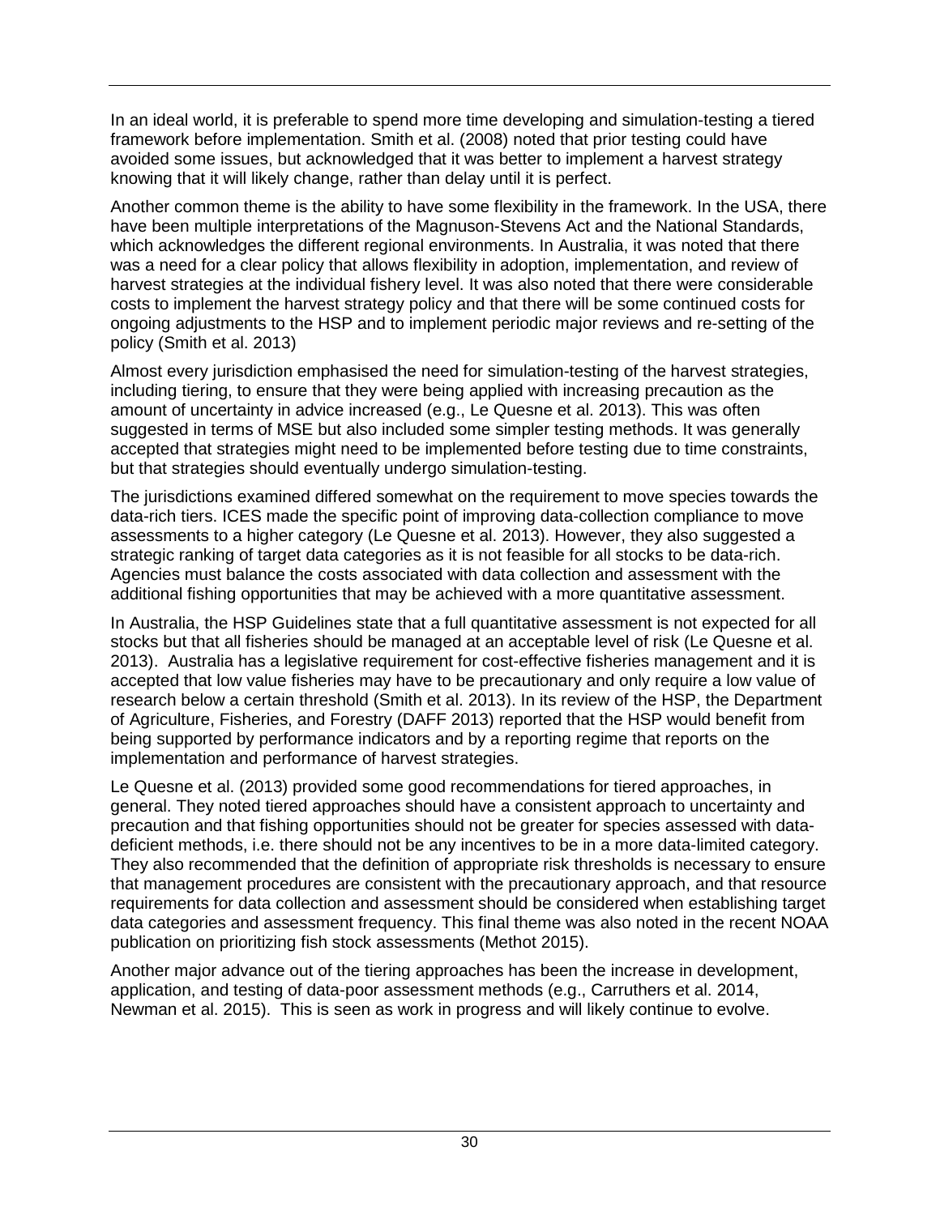In an ideal world, it is preferable to spend more time developing and simulation-testing a tiered framework before implementation. Smith et al. (2008) noted that prior testing could have avoided some issues, but acknowledged that it was better to implement a harvest strategy knowing that it will likely change, rather than delay until it is perfect.

Another common theme is the ability to have some flexibility in the framework. In the USA, there have been multiple interpretations of the Magnuson-Stevens Act and the National Standards, which acknowledges the different regional environments. In Australia, it was noted that there was a need for a clear policy that allows flexibility in adoption, implementation, and review of harvest strategies at the individual fishery level. It was also noted that there were considerable costs to implement the harvest strategy policy and that there will be some continued costs for ongoing adjustments to the HSP and to implement periodic major reviews and re-setting of the policy (Smith et al. 2013)

Almost every jurisdiction emphasised the need for simulation-testing of the harvest strategies, including tiering, to ensure that they were being applied with increasing precaution as the amount of uncertainty in advice increased (e.g., Le Quesne et al. 2013). This was often suggested in terms of MSE but also included some simpler testing methods. It was generally accepted that strategies might need to be implemented before testing due to time constraints, but that strategies should eventually undergo simulation-testing.

The jurisdictions examined differed somewhat on the requirement to move species towards the data-rich tiers. ICES made the specific point of improving data-collection compliance to move assessments to a higher category (Le Quesne et al. 2013). However, they also suggested a strategic ranking of target data categories as it is not feasible for all stocks to be data-rich. Agencies must balance the costs associated with data collection and assessment with the additional fishing opportunities that may be achieved with a more quantitative assessment.

In Australia, the HSP Guidelines state that a full quantitative assessment is not expected for all stocks but that all fisheries should be managed at an acceptable level of risk (Le Quesne et al. 2013). Australia has a legislative requirement for cost-effective fisheries management and it is accepted that low value fisheries may have to be precautionary and only require a low value of research below a certain threshold (Smith et al. 2013). In its review of the HSP, the Department of Agriculture, Fisheries, and Forestry (DAFF 2013) reported that the HSP would benefit from being supported by performance indicators and by a reporting regime that reports on the implementation and performance of harvest strategies.

Le Quesne et al. (2013) provided some good recommendations for tiered approaches, in general. They noted tiered approaches should have a consistent approach to uncertainty and precaution and that fishing opportunities should not be greater for species assessed with data-deficient methods, i.e. there should not be any incentives to be in a more data-limited category. They also recommended that the definition of appropriate risk thresholds is necessary to ensure that management procedures are consistent with the precautionary approach, and that resource requirements for data collection and assessment should be considered when establishing target data categories and assessment frequency. This final theme was also noted in the recent NOAA publication on prioritizing fish stock assessments (Methot 2015).

Another major advance out of the tiering approaches has been the increase in development, application, and testing of data-poor assessment methods (e.g., Carruthers et al. 2014, Newman et al. 2015). This is seen as work in progress and will likely continue to evolve.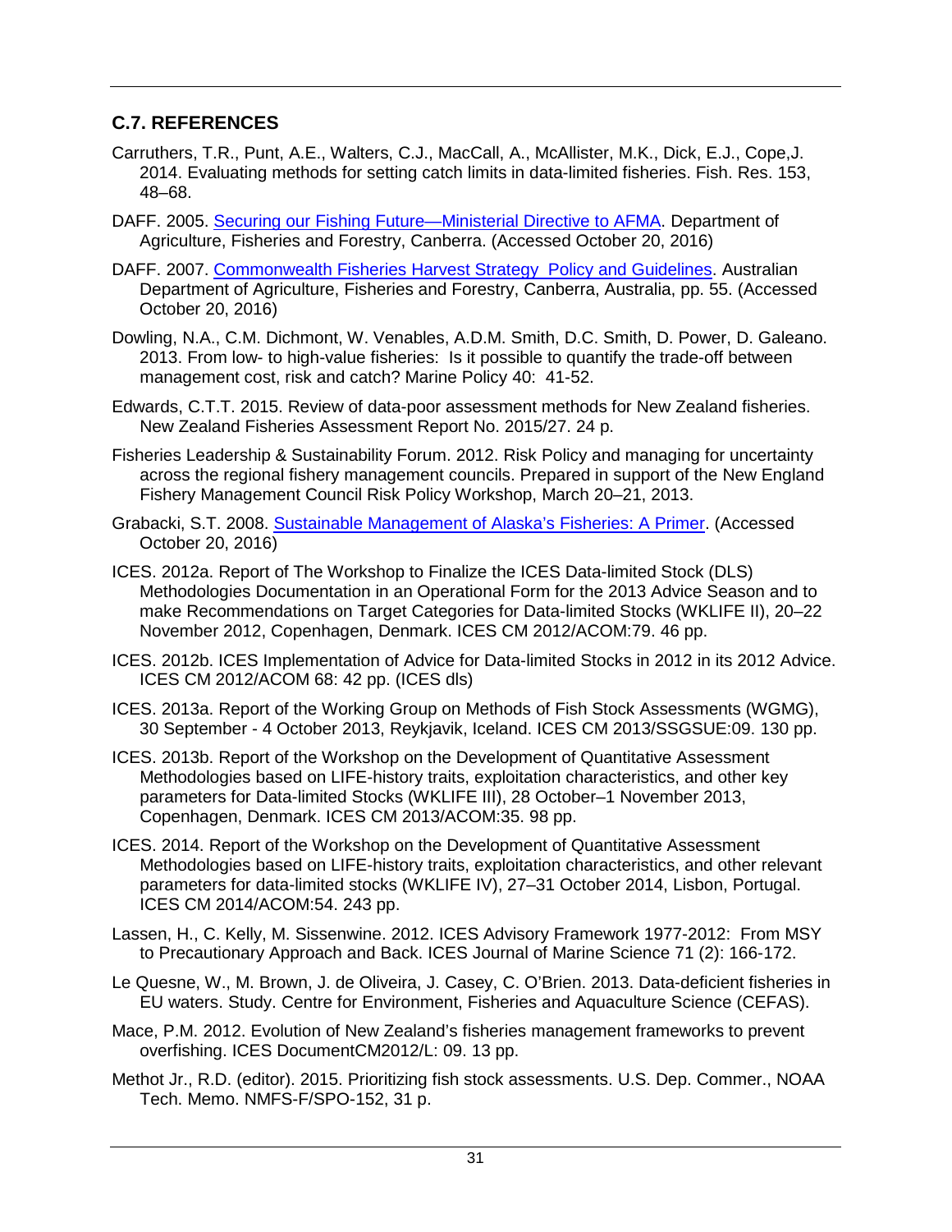## C.7. REFERENCES

Carruthers, T.R., Punt, A.E., Walters, C.J., MacCall, A., McAllister, M.K., Dick, E.J., Cope,J. 2014. Evaluating methods for setting catch limits in data-limited fisheries. Fish. Res. 153, 48–68.

DAFF. 2005. Securing our Fishing Future—Ministerial Directive to AFMA. Department of Agriculture, Fisheries and Forestry, Canberra. (Accessed October 20, 2016)

DAFF. 2007. Commonwealth Fisheries Harvest Strategy Policy and Guidelines. Australian Department of Agriculture, Fisheries and Forestry, Canberra, Australia, pp. 55. (Accessed October 20, 2016)

Dowling, N.A., C.M. Dichmont, W. Venables, A.D.M. Smith, D.C. Smith, D. Power, D. Galeano. 2013. From low- to high-value fisheries: Is it possible to quantify the trade-off between management cost, risk and catch? Marine Policy 40: 41-52.

Edwards, C.T.T. 2015. Review of data-poor assessment methods for New Zealand fisheries. New Zealand Fisheries Assessment Report No. 2015/27. 24 p.

Fisheries Leadership & Sustainability Forum. 2012. Risk Policy and managing for uncertainty across the regional fishery management councils. Prepared in support of the New England Fishery Management Council Risk Policy Workshop, March 20–21, 2013.

Grabacki, S.T. 2008. Sustainable Management of Alaska's Fisheries: A Primer. (Accessed October 20, 2016)

ICES. 2012a. Report of The Workshop to Finalize the ICES Data-limited Stock (DLS) Methodologies Documentation in an Operational Form for the 2013 Advice Season and to make Recommendations on Target Categories for Data-limited Stocks (WKLIFE II), 20–22 November 2012, Copenhagen, Denmark. ICES CM 2012/ACOM:79. 46 pp.

ICES. 2012b. ICES Implementation of Advice for Data-limited Stocks in 2012 in its 2012 Advice. ICES CM 2012/ACOM 68: 42 pp. (ICES dls)

ICES. 2013a. Report of the Working Group on Methods of Fish Stock Assessments (WGMG), 30 September - 4 October 2013, Reykjavik, Iceland. ICES CM 2013/SSGSUE:09. 130 pp.

ICES. 2013b. Report of the Workshop on the Development of Quantitative Assessment Methodologies based on LIFE-history traits, exploitation characteristics, and other key parameters for Data-limited Stocks (WKLIFE III), 28 October–1 November 2013, Copenhagen, Denmark. ICES CM 2013/ACOM:35. 98 pp.

ICES. 2014. Report of the Workshop on the Development of Quantitative Assessment Methodologies based on LIFE-history traits, exploitation characteristics, and other relevant parameters for data-limited stocks (WKLIFE IV), 27–31 October 2014, Lisbon, Portugal. ICES CM 2014/ACOM:54. 243 pp.

Lassen, H., C. Kelly, M. Sissenwine. 2012. ICES Advisory Framework 1977-2012: From MSY to Precautionary Approach and Back. ICES Journal of Marine Science 71 (2): 166-172.

Le Quesne, W., M. Brown, J. de Oliveira, J. Casey, C. O'Brien. 2013. Data-deficient fisheries in EU waters. Study. Centre for Environment, Fisheries and Aquaculture Science (CEFAS).

Mace, P.M. 2012. Evolution of New Zealand's fisheries management frameworks to prevent overfishing. ICES DocumentCM2012/L: 09. 13 pp.

Methot Jr., R.D. (editor). 2015. Prioritizing fish stock assessments. U.S. Dep. Commer., NOAA Tech. Memo. NMFS-F/SPO-152, 31 p.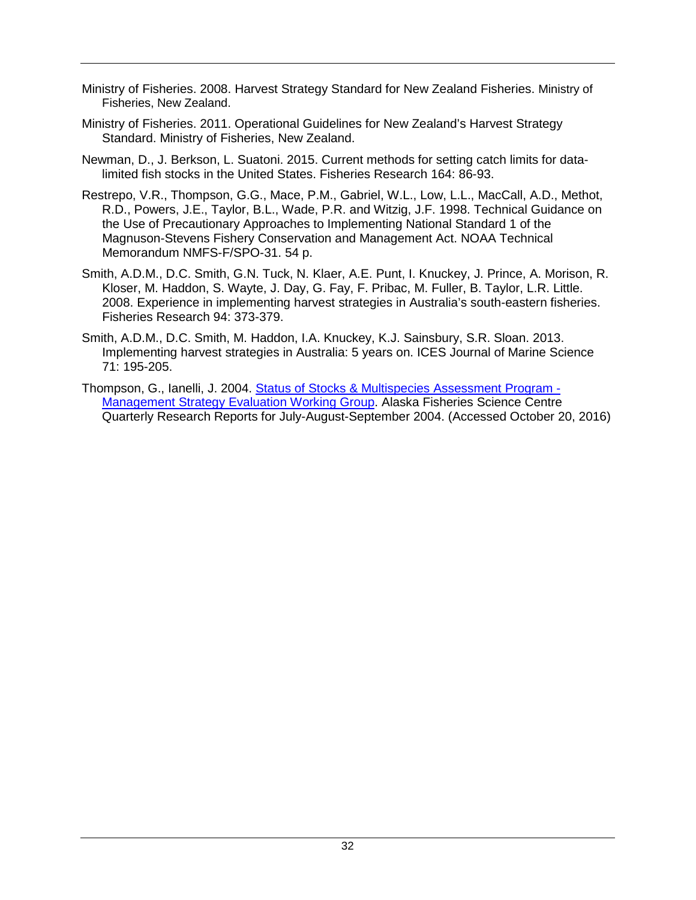Ministry of Fisheries. 2008. Harvest Strategy Standard for New Zealand Fisheries. Ministry of Fisheries, New Zealand.

Ministry of Fisheries. 2011. Operational Guidelines for New Zealand's Harvest Strategy Standard. Ministry of Fisheries, New Zealand.

Newman, D., J. Berkson, L. Suatoni. 2015. Current methods for setting catch limits for data-limited fish stocks in the United States. Fisheries Research 164: 86-93.

Restrepo, V.R., Thompson, G.G., Mace, P.M., Gabriel, W.L., Low, L.L., MacCall, A.D., Methot, R.D., Powers, J.E., Taylor, B.L., Wade, P.R. and Witzig, J.F. 1998. Technical Guidance on the Use of Precautionary Approaches to Implementing National Standard 1 of the Magnuson-Stevens Fishery Conservation and Management Act. NOAA Technical Memorandum NMFS-F/SPO-31. 54 p.

Smith, A.D.M., D.C. Smith, G.N. Tuck, N. Klaer, A.E. Punt, I. Knuckey, J. Prince, A. Morison, R. Kloser, M. Haddon, S. Wayte, J. Day, G. Fay, F. Pribac, M. Fuller, B. Taylor, L.R. Little. 2008. Experience in implementing harvest strategies in Australia's south-eastern fisheries. Fisheries Research 94: 373-379.

Smith, A.D.M., D.C. Smith, M. Haddon, I.A. Knuckey, K.J. Sainsbury, S.R. Sloan. 2013. Implementing harvest strategies in Australia: 5 years on. ICES Journal of Marine Science 71: 195-205.

Thompson, G., Ianelli, J. 2004. Status of Stocks & Multispecies Assessment Program - Management Strategy Evaluation Working Group. Alaska Fisheries Science Centre Quarterly Research Reports for July-August-September 2004. (Accessed October 20, 2016)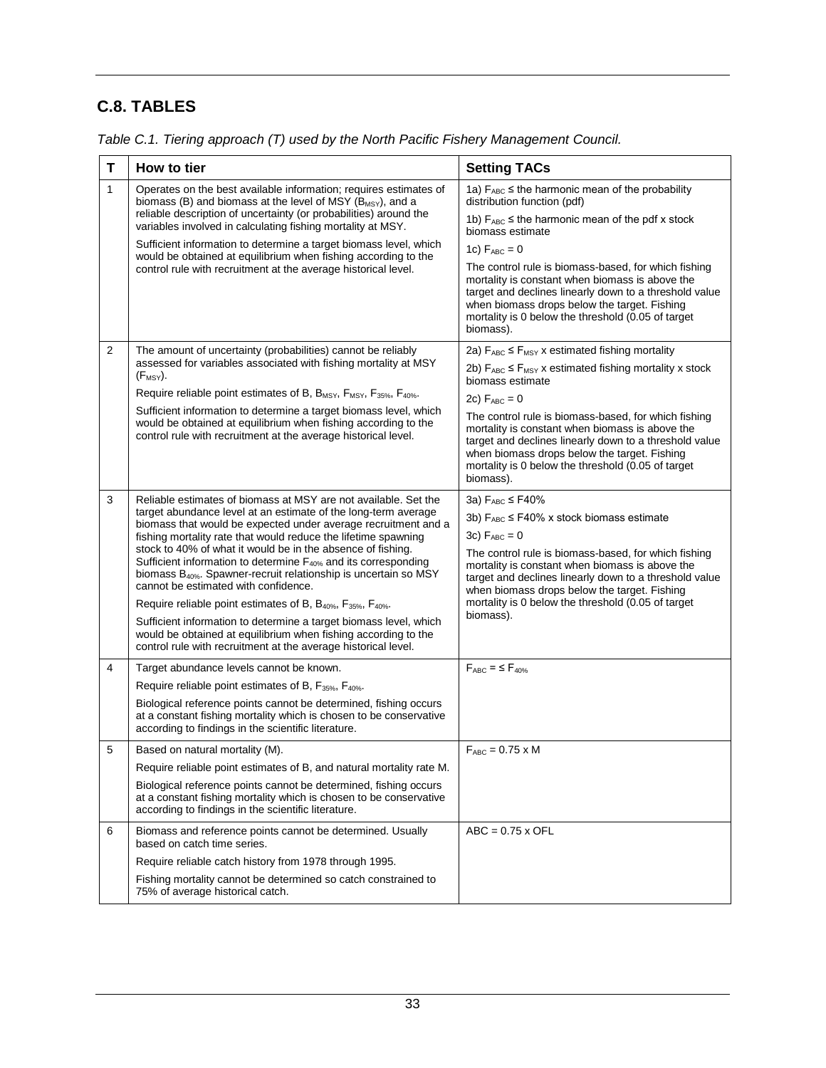## C.8. TABLES

*Table C.1. Tiering approach (T) used by the North Pacific Fishery Management Council.*

| T | How to tier | Setting TACs |
|---|---|---|
| 1 | Operates on the best available information; requires estimates of biomass (B) and biomass at the level of MSY ($B_{MSY}$), and a reliable description of uncertainty (or probabilities) around the variables involved in calculating fishing mortality at MSY.<br><br>Sufficient information to determine a target biomass level, which would be obtained at equilibrium when fishing according to the control rule with recruitment at the average historical level. | 1a) $F_{ABC} \leq$ the harmonic mean of the probability distribution function (pdf)<br><br>1b) $F_{ABC} \leq$ the harmonic mean of the pdf x stock biomass estimate<br><br>1c) $F_{ABC} = 0$<br><br>The control rule is biomass-based, for which fishing mortality is constant when biomass is above the target and declines linearly down to a threshold value when biomass drops below the target. Fishing mortality is 0 below the threshold (0.05 of target biomass). |
| 2 | The amount of uncertainty (probabilities) cannot be reliably assessed for variables associated with fishing mortality at MSY ($F_{MSY}$).<br><br>Require reliable point estimates of B, $B_{MSY}$, $F_{MSY}$, $F_{35\%}$, $F_{40\%}$.<br><br>Sufficient information to determine a target biomass level, which would be obtained at equilibrium when fishing according to the control rule with recruitment at the average historical level. | 2a) $F_{ABC} \leq F_{MSY}$ x estimated fishing mortality<br><br>2b) $F_{ABC} \leq F_{MSY}$ x estimated fishing mortality x stock biomass estimate<br><br>2c) $F_{ABC} = 0$<br><br>The control rule is biomass-based, for which fishing mortality is constant when biomass is above the target and declines linearly down to a threshold value when biomass drops below the target. Fishing mortality is 0 below the threshold (0.05 of target biomass). |
| 3 | Reliable estimates of biomass at MSY are not available. Set the target abundance level at an estimate of the long-term average biomass that would be expected under average recruitment and a fishing mortality rate that would reduce the lifetime spawning stock to 40% of what it would be in the absence of fishing. Sufficient information to determine $F_{40\%}$ and its corresponding biomass $B_{40\%}$. Spawner-recruit relationship is uncertain so MSY cannot be estimated with confidence.<br><br>Require reliable point estimates of B, $B_{40\%}$, $F_{35\%}$, $F_{40\%}$.<br><br>Sufficient information to determine a target biomass level, which would be obtained at equilibrium when fishing according to the control rule with recruitment at the average historical level. | 3a) $F_{ABC} \leq F40\%$<br><br>3b) $F_{ABC} \leq F40\%$ x stock biomass estimate<br><br>3c) $F_{ABC} = 0$<br><br>The control rule is biomass-based, for which fishing mortality is constant when biomass is above the target and declines linearly down to a threshold value when biomass drops below the target. Fishing mortality is 0 below the threshold (0.05 of target biomass). |
| 4 | Target abundance levels cannot be known.<br><br>Require reliable point estimates of B, $F_{35\%}$, $F_{40\%}$.<br><br>Biological reference points cannot be determined, fishing occurs at a constant fishing mortality which is chosen to be conservative according to findings in the scientific literature. | $F_{ABC} = \leq F_{40\%}$ |
| 5 | Based on natural mortality (M).<br><br>Require reliable point estimates of B, and natural mortality rate M.<br><br>Biological reference points cannot be determined, fishing occurs at a constant fishing mortality which is chosen to be conservative according to findings in the scientific literature. | $F_{ABC} = 0.75$ x M |
| 6 | Biomass and reference points cannot be determined. Usually based on catch time series.<br><br>Require reliable catch history from 1978 through 1995.<br><br>Fishing mortality cannot be determined so catch constrained to 75% of average historical catch. | ABC = 0.75 x OFL |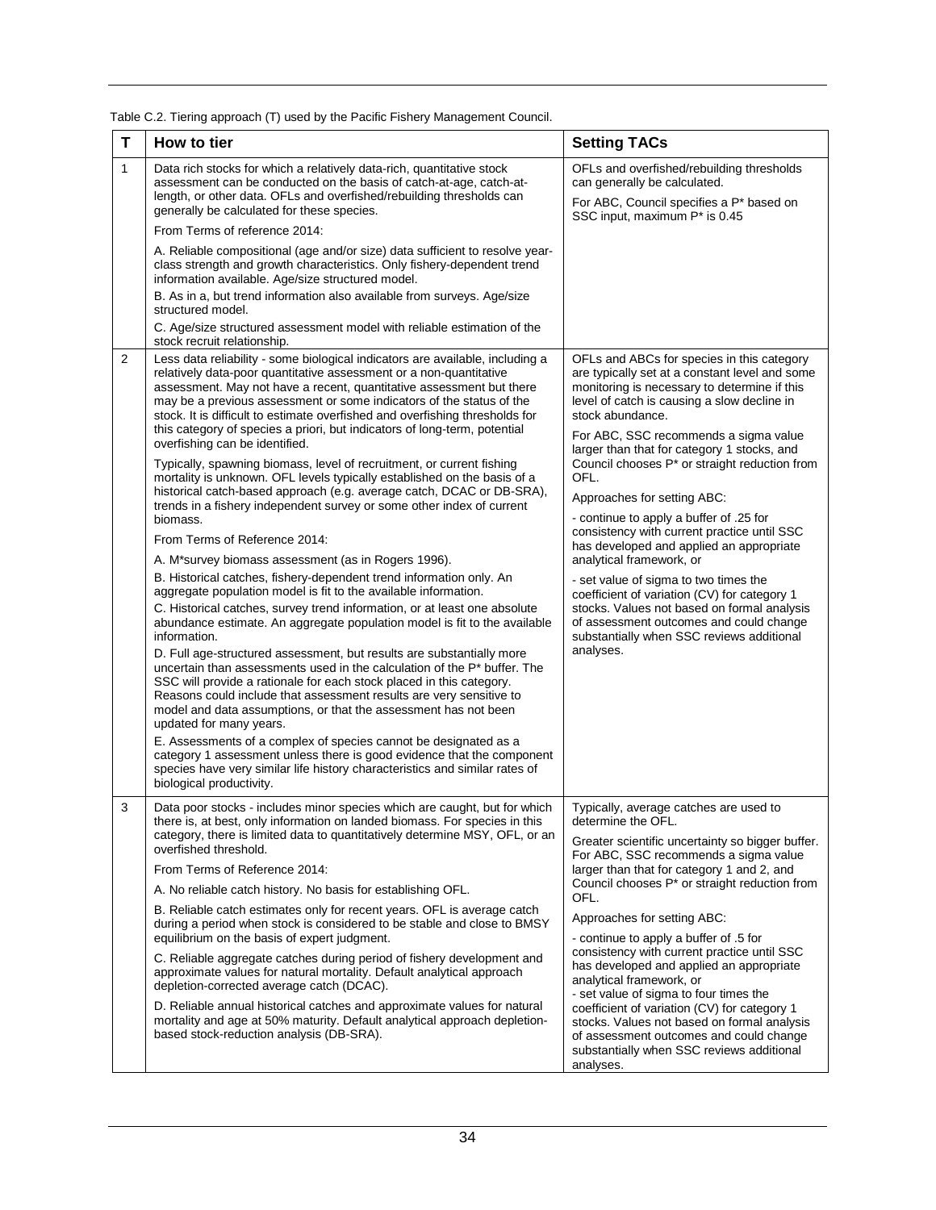Table C.2. Tiering approach (T) used by the Pacific Fishery Management Council.

| T | How to tier | Setting TACs |
|---|---|---|
| 1 | Data rich stocks for which a relatively data-rich, quantitative stock assessment can be conducted on the basis of catch-at-age, catch-at-length, or other data. OFLs and overfished/rebuilding thresholds can generally be calculated for these species.<br><br>From Terms of reference 2014:<br><br>A. Reliable compositional (age and/or size) data sufficient to resolve year-class strength and growth characteristics. Only fishery-dependent trend information available. Age/size structured model.<br>B. As in a, but trend information also available from surveys. Age/size structured model.<br>C. Age/size structured assessment model with reliable estimation of the stock recruit relationship. | OFLs and overfished/rebuilding thresholds can generally be calculated.<br><br>For ABC, Council specifies a P* based on SSC input, maximum P* is 0.45 |
| 2 | Less data reliability - some biological indicators are available, including a relatively data-poor quantitative assessment or a non-quantitative assessment. May not have a recent, quantitative assessment but there may be a previous assessment or some indicators of the status of the stock. It is difficult to estimate overfished and overfishing thresholds for this category of species a priori, but indicators of long-term, potential overfishing can be identified.<br><br>Typically, spawning biomass, level of recruitment, or current fishing mortality is unknown. OFL levels typically established on the basis of a historical catch-based approach (e.g. average catch, DCAC or DB-SRA), trends in a fishery independent survey or some other index of current biomass.<br><br>From Terms of Reference 2014:<br><br>A. M*survey biomass assessment (as in Rogers 1996).<br>B. Historical catches, fishery-dependent trend information only. An aggregate population model is fit to the available information.<br>C. Historical catches, survey trend information, or at least one absolute abundance estimate. An aggregate population model is fit to the available information.<br>D. Full age-structured assessment, but results are substantially more uncertain than assessments used in the calculation of the P* buffer. The SSC will provide a rationale for each stock placed in this category. Reasons could include that assessment results are very sensitive to model and data assumptions, or that the assessment has not been updated for many years.<br>E. Assessments of a complex of species cannot be designated as a category 1 assessment unless there is good evidence that the component species have very similar life history characteristics and similar rates of biological productivity. | OFLs and ABCs for species in this category are typically set at a constant level and some monitoring is necessary to determine if this level of catch is causing a slow decline in stock abundance.<br><br>For ABC, SSC recommends a sigma value larger than that for category 1 stocks, and Council chooses P* or straight reduction from OFL.<br><br>Approaches for setting ABC:<br><br>- continue to apply a buffer of .25 for consistency with current practice until SSC has developed and applied an appropriate analytical framework, or<br><br>- set value of sigma to two times the coefficient of variation (CV) for category 1 stocks. Values not based on formal analysis of assessment outcomes and could change substantially when SSC reviews additional analyses. |
| 3 | Data poor stocks - includes minor species which are caught, but for which there is, at best, only information on landed biomass. For species in this category, there is limited data to quantitatively determine MSY, OFL, or an overfished threshold.<br><br>From Terms of Reference 2014:<br><br>A. No reliable catch history. No basis for establishing OFL.<br><br>B. Reliable catch estimates only for recent years. OFL is average catch during a period when stock is considered to be stable and close to BMSY equilibrium on the basis of expert judgment.<br><br>C. Reliable aggregate catches during period of fishery development and approximate values for natural mortality. Default analytical approach depletion-corrected average catch (DCAC).<br><br>D. Reliable annual historical catches and approximate values for natural mortality and age at 50% maturity. Default analytical approach depletion-based stock-reduction analysis (DB-SRA). | Typically, average catches are used to determine the OFL.<br><br>Greater scientific uncertainty so bigger buffer. For ABC, SSC recommends a sigma value larger than that for category 1 and 2, and Council chooses P* or straight reduction from OFL.<br><br>Approaches for setting ABC:<br><br>- continue to apply a buffer of .5 for consistency with current practice until SSC has developed and applied an appropriate analytical framework, or<br>- set value of sigma to four times the coefficient of variation (CV) for category 1 stocks. Values not based on formal analysis of assessment outcomes and could change substantially when SSC reviews additional analyses. |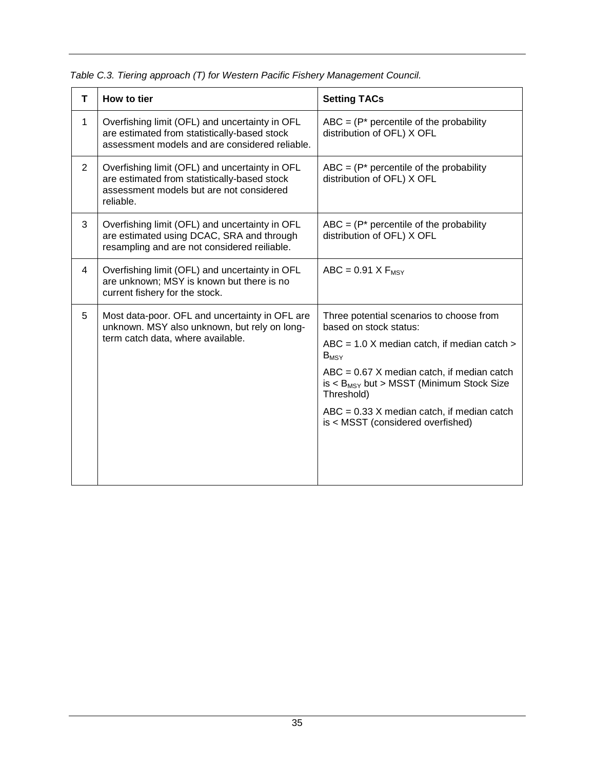*Table C.3. Tiering approach (T) for Western Pacific Fishery Management Council.*

| T | How to tier | Setting TACs |
|---|---|---|
| 1 | Overfishing limit (OFL) and uncertainty in OFL are estimated from statistically-based stock assessment models and are considered reliable. | ABC = (P* percentile of the probability distribution of OFL) X OFL |
| 2 | Overfishing limit (OFL) and uncertainty in OFL are estimated from statistically-based stock assessment models but are not considered reliable. | ABC = (P* percentile of the probability distribution of OFL) X OFL |
| 3 | Overfishing limit (OFL) and uncertainty in OFL are estimated using DCAC, SRA and through resampling and are not considered reiliable. | ABC = (P* percentile of the probability distribution of OFL) X OFL |
| 4 | Overfishing limit (OFL) and uncertainty in OFL are unknown; MSY is known but there is no current fishery for the stock. | ABC = 0.91 X $F_{MSY}$ |
| 5 | Most data-poor. OFL and uncertainty in OFL are unknown. MSY also unknown, but rely on long-term catch data, where available. | Three potential scenarios to choose from based on stock status:<br><br>ABC = 1.0 X median catch, if median catch > $B_{MSY}$<br><br>ABC = 0.67 X median catch, if median catch is < $B_{MSY}$ but > MSST (Minimum Stock Size Threshold)<br><br>ABC = 0.33 X median catch, if median catch is < MSST (considered overfished) |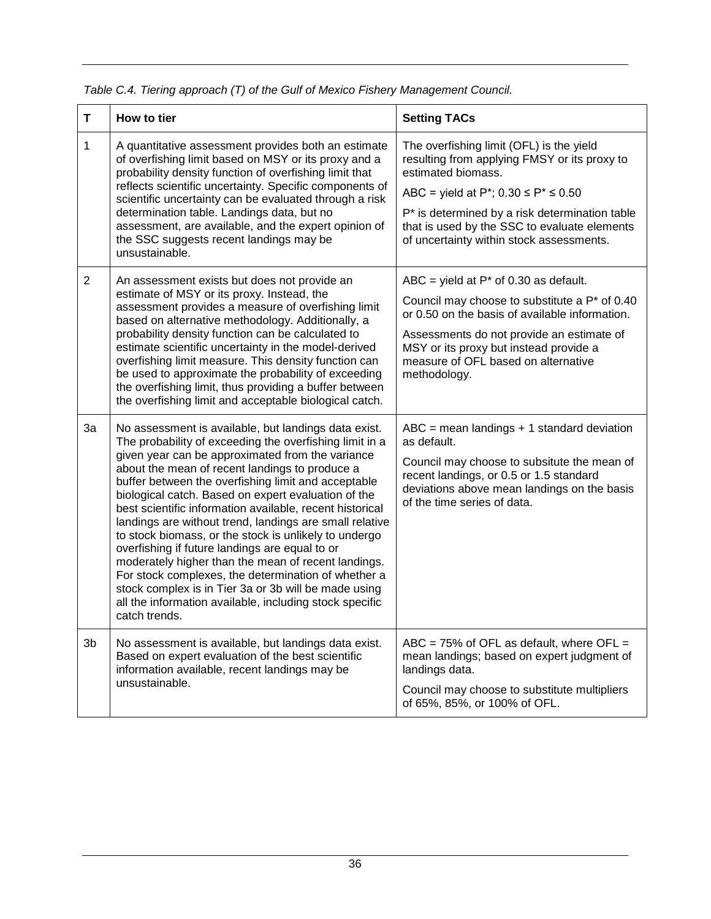*Table C.4. Tiering approach (T) of the Gulf of Mexico Fishery Management Council.*

| T | How to tier | Setting TACs |
|---|---|---|
| 1 | A quantitative assessment provides both an estimate of overfishing limit based on MSY or its proxy and a probability density function of overfishing limit that reflects scientific uncertainty. Specific components of scientific uncertainty can be evaluated through a risk determination table. Landings data, but no assessment, are available, and the expert opinion of the SSC suggests recent landings may be unsustainable. | The overfishing limit (OFL) is the yield resulting from applying FMSY or its proxy to estimated biomass.<br><br>ABC = yield at P*; $0.30 \leq P^* \leq 0.50$<br><br>P* is determined by a risk determination table that is used by the SSC to evaluate elements of uncertainty within stock assessments. |
| 2 | An assessment exists but does not provide an estimate of MSY or its proxy. Instead, the assessment provides a measure of overfishing limit based on alternative methodology. Additionally, a probability density function can be calculated to estimate scientific uncertainty in the model-derived overfishing limit measure. This density function can be used to approximate the probability of exceeding the overfishing limit, thus providing a buffer between the overfishing limit and acceptable biological catch. | ABC = yield at P* of 0.30 as default.<br><br>Council may choose to substitute a P* of 0.40 or 0.50 on the basis of available information.<br><br>Assessments do not provide an estimate of MSY or its proxy but instead provide a measure of OFL based on alternative methodology. |
| 3a | No assessment is available, but landings data exist. The probability of exceeding the overfishing limit in a given year can be approximated from the variance about the mean of recent landings to produce a buffer between the overfishing limit and acceptable biological catch. Based on expert evaluation of the best scientific information available, recent historical landings are without trend, landings are small relative to stock biomass, or the stock is unlikely to undergo overfishing if future landings are equal to or moderately higher than the mean of recent landings. For stock complexes, the determination of whether a stock complex is in Tier 3a or 3b will be made using all the information available, including stock specific catch trends. | ABC = mean landings + 1 standard deviation as default.<br><br>Council may choose to subsitute the mean of recent landings, or 0.5 or 1.5 standard deviations above mean landings on the basis of the time series of data. |
| 3b | No assessment is available, but landings data exist. Based on expert evaluation of the best scientific information available, recent landings may be unsustainable. | ABC = 75% of OFL as default, where OFL = mean landings; based on expert judgment of landings data.<br><br>Council may choose to substitute multipliers of 65%, 85%, or 100% of OFL. |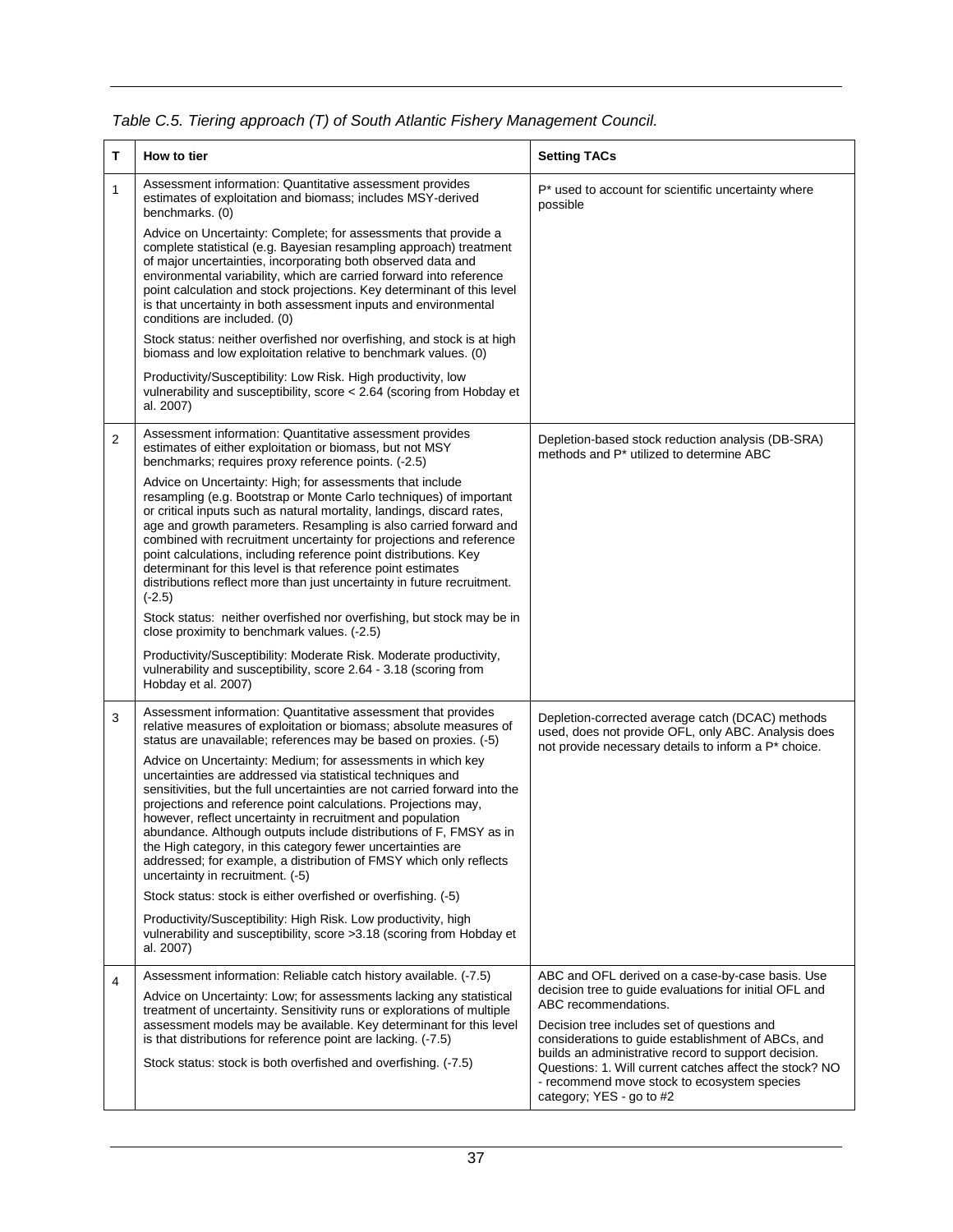*Table C.5. Tiering approach (T) of South Atlantic Fishery Management Council.*

| T | How to tier | Setting TACs |
|---|---|---|
| 1 | Assessment information: Quantitative assessment provides estimates of exploitation and biomass; includes MSY-derived benchmarks. (0)<br><br>Advice on Uncertainty: Complete; for assessments that provide a complete statistical (e.g. Bayesian resampling approach) treatment of major uncertainties, incorporating both observed data and environmental variability, which are carried forward into reference point calculation and stock projections. Key determinant of this level is that uncertainty in both assessment inputs and environmental conditions are included. (0)<br><br>Stock status: neither overfished nor overfishing, and stock is at high biomass and low exploitation relative to benchmark values. (0)<br><br>Productivity/Susceptibility: Low Risk. High productivity, low vulnerability and susceptibility, score < 2.64 (scoring from Hobday et al. 2007) | P* used to account for scientific uncertainty where possible |
| 2 | Assessment information: Quantitative assessment provides estimates of either exploitation or biomass, but not MSY benchmarks; requires proxy reference points. (-2.5)<br><br>Advice on Uncertainty: High; for assessments that include resampling (e.g. Bootstrap or Monte Carlo techniques) of important or critical inputs such as natural mortality, landings, discard rates, age and growth parameters. Resampling is also carried forward and combined with recruitment uncertainty for projections and reference point calculations, including reference point distributions. Key determinant for this level is that reference point estimates distributions reflect more than just uncertainty in future recruitment. (-2.5)<br><br>Stock status: neither overfished nor overfishing, but stock may be in close proximity to benchmark values. (-2.5)<br><br>Productivity/Susceptibility: Moderate Risk. Moderate productivity, vulnerability and susceptibility, score 2.64 - 3.18 (scoring from Hobday et al. 2007) | Depletion-based stock reduction analysis (DB-SRA) methods and P* utilized to determine ABC |
| 3 | Assessment information: Quantitative assessment that provides relative measures of exploitation or biomass; absolute measures of status are unavailable; references may be based on proxies. (-5)<br><br>Advice on Uncertainty: Medium; for assessments in which key uncertainties are addressed via statistical techniques and sensitivities, but the full uncertainties are not carried forward into the projections and reference point calculations. Projections may, however, reflect uncertainty in recruitment and population abundance. Although outputs include distributions of F, FMSY as in the High category, in this category fewer uncertainties are addressed; for example, a distribution of FMSY which only reflects uncertainty in recruitment. (-5)<br><br>Stock status: stock is either overfished or overfishing. (-5)<br><br>Productivity/Susceptibility: High Risk. Low productivity, high vulnerability and susceptibility, score >3.18 (scoring from Hobday et al. 2007) | Depletion-corrected average catch (DCAC) methods used, does not provide OFL, only ABC. Analysis does not provide necessary details to inform a P* choice. |
| 4 | Assessment information: Reliable catch history available. (-7.5)<br><br>Advice on Uncertainty: Low; for assessments lacking any statistical treatment of uncertainty. Sensitivity runs or explorations of multiple assessment models may be available. Key determinant for this level is that distributions for reference point are lacking. (-7.5)<br><br>Stock status: stock is both overfished and overfishing. (-7.5) | ABC and OFL derived on a case-by-case basis. Use decision tree to guide evaluations for initial OFL and ABC recommendations.<br><br>Decision tree includes set of questions and considerations to guide establishment of ABCs, and builds an administrative record to support decision. Questions: 1. Will current catches affect the stock? NO - recommend move stock to ecosystem species category; YES - go to #2 |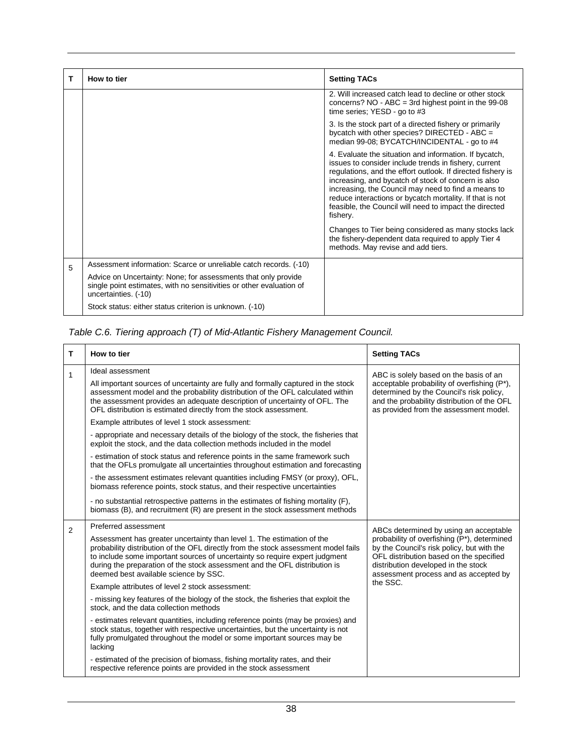| T | How to tier | Setting TACs |
|---|---|---|
| | | 2. Will increased catch lead to decline or other stock concerns? NO - ABC = 3rd highest point in the 99-08 time series; YESD - go to #3<br><br>3. Is the stock part of a directed fishery or primarily bycatch with other species? DIRECTED - ABC = median 99-08; BYCATCH/INCIDENTAL - go to #4<br><br>4. Evaluate the situation and information. If bycatch, issues to consider include trends in fishery, current regulations, and the effort outlook. If directed fishery is increasing, and bycatch of stock of concern is also increasing, the Council may need to find a means to reduce interactions or bycatch mortality. If that is not feasible, the Council will need to impact the directed fishery.<br><br>Changes to Tier being considered as many stocks lack the fishery-dependent data required to apply Tier 4 methods. May revise and add tiers. |
| 5 | Assessment information: Scarce or unreliable catch records. (-10)<br><br>Advice on Uncertainty: None; for assessments that only provide single point estimates, with no sensitivities or other evaluation of uncertainties. (-10)<br><br>Stock status: either status criterion is unknown. (-10) | |

*Table C.6. Tiering approach (T) of Mid-Atlantic Fishery Management Council.*

| T | How to tier | Setting TACs |
|---|---|---|
| 1 | Ideal assessment<br><br>All important sources of uncertainty are fully and formally captured in the stock assessment model and the probability distribution of the OFL calculated within the assessment provides an adequate description of uncertainty of OFL. The OFL distribution is estimated directly from the stock assessment.<br><br>Example attributes of level 1 stock assessment:<br><br>- appropriate and necessary details of the biology of the stock, the fisheries that exploit the stock, and the data collection methods included in the model<br><br>- estimation of stock status and reference points in the same framework such that the OFLs promulgate all uncertainties throughout estimation and forecasting<br><br>- the assessment estimates relevant quantities including FMSY (or proxy), OFL, biomass reference points, stock status, and their respective uncertainties<br><br>- no substantial retrospective patterns in the estimates of fishing mortality (F), biomass (B), and recruitment (R) are present in the stock assessment methods | ABC is solely based on the basis of an acceptable probability of overfishing (P*), determined by the Council's risk policy, and the probability distribution of the OFL as provided from the assessment model. |
| 2 | Preferred assessment<br><br>Assessment has greater uncertainty than level 1. The estimation of the probability distribution of the OFL directly from the stock assessment model fails to include some important sources of uncertainty so require expert judgment during the preparation of the stock assessment and the OFL distribution is deemed best available science by SSC.<br><br>Example attributes of level 2 stock assessment:<br><br>- missing key features of the biology of the stock, the fisheries that exploit the stock, and the data collection methods<br><br>- estimates relevant quantities, including reference points (may be proxies) and stock status, together with respective uncertainties, but the uncertainty is not fully promulgated throughout the model or some important sources may be lacking<br><br>- estimated of the precision of biomass, fishing mortality rates, and their respective reference points are provided in the stock assessment | ABCs determined by using an acceptable probability of overfishing (P*), determined by the Council's risk policy, but with the OFL distribution based on the specified distribution developed in the stock assessment process and as accepted by the SSC. |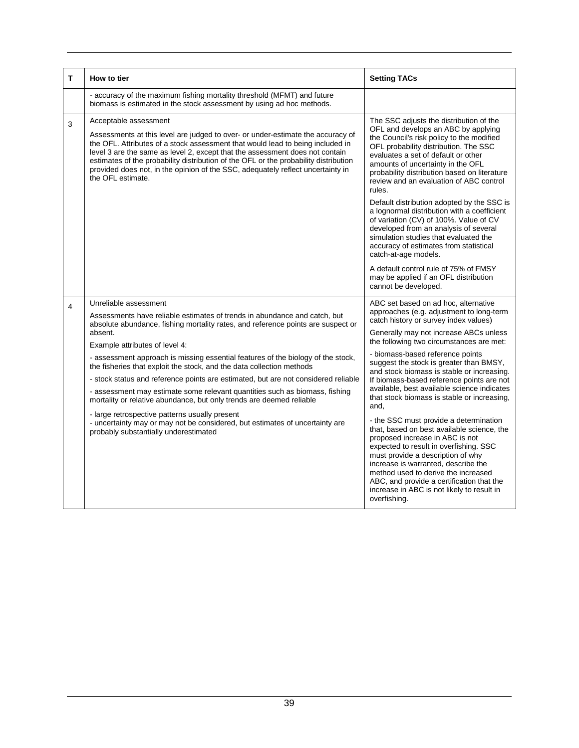| T | How to tier | Setting TACs |
|---|---|---|
| | - accuracy of the maximum fishing mortality threshold (MFMT) and future biomass is estimated in the stock assessment by using ad hoc methods. | |
| 3 | Acceptable assessment<br><br>Assessments at this level are judged to over- or under-estimate the accuracy of the OFL. Attributes of a stock assessment that would lead to being included in level 3 are the same as level 2, except that the assessment does not contain estimates of the probability distribution of the OFL or the probability distribution provided does not, in the opinion of the SSC, adequately reflect uncertainty in the OFL estimate. | The SSC adjusts the distribution of the OFL and develops an ABC by applying the Council's risk policy to the modified OFL probability distribution. The SSC evaluates a set of default or other amounts of uncertainty in the OFL probability distribution based on literature review and an evaluation of ABC control rules.<br><br>Default distribution adopted by the SSC is a lognormal distribution with a coefficient of variation (CV) of 100%. Value of CV developed from an analysis of several simulation studies that evaluated the accuracy of estimates from statistical catch-at-age models.<br><br>A default control rule of 75% of FMSY may be applied if an OFL distribution cannot be developed. |
| 4 | Unreliable assessment<br><br>Assessments have reliable estimates of trends in abundance and catch, but absolute abundance, fishing mortality rates, and reference points are suspect or absent.<br><br>Example attributes of level 4:<br><br>- assessment approach is missing essential features of the biology of the stock, the fisheries that exploit the stock, and the data collection methods<br><br>- stock status and reference points are estimated, but are not considered reliable<br><br>- assessment may estimate some relevant quantities such as biomass, fishing mortality or relative abundance, but only trends are deemed reliable<br><br>- large retrospective patterns usually present<br>- uncertainty may or may not be considered, but estimates of uncertainty are probably substantially underestimated | ABC set based on ad hoc, alternative approaches (e.g. adjustment to long-term catch history or survey index values)<br><br>Generally may not increase ABCs unless the following two circumstances are met:<br><br>- biomass-based reference points suggest the stock is greater than BMSY, and stock biomass is stable or increasing. If biomass-based reference points are not available, best available science indicates that stock biomass is stable or increasing, and,<br><br>- the SSC must provide a determination that, based on best available science, the proposed increase in ABC is not expected to result in overfishing. SSC must provide a description of why increase is warranted, describe the method used to derive the increased ABC, and provide a certification that the increase in ABC is not likely to result in overfishing. |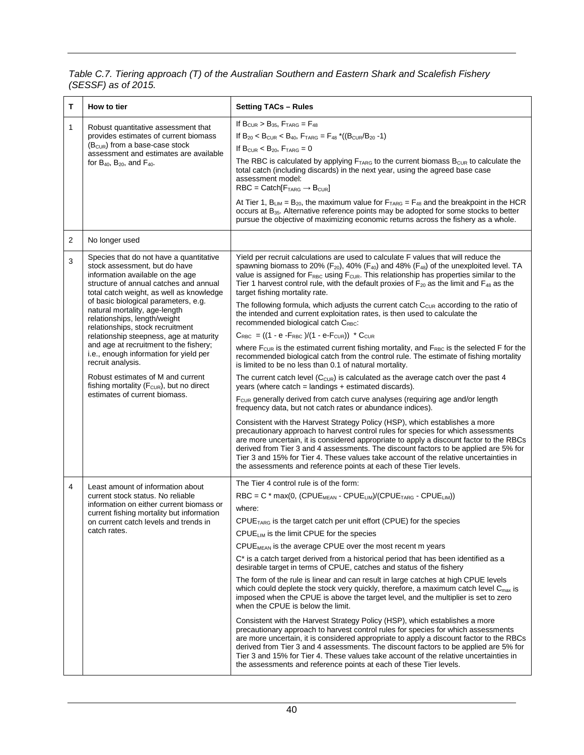*Table C.7. Tiering approach (T) of the Australian Southern and Eastern Shark and Scalefish Fishery (SESSF) as of 2015.*

| T | How to tier | Setting TACs – Rules |
|---|---|---|
| 1 | Robust quantitative assessment that provides estimates of current biomass ($B_{CUR}$) from a base-case stock assessment and estimates are available for $B_{40}$, $B_{20}$, and $F_{40}$. | If $B_{CUR} > B_{35}$, $F_{TARG} = F_{48}$<br>If $B_{20} < B_{CUR} < B_{40}$, $F_{TARG} = F_{48} *((B_{CUR}/B_{20} - 1)$<br>If $B_{CUR} < B_{20}$, $F_{TARG} = 0$<br>The RBC is calculated by applying $F_{TARG}$ to the current biomass $B_{CUR}$ to calculate the total catch (including discards) in the next year, using the agreed base case assessment model:<br>$RBC = Catch[F_{TARG} \rightarrow B_{CUR}]$<br>At Tier 1, $B_{LIM} = B_{20}$, the maximum value for $F_{TARG} = F_{48}$ and the breakpoint in the HCR occurs at $B_{35}$. Alternative reference points may be adopted for some stocks to better pursue the objective of maximizing economic returns across the fishery as a whole. |
| 2 | No longer used | |
| 3 | Species that do not have a quantitative stock assessment, but do have information available on the age structure of annual catches and annual total catch weight, as well as knowledge of basic biological parameters, e.g. natural mortality, age-length relationships, length/weight relationships, stock recruitment relationship steepness, age at maturity and age at recruitment to the fishery; i.e., enough information for yield per recruit analysis.<br>Robust estimates of M and current fishing mortality ($F_{CUR}$), but no direct estimates of current biomass. | Yield per recruit calculations are used to calculate F values that will reduce the spawning biomass to 20% ($F_{20}$), 40% ($F_{40}$) and 48% ($F_{48}$) of the unexploited level. TA value is assigned for $F_{RBC}$ using $F_{CUR}$. This relationship has properties similar to the Tier 1 harvest control rule, with the default proxies of $F_{20}$ as the limit and $F_{48}$ as the target fishing mortality rate.<br>The following formula, which adjusts the current catch $C_{CUR}$ according to the ratio of the intended and current exploitation rates, is then used to calculate the recommended biological catch $C_{RBC}$:<br>$C_{RBC} = ((1 - e^{-F_{RBC}})/(1 - e^{-F_{CUR}})) * C_{CUR}$<br>where $F_{CUR}$ is the estimated current fishing mortality, and $F_{RBC}$ is the selected F for the recommended biological catch from the control rule. The estimate of fishing mortality is limited to be no less than 0.1 of natural mortality.<br>The current catch level ($C_{CUR}$) is calculated as the average catch over the past 4 years (where catch = landings + estimated discards).<br>$F_{CUR}$ generally derived from catch curve analyses (requiring age and/or length frequency data, but not catch rates or abundance indices).<br>Consistent with the Harvest Strategy Policy (HSP), which establishes a more precautionary approach to harvest control rules for species for which assessments are more uncertain, it is considered appropriate to apply a discount factor to the RBCs derived from Tier 3 and 4 assessments. The discount factors to be applied are 5% for Tier 3 and 15% for Tier 4. These values take account of the relative uncertainties in the assessments and reference points at each of these Tier levels. |
| 4 | Least amount of information about current stock status. No reliable information on either current biomass or current fishing mortality but information on current catch levels and trends in catch rates. | The Tier 4 control rule is of the form:<br>$RBC = C * \max(0, (CPUE_{MEAN} - CPUE_{LIM})/(CPUE_{TARG} - CPUE_{LIM}))$<br>where:<br>$CPUE_{TARG}$ is the target catch per unit effort (CPUE) for the species<br>$CPUE_{LIM}$ is the limit CPUE for the species<br>$CPUE_{MEAN}$ is the average CPUE over the most recent m years<br>C* is a catch target derived from a historical period that has been identified as a desirable target in terms of CPUE, catches and status of the fishery<br>The form of the rule is linear and can result in large catches at high CPUE levels which could deplete the stock very quickly, therefore, a maximum catch level $C_{max}$ is imposed when the CPUE is above the target level, and the multiplier is set to zero when the CPUE is below the limit.<br>Consistent with the Harvest Strategy Policy (HSP), which establishes a more precautionary approach to harvest control rules for species for which assessments are more uncertain, it is considered appropriate to apply a discount factor to the RBCs derived from Tier 3 and 4 assessments. The discount factors to be applied are 5% for Tier 3 and 15% for Tier 4. These values take account of the relative uncertainties in the assessments and reference points at each of these Tier levels. |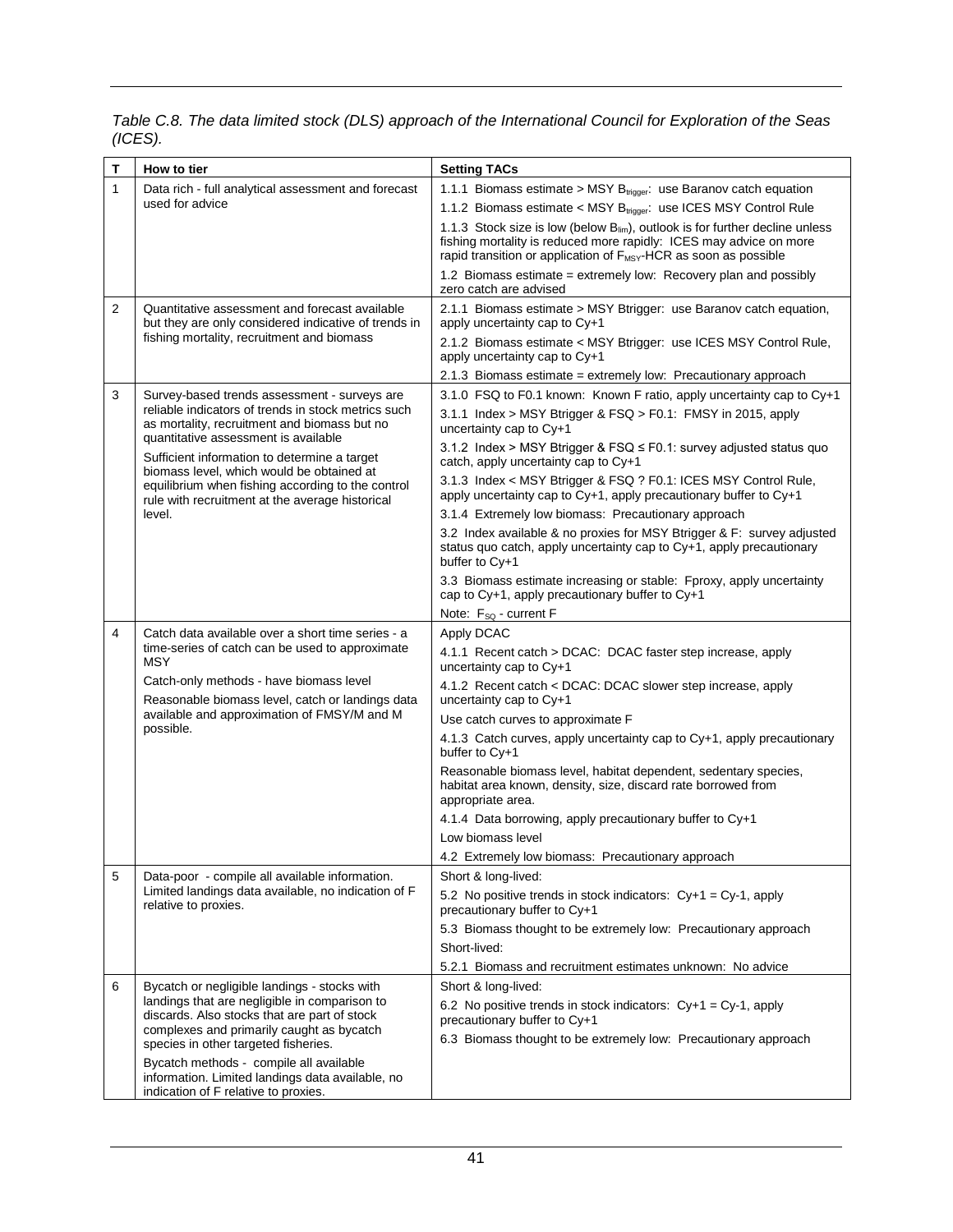*Table C.8. The data limited stock (DLS) approach of the International Council for Exploration of the Seas (ICES).*

| T | How to tier | Setting TACs |
|---|---|---|
| 1 | Data rich - full analytical assessment and forecast used for advice | 1.1.1 Biomass estimate > MSY $B_{trigger}$: use Baranov catch equation |
| | | 1.1.2 Biomass estimate < MSY $B_{trigger}$: use ICES MSY Control Rule |
| | | 1.1.3 Stock size is low (below $B_{lim}$), outlook is for further decline unless fishing mortality is reduced more rapidly: ICES may advice on more rapid transition or application of $F_{MSY}$-HCR as soon as possible |
| | | 1.2 Biomass estimate = extremely low: Recovery plan and possibly zero catch are advised |
| 2 | Quantitative assessment and forecast available but they are only considered indicative of trends in fishing mortality, recruitment and biomass | 2.1.1 Biomass estimate > MSY Btrigger: use Baranov catch equation, apply uncertainty cap to Cy+1 |
| | | 2.1.2 Biomass estimate < MSY Btrigger: use ICES MSY Control Rule, apply uncertainty cap to Cy+1 |
| | | 2.1.3 Biomass estimate = extremely low: Precautionary approach |
| 3 | Survey-based trends assessment - surveys are reliable indicators of trends in stock metrics such as mortality, recruitment and biomass but no quantitative assessment is available | 3.1.0 FSQ to F0.1 known: Known F ratio, apply uncertainty cap to Cy+1 |
| | Sufficient information to determine a target biomass level, which would be obtained at equilibrium when fishing according to the control rule with recruitment at the average historical level. | 3.1.1 Index > MSY Btrigger & FSQ > F0.1: FMSY in 2015, apply uncertainty cap to Cy+1 |
| | | 3.1.2 Index > MSY Btrigger & FSQ ≤ F0.1: survey adjusted status quo catch, apply uncertainty cap to Cy+1 |
| | | 3.1.3 Index < MSY Btrigger & FSQ ? F0.1: ICES MSY Control Rule, apply uncertainty cap to Cy+1, apply precautionary buffer to Cy+1 |
| | | 3.1.4 Extremely low biomass: Precautionary approach |
| | | 3.2 Index available & no proxies for MSY Btrigger & F: survey adjusted status quo catch, apply uncertainty cap to Cy+1, apply precautionary buffer to Cy+1 |
| | | 3.3 Biomass estimate increasing or stable: Fproxy, apply uncertainty cap to Cy+1, apply precautionary buffer to Cy+1 |
| | | Note: $F_{SQ}$ - current F |
| 4 | Catch data available over a short time series - a time-series of catch can be used to approximate MSY | Apply DCAC |
| | Catch-only methods - have biomass level | 4.1.1 Recent catch > DCAC: DCAC faster step increase, apply uncertainty cap to Cy+1 |
| | Reasonable biomass level, catch or landings data available and approximation of FMSY/M and M possible. | 4.1.2 Recent catch < DCAC: DCAC slower step increase, apply uncertainty cap to Cy+1 |
| | | Use catch curves to approximate F |
| | | 4.1.3 Catch curves, apply uncertainty cap to Cy+1, apply precautionary buffer to Cy+1 |
| | | Reasonable biomass level, habitat dependent, sedentary species, habitat area known, density, size, discard rate borrowed from appropriate area. |
| | | 4.1.4 Data borrowing, apply precautionary buffer to Cy+1 |
| | | Low biomass level |
| | | 4.2 Extremely low biomass: Precautionary approach |
| 5 | Data-poor - compile all available information. Limited landings data available, no indication of F relative to proxies. | Short & long-lived: |
| | | 5.2 No positive trends in stock indicators: Cy+1 = Cy-1, apply precautionary buffer to Cy+1 |
| | | 5.3 Biomass thought to be extremely low: Precautionary approach |
| | | Short-lived: |
| | | 5.2.1 Biomass and recruitment estimates unknown: No advice |
| 6 | Bycatch or negligible landings - stocks with landings that are negligible in comparison to discards. Also stocks that are part of stock complexes and primarily caught as bycatch species in other targeted fisheries. | Short & long-lived: |
| | Bycatch methods - compile all available information. Limited landings data available, no indication of F relative to proxies. | 6.2 No positive trends in stock indicators: Cy+1 = Cy-1, apply precautionary buffer to Cy+1 |
| | | 6.3 Biomass thought to be extremely low: Precautionary approach |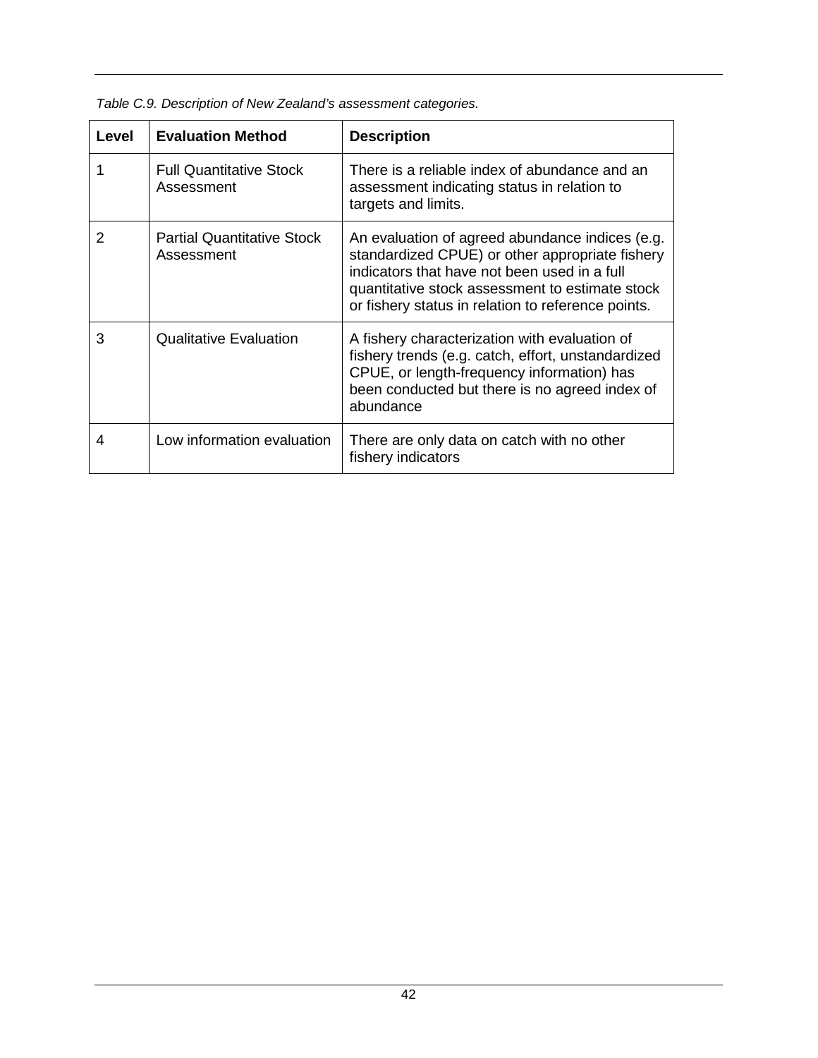*Table C.9. Description of New Zealand's assessment categories.*

| Level | Evaluation Method | Description |
|---|---|---|
| 1 | Full Quantitative Stock Assessment | There is a reliable index of abundance and an assessment indicating status in relation to targets and limits. |
| 2 | Partial Quantitative Stock Assessment | An evaluation of agreed abundance indices (e.g. standardized CPUE) or other appropriate fishery indicators that have not been used in a full quantitative stock assessment to estimate stock or fishery status in relation to reference points. |
| 3 | Qualitative Evaluation | A fishery characterization with evaluation of fishery trends (e.g. catch, effort, unstandardized CPUE, or length-frequency information) has been conducted but there is no agreed index of abundance |
| 4 | Low information evaluation | There are only data on catch with no other fishery indicators |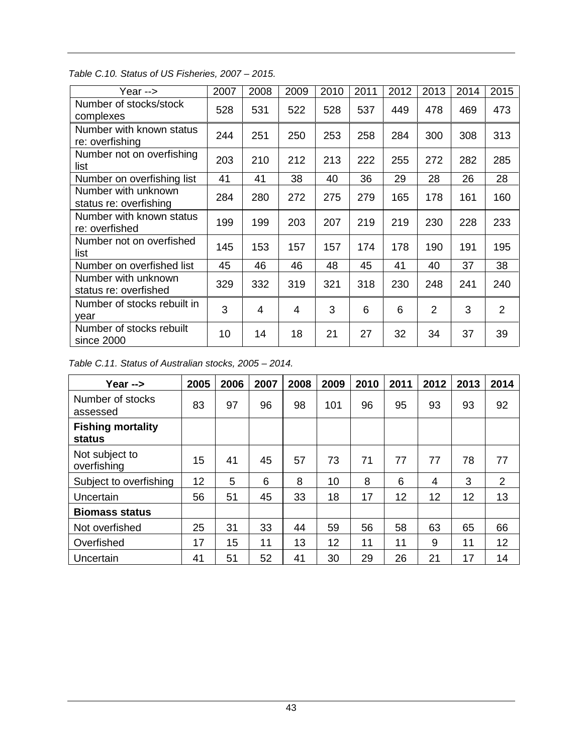*Table C.10. Status of US Fisheries, 2007 – 2015.*

| Year --> | 2007 | 2008 | 2009 | 2010 | 2011 | 2012 | 2013 | 2014 | 2015 |
|---|---|---|---|---|---|---|---|---|---|
| Number of stocks/stock complexes | 528 | 531 | 522 | 528 | 537 | 449 | 478 | 469 | 473 |
| Number with known status re: overfishing | 244 | 251 | 250 | 253 | 258 | 284 | 300 | 308 | 313 |
| Number not on overfishing list | 203 | 210 | 212 | 213 | 222 | 255 | 272 | 282 | 285 |
| Number on overfishing list | 41 | 41 | 38 | 40 | 36 | 29 | 28 | 26 | 28 |
| Number with unknown status re: overfishing | 284 | 280 | 272 | 275 | 279 | 165 | 178 | 161 | 160 |
| Number with known status re: overfished | 199 | 199 | 203 | 207 | 219 | 219 | 230 | 228 | 233 |
| Number not on overfished list | 145 | 153 | 157 | 157 | 174 | 178 | 190 | 191 | 195 |
| Number on overfished list | 45 | 46 | 46 | 48 | 45 | 41 | 40 | 37 | 38 |
| Number with unknown status re: overfished | 329 | 332 | 319 | 321 | 318 | 230 | 248 | 241 | 240 |
| Number of stocks rebuilt in year | 3 | 4 | 4 | 3 | 6 | 6 | 2 | 3 | 2 |
| Number of stocks rebuilt since 2000 | 10 | 14 | 18 | 21 | 27 | 32 | 34 | 37 | 39 |

*Table C.11. Status of Australian stocks, 2005 – 2014.*

| **Year -->** | **2005** | **2006** | **2007** | **2008** | **2009** | **2010** | **2011** | **2012** | **2013** | **2014** |
|---|---|---|---|---|---|---|---|---|---|---|
| Number of stocks assessed | 83 | 97 | 96 | 98 | 101 | 96 | 95 | 93 | 93 | 92 |
| **Fishing mortality status** | | | | | | | | | | |
| Not subject to overfishing | 15 | 41 | 45 | 57 | 73 | 71 | 77 | 77 | 78 | 77 |
| Subject to overfishing | 12 | 5 | 6 | 8 | 10 | 8 | 6 | 4 | 3 | 2 |
| Uncertain | 56 | 51 | 45 | 33 | 18 | 17 | 12 | 12 | 12 | 13 |
| **Biomass status** | | | | | | | | | | |
| Not overfished | 25 | 31 | 33 | 44 | 59 | 56 | 58 | 63 | 65 | 66 |
| Overfished | 17 | 15 | 11 | 13 | 12 | 11 | 11 | 9 | 11 | 12 |
| Uncertain | 41 | 51 | 52 | 41 | 30 | 29 | 26 | 21 | 17 | 14 |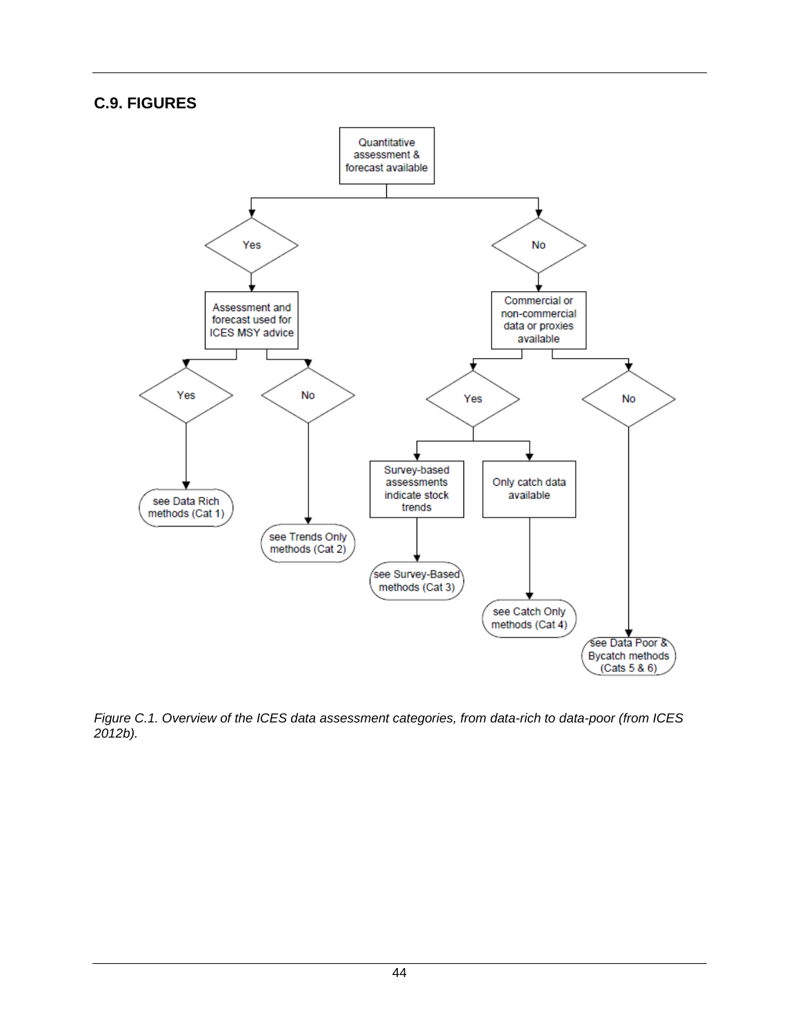## C.9. FIGURES

Quantitative assessment & forecast available

- Yes → Assessment and forecast used for ICES MSY advice
  - Yes → see Data Rich methods (Cat 1)
  - No → see Trends Only methods (Cat 2)
- No → Commercial or non-commercial data or proxies available
  - Yes
    - Survey-based assessments indicate stock trends → see Survey-Based methods (Cat 3)
    - Only catch data available → see Catch Only methods (Cat 4)
  - No → see Data Poor & Bycatch methods (Cats 5 & 6)

*Figure C.1. Overview of the ICES data assessment categories, from data-rich to data-poor (from ICES 2012b).*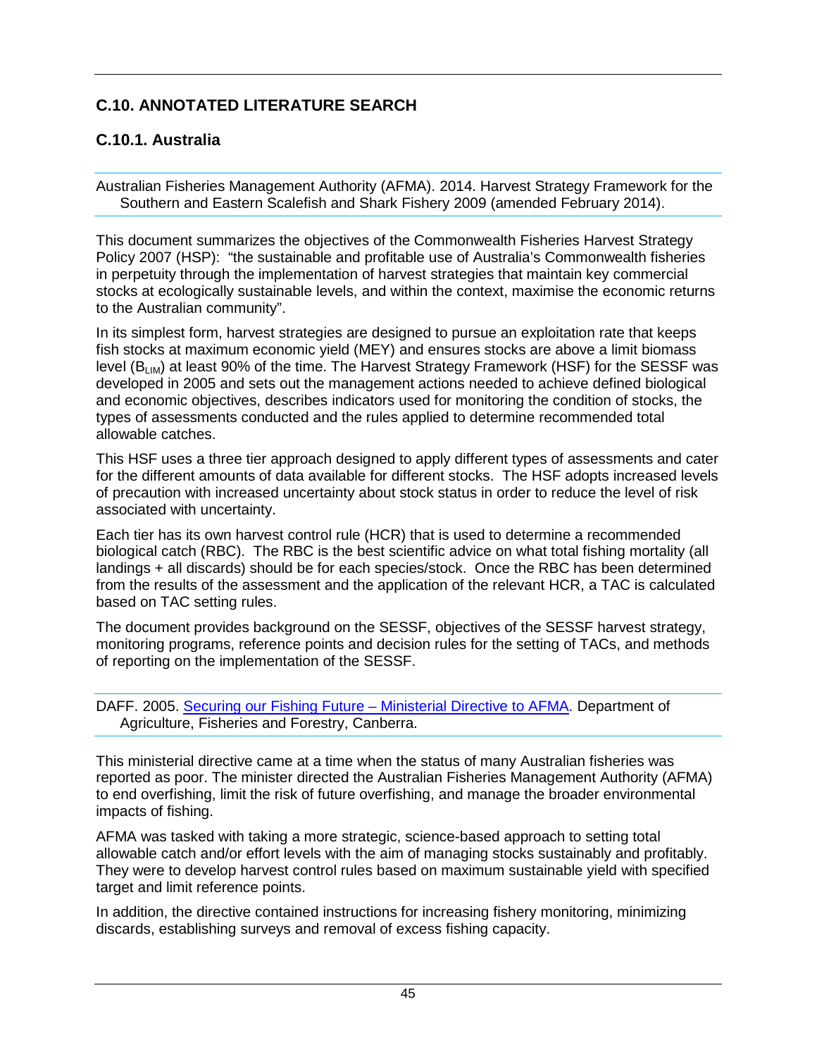## C.10. ANNOTATED LITERATURE SEARCH

### C.10.1. Australia

Australian Fisheries Management Authority (AFMA). 2014. Harvest Strategy Framework for the Southern and Eastern Scalefish and Shark Fishery 2009 (amended February 2014).

This document summarizes the objectives of the Commonwealth Fisheries Harvest Strategy Policy 2007 (HSP): "the sustainable and profitable use of Australia's Commonwealth fisheries in perpetuity through the implementation of harvest strategies that maintain key commercial stocks at ecologically sustainable levels, and within the context, maximise the economic returns to the Australian community".

In its simplest form, harvest strategies are designed to pursue an exploitation rate that keeps fish stocks at maximum economic yield (MEY) and ensures stocks are above a limit biomass level ($B_{LIM}$) at least 90% of the time. The Harvest Strategy Framework (HSF) for the SESSF was developed in 2005 and sets out the management actions needed to achieve defined biological and economic objectives, describes indicators used for monitoring the condition of stocks, the types of assessments conducted and the rules applied to determine recommended total allowable catches.

This HSF uses a three tier approach designed to apply different types of assessments and cater for the different amounts of data available for different stocks. The HSF adopts increased levels of precaution with increased uncertainty about stock status in order to reduce the level of risk associated with uncertainty.

Each tier has its own harvest control rule (HCR) that is used to determine a recommended biological catch (RBC). The RBC is the best scientific advice on what total fishing mortality (all landings + all discards) should be for each species/stock. Once the RBC has been determined from the results of the assessment and the application of the relevant HCR, a TAC is calculated based on TAC setting rules.

The document provides background on the SESSF, objectives of the SESSF harvest strategy, monitoring programs, reference points and decision rules for the setting of TACs, and methods of reporting on the implementation of the SESSF.

DAFF. 2005. Securing our Fishing Future – Ministerial Directive to AFMA. Department of Agriculture, Fisheries and Forestry, Canberra.

This ministerial directive came at a time when the status of many Australian fisheries was reported as poor. The minister directed the Australian Fisheries Management Authority (AFMA) to end overfishing, limit the risk of future overfishing, and manage the broader environmental impacts of fishing.

AFMA was tasked with taking a more strategic, science-based approach to setting total allowable catch and/or effort levels with the aim of managing stocks sustainably and profitably. They were to develop harvest control rules based on maximum sustainable yield with specified target and limit reference points.

In addition, the directive contained instructions for increasing fishery monitoring, minimizing discards, establishing surveys and removal of excess fishing capacity.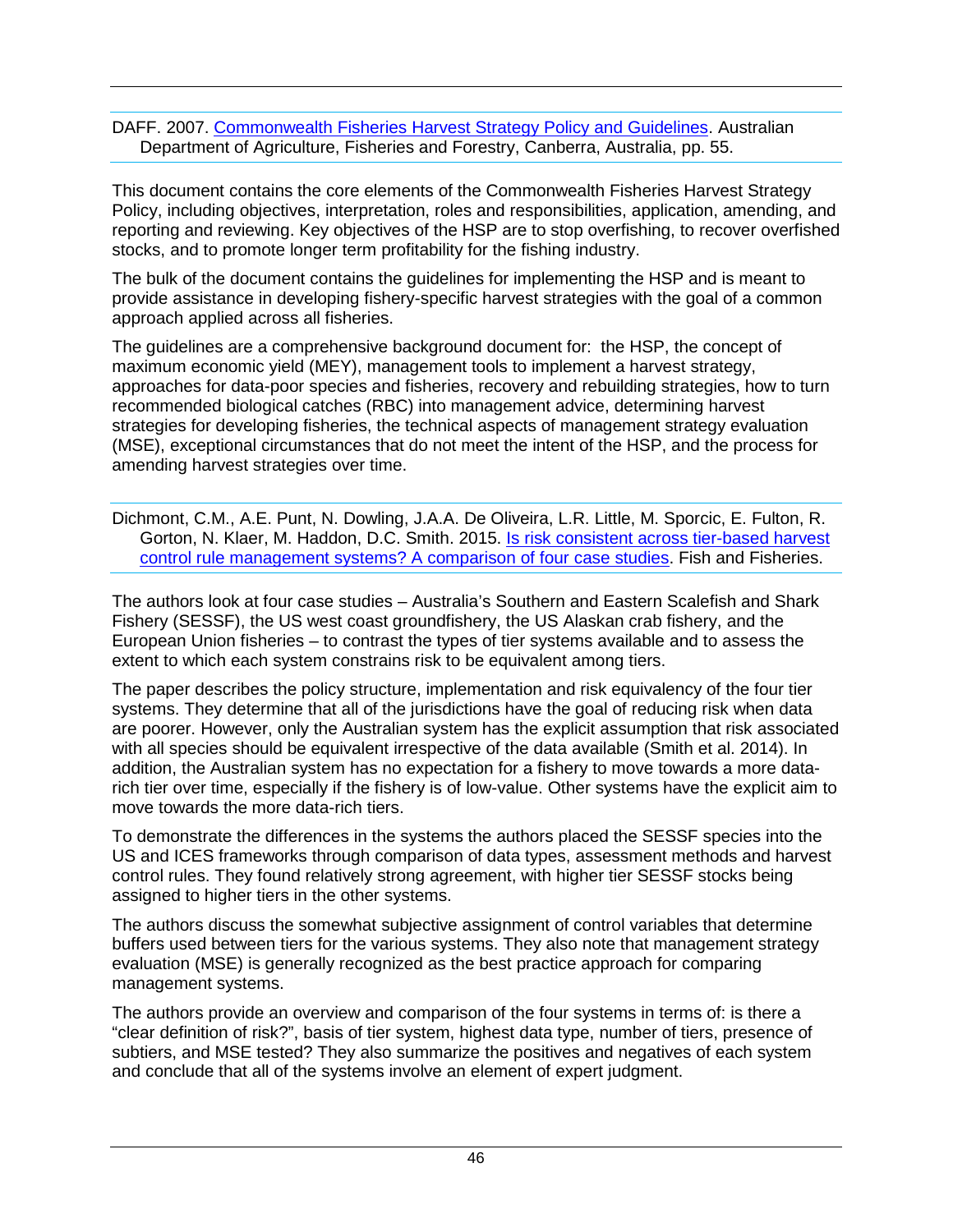DAFF. 2007. Commonwealth Fisheries Harvest Strategy Policy and Guidelines. Australian Department of Agriculture, Fisheries and Forestry, Canberra, Australia, pp. 55.

This document contains the core elements of the Commonwealth Fisheries Harvest Strategy Policy, including objectives, interpretation, roles and responsibilities, application, amending, and reporting and reviewing. Key objectives of the HSP are to stop overfishing, to recover overfished stocks, and to promote longer term profitability for the fishing industry.

The bulk of the document contains the guidelines for implementing the HSP and is meant to provide assistance in developing fishery-specific harvest strategies with the goal of a common approach applied across all fisheries.

The guidelines are a comprehensive background document for: the HSP, the concept of maximum economic yield (MEY), management tools to implement a harvest strategy, approaches for data-poor species and fisheries, recovery and rebuilding strategies, how to turn recommended biological catches (RBC) into management advice, determining harvest strategies for developing fisheries, the technical aspects of management strategy evaluation (MSE), exceptional circumstances that do not meet the intent of the HSP, and the process for amending harvest strategies over time.

Dichmont, C.M., A.E. Punt, N. Dowling, J.A.A. De Oliveira, L.R. Little, M. Sporcic, E. Fulton, R. Gorton, N. Klaer, M. Haddon, D.C. Smith. 2015. Is risk consistent across tier-based harvest control rule management systems? A comparison of four case studies. Fish and Fisheries.

The authors look at four case studies – Australia's Southern and Eastern Scalefish and Shark Fishery (SESSF), the US west coast groundfishery, the US Alaskan crab fishery, and the European Union fisheries – to contrast the types of tier systems available and to assess the extent to which each system constrains risk to be equivalent among tiers.

The paper describes the policy structure, implementation and risk equivalency of the four tier systems. They determine that all of the jurisdictions have the goal of reducing risk when data are poorer. However, only the Australian system has the explicit assumption that risk associated with all species should be equivalent irrespective of the data available (Smith et al. 2014). In addition, the Australian system has no expectation for a fishery to move towards a more data-rich tier over time, especially if the fishery is of low-value. Other systems have the explicit aim to move towards the more data-rich tiers.

To demonstrate the differences in the systems the authors placed the SESSF species into the US and ICES frameworks through comparison of data types, assessment methods and harvest control rules. They found relatively strong agreement, with higher tier SESSF stocks being assigned to higher tiers in the other systems.

The authors discuss the somewhat subjective assignment of control variables that determine buffers used between tiers for the various systems. They also note that management strategy evaluation (MSE) is generally recognized as the best practice approach for comparing management systems.

The authors provide an overview and comparison of the four systems in terms of: is there a "clear definition of risk?", basis of tier system, highest data type, number of tiers, presence of subtiers, and MSE tested? They also summarize the positives and negatives of each system and conclude that all of the systems involve an element of expert judgment.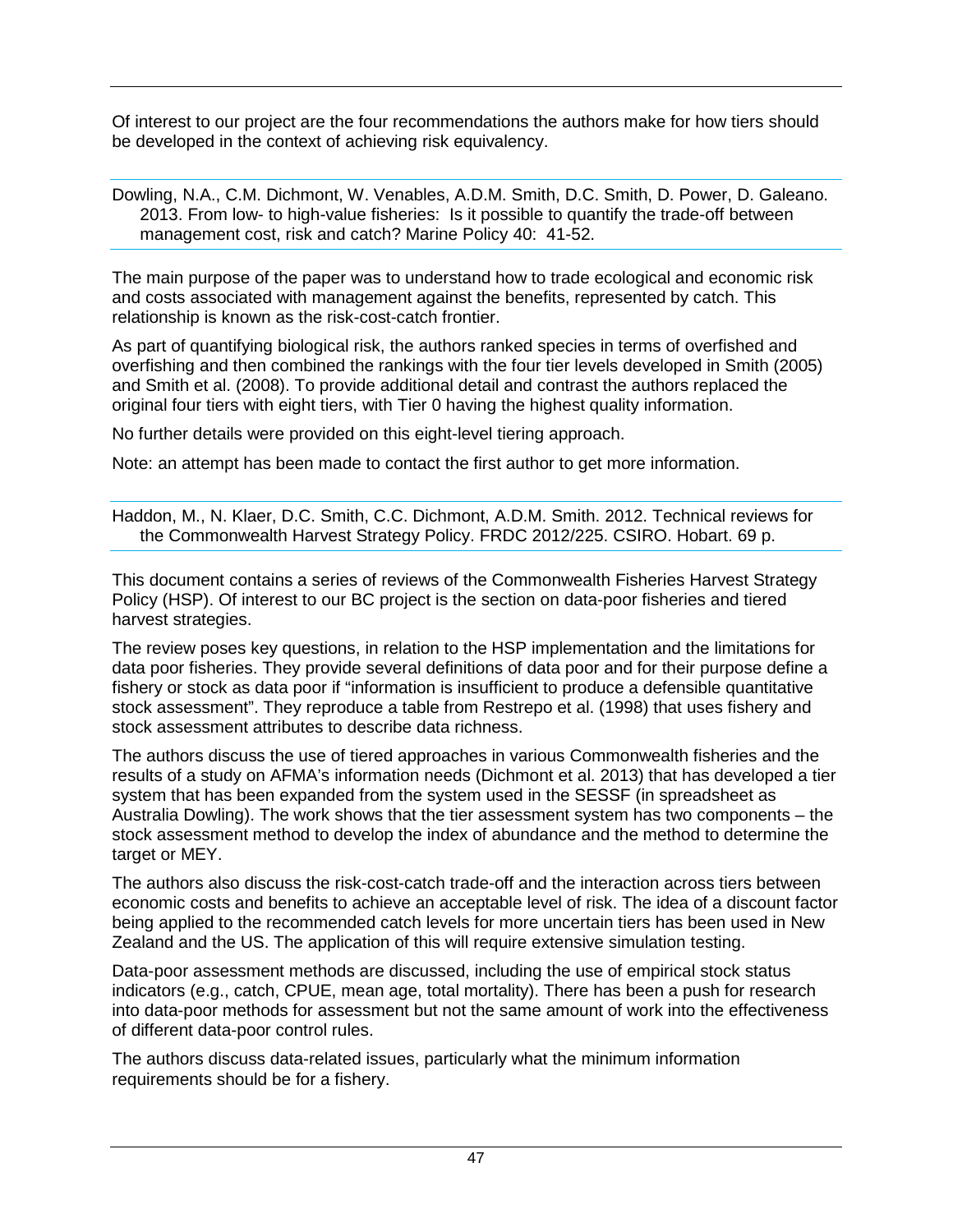Of interest to our project are the four recommendations the authors make for how tiers should be developed in the context of achieving risk equivalency.

---

Dowling, N.A., C.M. Dichmont, W. Venables, A.D.M. Smith, D.C. Smith, D. Power, D. Galeano. 2013. From low- to high-value fisheries: Is it possible to quantify the trade-off between management cost, risk and catch? Marine Policy 40: 41-52.

---

The main purpose of the paper was to understand how to trade ecological and economic risk and costs associated with management against the benefits, represented by catch. This relationship is known as the risk-cost-catch frontier.

As part of quantifying biological risk, the authors ranked species in terms of overfished and overfishing and then combined the rankings with the four tier levels developed in Smith (2005) and Smith et al. (2008). To provide additional detail and contrast the authors replaced the original four tiers with eight tiers, with Tier 0 having the highest quality information.

No further details were provided on this eight-level tiering approach.

Note: an attempt has been made to contact the first author to get more information.

---

Haddon, M., N. Klaer, D.C. Smith, C.C. Dichmont, A.D.M. Smith. 2012. Technical reviews for the Commonwealth Harvest Strategy Policy. FRDC 2012/225. CSIRO. Hobart. 69 p.

---

This document contains a series of reviews of the Commonwealth Fisheries Harvest Strategy Policy (HSP). Of interest to our BC project is the section on data-poor fisheries and tiered harvest strategies.

The review poses key questions, in relation to the HSP implementation and the limitations for data poor fisheries. They provide several definitions of data poor and for their purpose define a fishery or stock as data poor if "information is insufficient to produce a defensible quantitative stock assessment". They reproduce a table from Restrepo et al. (1998) that uses fishery and stock assessment attributes to describe data richness.

The authors discuss the use of tiered approaches in various Commonwealth fisheries and the results of a study on AFMA's information needs (Dichmont et al. 2013) that has developed a tier system that has been expanded from the system used in the SESSF (in spreadsheet as Australia Dowling). The work shows that the tier assessment system has two components – the stock assessment method to develop the index of abundance and the method to determine the target or MEY.

The authors also discuss the risk-cost-catch trade-off and the interaction across tiers between economic costs and benefits to achieve an acceptable level of risk. The idea of a discount factor being applied to the recommended catch levels for more uncertain tiers has been used in New Zealand and the US. The application of this will require extensive simulation testing.

Data-poor assessment methods are discussed, including the use of empirical stock status indicators (e.g., catch, CPUE, mean age, total mortality). There has been a push for research into data-poor methods for assessment but not the same amount of work into the effectiveness of different data-poor control rules.

The authors discuss data-related issues, particularly what the minimum information requirements should be for a fishery.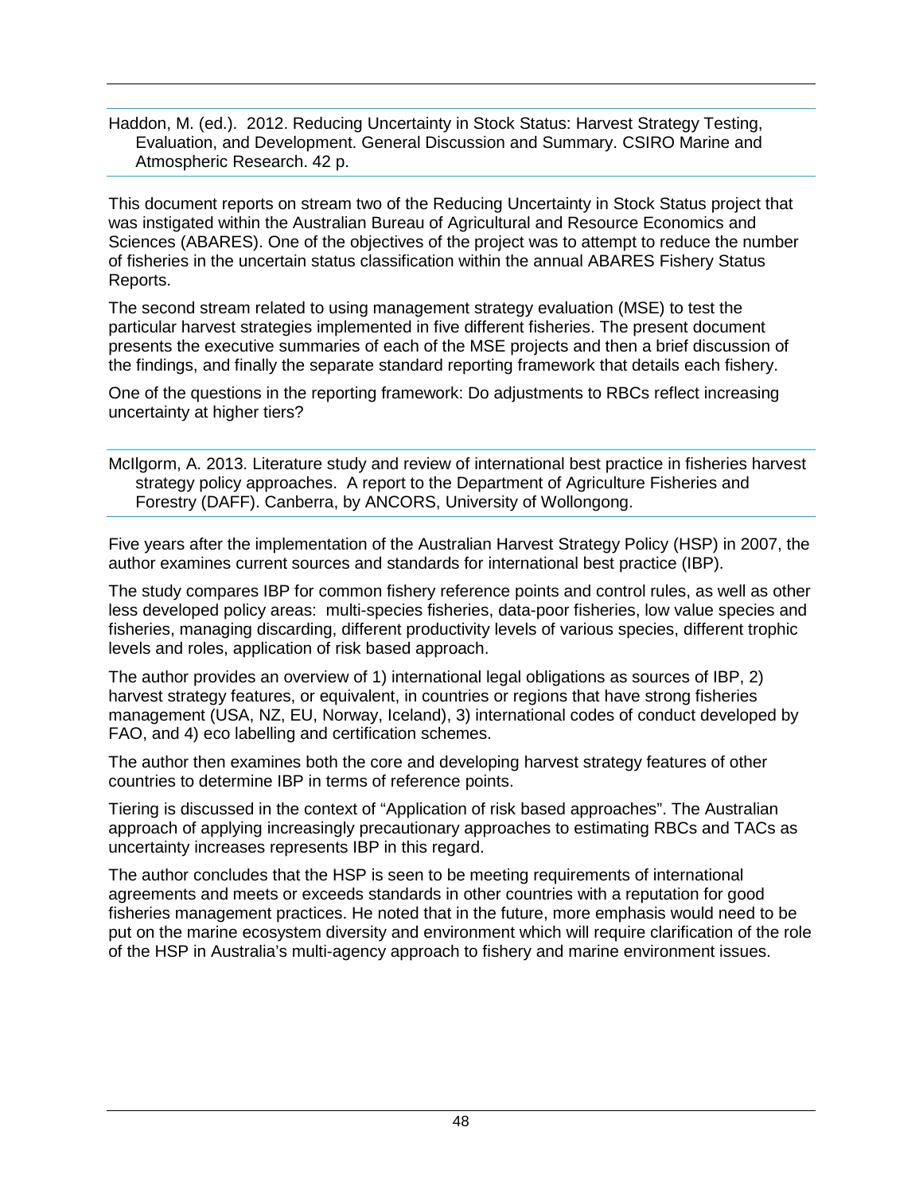Haddon, M. (ed.). 2012. Reducing Uncertainty in Stock Status: Harvest Strategy Testing, Evaluation, and Development. General Discussion and Summary. CSIRO Marine and Atmospheric Research. 42 p.

This document reports on stream two of the Reducing Uncertainty in Stock Status project that was instigated within the Australian Bureau of Agricultural and Resource Economics and Sciences (ABARES). One of the objectives of the project was to attempt to reduce the number of fisheries in the uncertain status classification within the annual ABARES Fishery Status Reports.

The second stream related to using management strategy evaluation (MSE) to test the particular harvest strategies implemented in five different fisheries. The present document presents the executive summaries of each of the MSE projects and then a brief discussion of the findings, and finally the separate standard reporting framework that details each fishery.

One of the questions in the reporting framework: Do adjustments to RBCs reflect increasing uncertainty at higher tiers?

McIlgorm, A. 2013. Literature study and review of international best practice in fisheries harvest strategy policy approaches. A report to the Department of Agriculture Fisheries and Forestry (DAFF). Canberra, by ANCORS, University of Wollongong.

Five years after the implementation of the Australian Harvest Strategy Policy (HSP) in 2007, the author examines current sources and standards for international best practice (IBP).

The study compares IBP for common fishery reference points and control rules, as well as other less developed policy areas: multi-species fisheries, data-poor fisheries, low value species and fisheries, managing discarding, different productivity levels of various species, different trophic levels and roles, application of risk based approach.

The author provides an overview of 1) international legal obligations as sources of IBP, 2) harvest strategy features, or equivalent, in countries or regions that have strong fisheries management (USA, NZ, EU, Norway, Iceland), 3) international codes of conduct developed by FAO, and 4) eco labelling and certification schemes.

The author then examines both the core and developing harvest strategy features of other countries to determine IBP in terms of reference points.

Tiering is discussed in the context of "Application of risk based approaches". The Australian approach of applying increasingly precautionary approaches to estimating RBCs and TACs as uncertainty increases represents IBP in this regard.

The author concludes that the HSP is seen to be meeting requirements of international agreements and meets or exceeds standards in other countries with a reputation for good fisheries management practices. He noted that in the future, more emphasis would need to be put on the marine ecosystem diversity and environment which will require clarification of the role of the HSP in Australia's multi-agency approach to fishery and marine environment issues.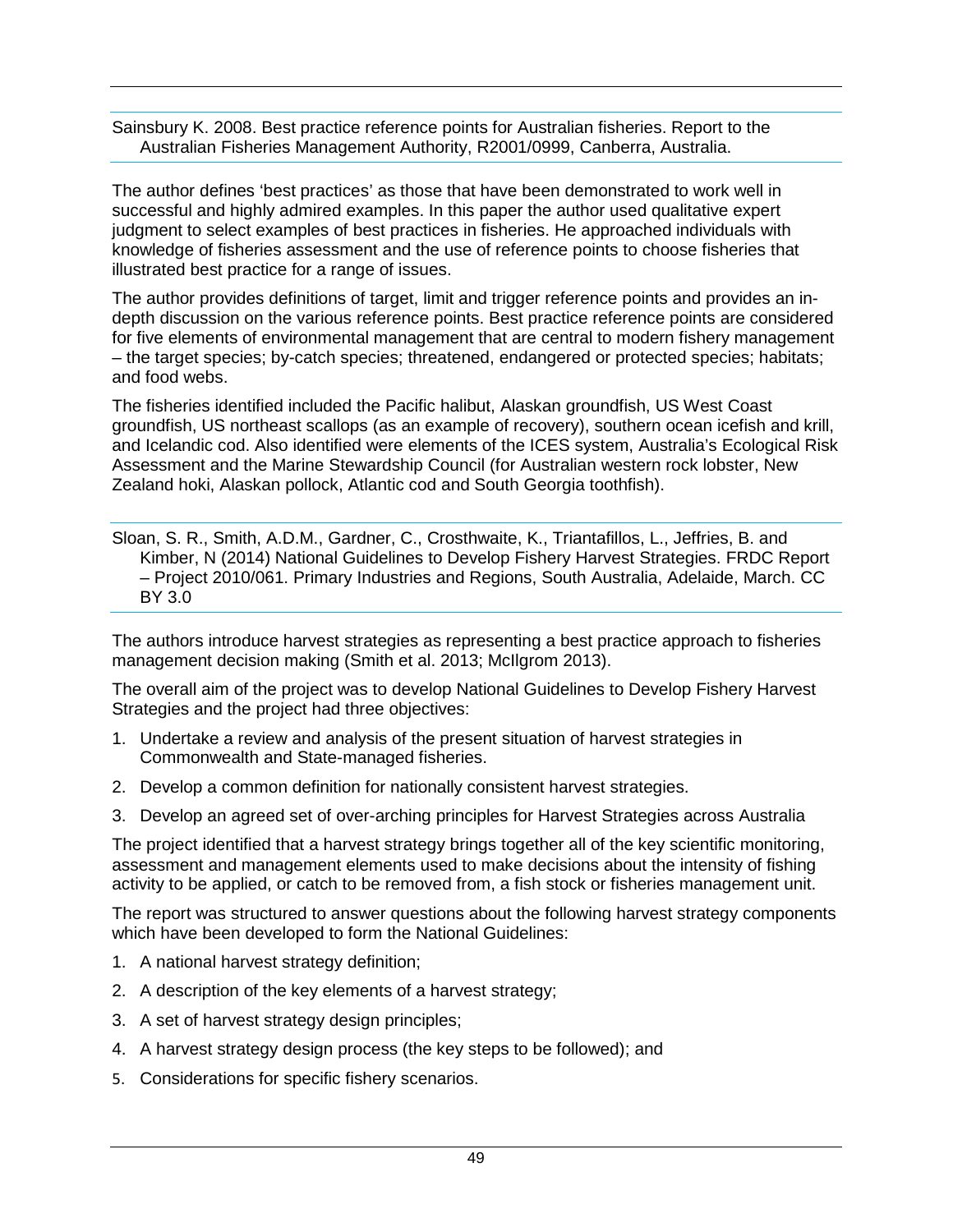Sainsbury K. 2008. Best practice reference points for Australian fisheries. Report to the Australian Fisheries Management Authority, R2001/0999, Canberra, Australia.

The author defines 'best practices' as those that have been demonstrated to work well in successful and highly admired examples. In this paper the author used qualitative expert judgment to select examples of best practices in fisheries. He approached individuals with knowledge of fisheries assessment and the use of reference points to choose fisheries that illustrated best practice for a range of issues.

The author provides definitions of target, limit and trigger reference points and provides an in-depth discussion on the various reference points. Best practice reference points are considered for five elements of environmental management that are central to modern fishery management – the target species; by-catch species; threatened, endangered or protected species; habitats; and food webs.

The fisheries identified included the Pacific halibut, Alaskan groundfish, US West Coast groundfish, US northeast scallops (as an example of recovery), southern ocean icefish and krill, and Icelandic cod. Also identified were elements of the ICES system, Australia's Ecological Risk Assessment and the Marine Stewardship Council (for Australian western rock lobster, New Zealand hoki, Alaskan pollock, Atlantic cod and South Georgia toothfish).

Sloan, S. R., Smith, A.D.M., Gardner, C., Crosthwaite, K., Triantafillos, L., Jeffries, B. and Kimber, N (2014) National Guidelines to Develop Fishery Harvest Strategies. FRDC Report – Project 2010/061. Primary Industries and Regions, South Australia, Adelaide, March. CC BY 3.0

The authors introduce harvest strategies as representing a best practice approach to fisheries management decision making (Smith et al. 2013; McIlgrom 2013).

The overall aim of the project was to develop National Guidelines to Develop Fishery Harvest Strategies and the project had three objectives:

1. Undertake a review and analysis of the present situation of harvest strategies in Commonwealth and State-managed fisheries.
2. Develop a common definition for nationally consistent harvest strategies.
3. Develop an agreed set of over-arching principles for Harvest Strategies across Australia

The project identified that a harvest strategy brings together all of the key scientific monitoring, assessment and management elements used to make decisions about the intensity of fishing activity to be applied, or catch to be removed from, a fish stock or fisheries management unit.

The report was structured to answer questions about the following harvest strategy components which have been developed to form the National Guidelines:

1. A national harvest strategy definition;
2. A description of the key elements of a harvest strategy;
3. A set of harvest strategy design principles;
4. A harvest strategy design process (the key steps to be followed); and
5. Considerations for specific fishery scenarios.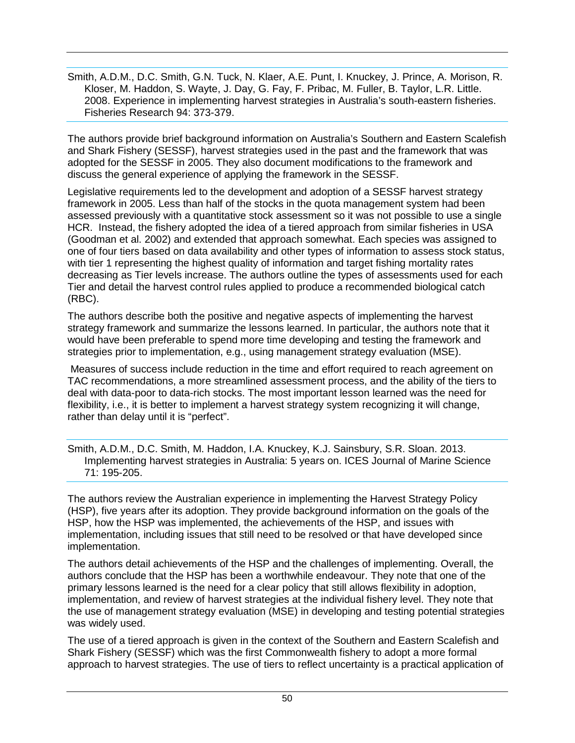Smith, A.D.M., D.C. Smith, G.N. Tuck, N. Klaer, A.E. Punt, I. Knuckey, J. Prince, A. Morison, R. Kloser, M. Haddon, S. Wayte, J. Day, G. Fay, F. Pribac, M. Fuller, B. Taylor, L.R. Little. 2008. Experience in implementing harvest strategies in Australia's south-eastern fisheries. Fisheries Research 94: 373-379.

The authors provide brief background information on Australia's Southern and Eastern Scalefish and Shark Fishery (SESSF), harvest strategies used in the past and the framework that was adopted for the SESSF in 2005. They also document modifications to the framework and discuss the general experience of applying the framework in the SESSF.

Legislative requirements led to the development and adoption of a SESSF harvest strategy framework in 2005. Less than half of the stocks in the quota management system had been assessed previously with a quantitative stock assessment so it was not possible to use a single HCR. Instead, the fishery adopted the idea of a tiered approach from similar fisheries in USA (Goodman et al. 2002) and extended that approach somewhat. Each species was assigned to one of four tiers based on data availability and other types of information to assess stock status, with tier 1 representing the highest quality of information and target fishing mortality rates decreasing as Tier levels increase. The authors outline the types of assessments used for each Tier and detail the harvest control rules applied to produce a recommended biological catch (RBC).

The authors describe both the positive and negative aspects of implementing the harvest strategy framework and summarize the lessons learned. In particular, the authors note that it would have been preferable to spend more time developing and testing the framework and strategies prior to implementation, e.g., using management strategy evaluation (MSE).

Measures of success include reduction in the time and effort required to reach agreement on TAC recommendations, a more streamlined assessment process, and the ability of the tiers to deal with data-poor to data-rich stocks. The most important lesson learned was the need for flexibility, i.e., it is better to implement a harvest strategy system recognizing it will change, rather than delay until it is "perfect".

Smith, A.D.M., D.C. Smith, M. Haddon, I.A. Knuckey, K.J. Sainsbury, S.R. Sloan. 2013. Implementing harvest strategies in Australia: 5 years on. ICES Journal of Marine Science 71: 195-205.

The authors review the Australian experience in implementing the Harvest Strategy Policy (HSP), five years after its adoption. They provide background information on the goals of the HSP, how the HSP was implemented, the achievements of the HSP, and issues with implementation, including issues that still need to be resolved or that have developed since implementation.

The authors detail achievements of the HSP and the challenges of implementing. Overall, the authors conclude that the HSP has been a worthwhile endeavour. They note that one of the primary lessons learned is the need for a clear policy that still allows flexibility in adoption, implementation, and review of harvest strategies at the individual fishery level. They note that the use of management strategy evaluation (MSE) in developing and testing potential strategies was widely used.

The use of a tiered approach is given in the context of the Southern and Eastern Scalefish and Shark Fishery (SESSF) which was the first Commonwealth fishery to adopt a more formal approach to harvest strategies. The use of tiers to reflect uncertainty is a practical application of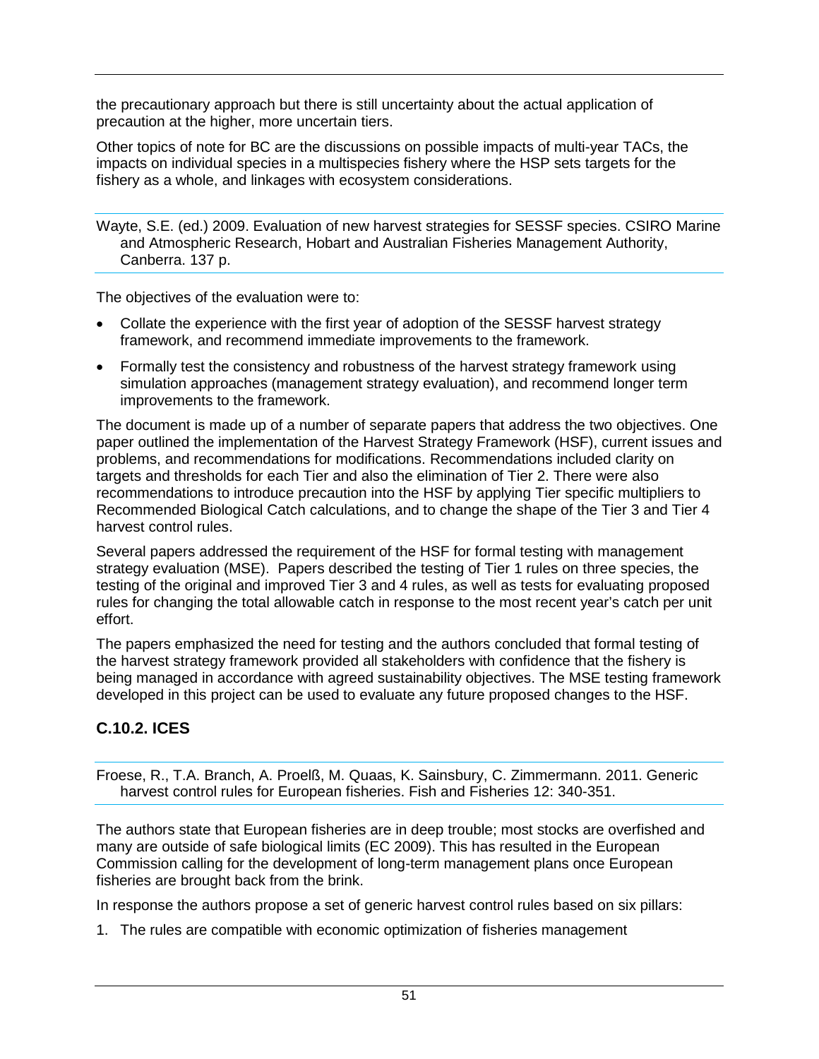the precautionary approach but there is still uncertainty about the actual application of precaution at the higher, more uncertain tiers.

Other topics of note for BC are the discussions on possible impacts of multi-year TACs, the impacts on individual species in a multispecies fishery where the HSP sets targets for the fishery as a whole, and linkages with ecosystem considerations.

Wayte, S.E. (ed.) 2009. Evaluation of new harvest strategies for SESSF species. CSIRO Marine and Atmospheric Research, Hobart and Australian Fisheries Management Authority, Canberra. 137 p.

The objectives of the evaluation were to:

- Collate the experience with the first year of adoption of the SESSF harvest strategy framework, and recommend immediate improvements to the framework.
- Formally test the consistency and robustness of the harvest strategy framework using simulation approaches (management strategy evaluation), and recommend longer term improvements to the framework.

The document is made up of a number of separate papers that address the two objectives. One paper outlined the implementation of the Harvest Strategy Framework (HSF), current issues and problems, and recommendations for modifications. Recommendations included clarity on targets and thresholds for each Tier and also the elimination of Tier 2. There were also recommendations to introduce precaution into the HSF by applying Tier specific multipliers to Recommended Biological Catch calculations, and to change the shape of the Tier 3 and Tier 4 harvest control rules.

Several papers addressed the requirement of the HSF for formal testing with management strategy evaluation (MSE). Papers described the testing of Tier 1 rules on three species, the testing of the original and improved Tier 3 and 4 rules, as well as tests for evaluating proposed rules for changing the total allowable catch in response to the most recent year's catch per unit effort.

The papers emphasized the need for testing and the authors concluded that formal testing of the harvest strategy framework provided all stakeholders with confidence that the fishery is being managed in accordance with agreed sustainability objectives. The MSE testing framework developed in this project can be used to evaluate any future proposed changes to the HSF.

### C.10.2. ICES

Froese, R., T.A. Branch, A. Proelß, M. Quaas, K. Sainsbury, C. Zimmermann. 2011. Generic harvest control rules for European fisheries. Fish and Fisheries 12: 340-351.

The authors state that European fisheries are in deep trouble; most stocks are overfished and many are outside of safe biological limits (EC 2009). This has resulted in the European Commission calling for the development of long-term management plans once European fisheries are brought back from the brink.

In response the authors propose a set of generic harvest control rules based on six pillars:

1. The rules are compatible with economic optimization of fisheries management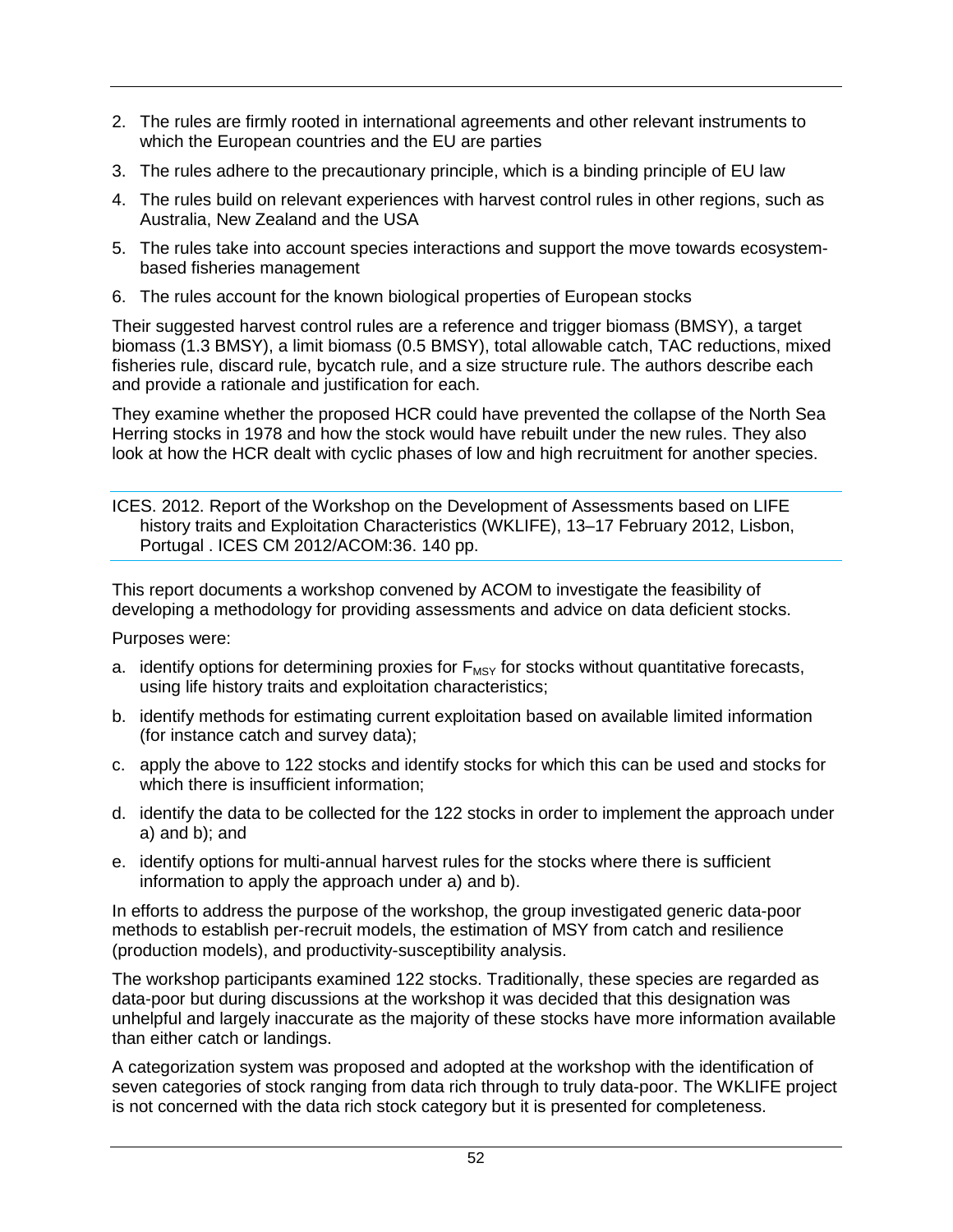2. The rules are firmly rooted in international agreements and other relevant instruments to which the European countries and the EU are parties
3. The rules adhere to the precautionary principle, which is a binding principle of EU law
4. The rules build on relevant experiences with harvest control rules in other regions, such as Australia, New Zealand and the USA
5. The rules take into account species interactions and support the move towards ecosystem-based fisheries management
6. The rules account for the known biological properties of European stocks

Their suggested harvest control rules are a reference and trigger biomass (BMSY), a target biomass (1.3 BMSY), a limit biomass (0.5 BMSY), total allowable catch, TAC reductions, mixed fisheries rule, discard rule, bycatch rule, and a size structure rule. The authors describe each and provide a rationale and justification for each.

They examine whether the proposed HCR could have prevented the collapse of the North Sea Herring stocks in 1978 and how the stock would have rebuilt under the new rules. They also look at how the HCR dealt with cyclic phases of low and high recruitment for another species.

ICES. 2012. Report of the Workshop on the Development of Assessments based on LIFE history traits and Exploitation Characteristics (WKLIFE), 13–17 February 2012, Lisbon, Portugal . ICES CM 2012/ACOM:36. 140 pp.

This report documents a workshop convened by ACOM to investigate the feasibility of developing a methodology for providing assessments and advice on data deficient stocks.

Purposes were:

a. identify options for determining proxies for $F_{MSY}$ for stocks without quantitative forecasts, using life history traits and exploitation characteristics;
b. identify methods for estimating current exploitation based on available limited information (for instance catch and survey data);
c. apply the above to 122 stocks and identify stocks for which this can be used and stocks for which there is insufficient information;
d. identify the data to be collected for the 122 stocks in order to implement the approach under a) and b); and
e. identify options for multi-annual harvest rules for the stocks where there is sufficient information to apply the approach under a) and b).

In efforts to address the purpose of the workshop, the group investigated generic data-poor methods to establish per-recruit models, the estimation of MSY from catch and resilience (production models), and productivity-susceptibility analysis.

The workshop participants examined 122 stocks. Traditionally, these species are regarded as data-poor but during discussions at the workshop it was decided that this designation was unhelpful and largely inaccurate as the majority of these stocks have more information available than either catch or landings.

A categorization system was proposed and adopted at the workshop with the identification of seven categories of stock ranging from data rich through to truly data-poor. The WKLIFE project is not concerned with the data rich stock category but it is presented for completeness.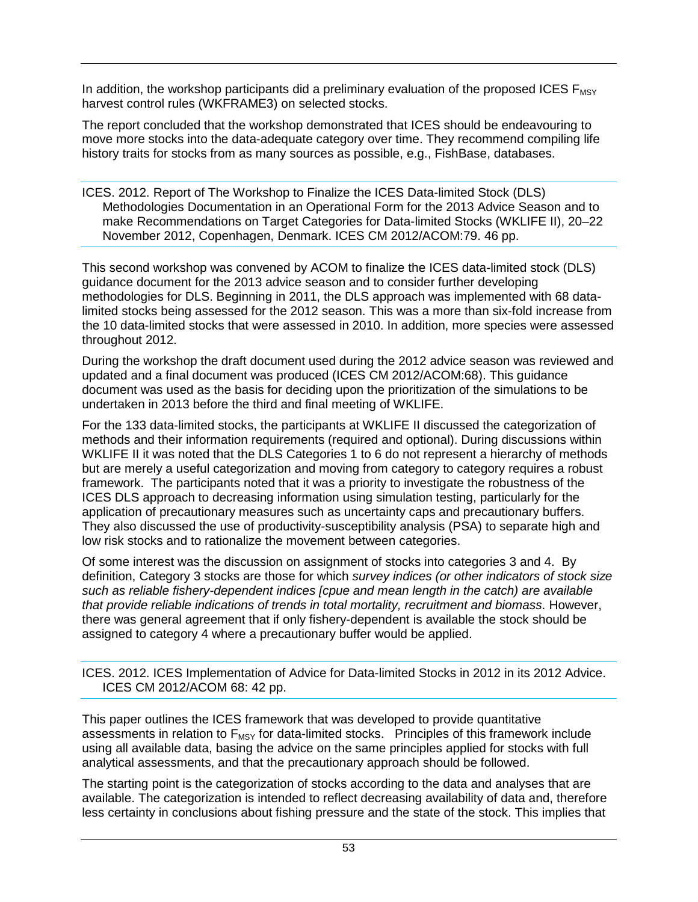In addition, the workshop participants did a preliminary evaluation of the proposed ICES $F_{MSY}$ harvest control rules (WKFRAME3) on selected stocks.

The report concluded that the workshop demonstrated that ICES should be endeavouring to move more stocks into the data-adequate category over time. They recommend compiling life history traits for stocks from as many sources as possible, e.g., FishBase, databases.

ICES. 2012. Report of The Workshop to Finalize the ICES Data-limited Stock (DLS) Methodologies Documentation in an Operational Form for the 2013 Advice Season and to make Recommendations on Target Categories for Data-limited Stocks (WKLIFE II), 20–22 November 2012, Copenhagen, Denmark. ICES CM 2012/ACOM:79. 46 pp.

This second workshop was convened by ACOM to finalize the ICES data-limited stock (DLS) guidance document for the 2013 advice season and to consider further developing methodologies for DLS. Beginning in 2011, the DLS approach was implemented with 68 data-limited stocks being assessed for the 2012 season. This was a more than six-fold increase from the 10 data-limited stocks that were assessed in 2010. In addition, more species were assessed throughout 2012.

During the workshop the draft document used during the 2012 advice season was reviewed and updated and a final document was produced (ICES CM 2012/ACOM:68). This guidance document was used as the basis for deciding upon the prioritization of the simulations to be undertaken in 2013 before the third and final meeting of WKLIFE.

For the 133 data-limited stocks, the participants at WKLIFE II discussed the categorization of methods and their information requirements (required and optional). During discussions within WKLIFE II it was noted that the DLS Categories 1 to 6 do not represent a hierarchy of methods but are merely a useful categorization and moving from category to category requires a robust framework. The participants noted that it was a priority to investigate the robustness of the ICES DLS approach to decreasing information using simulation testing, particularly for the application of precautionary measures such as uncertainty caps and precautionary buffers. They also discussed the use of productivity-susceptibility analysis (PSA) to separate high and low risk stocks and to rationalize the movement between categories.

Of some interest was the discussion on assignment of stocks into categories 3 and 4. By definition, Category 3 stocks are those for which *survey indices (or other indicators of stock size such as reliable fishery-dependent indices [cpue and mean length in the catch) are available that provide reliable indications of trends in total mortality, recruitment and biomass*. However, there was general agreement that if only fishery-dependent is available the stock should be assigned to category 4 where a precautionary buffer would be applied.

ICES. 2012. ICES Implementation of Advice for Data-limited Stocks in 2012 in its 2012 Advice. ICES CM 2012/ACOM 68: 42 pp.

This paper outlines the ICES framework that was developed to provide quantitative assessments in relation to $F_{MSY}$ for data-limited stocks. Principles of this framework include using all available data, basing the advice on the same principles applied for stocks with full analytical assessments, and that the precautionary approach should be followed.

The starting point is the categorization of stocks according to the data and analyses that are available. The categorization is intended to reflect decreasing availability of data and, therefore less certainty in conclusions about fishing pressure and the state of the stock. This implies that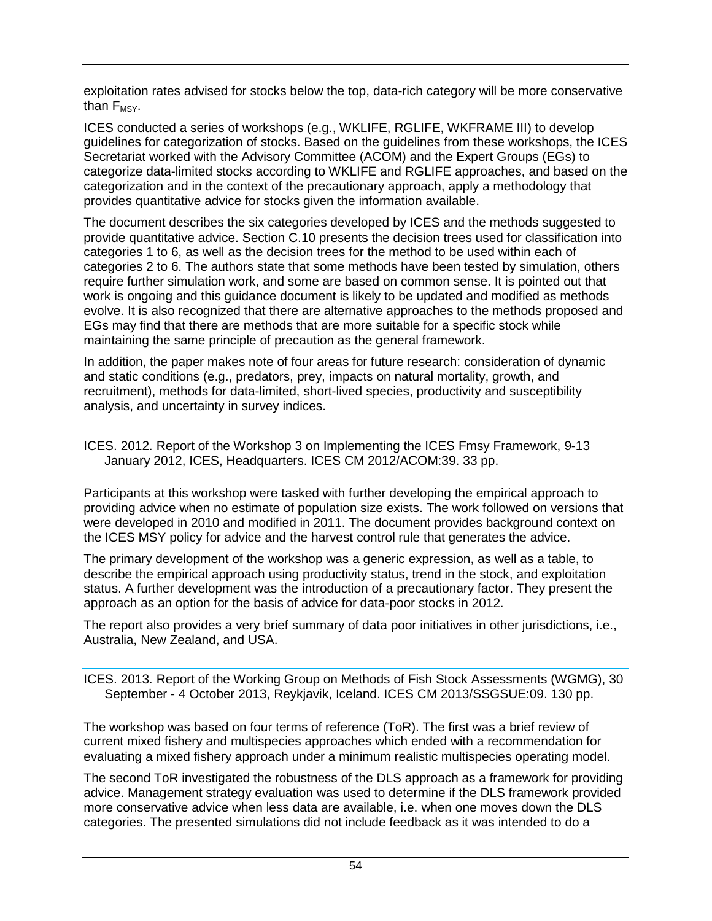exploitation rates advised for stocks below the top, data-rich category will be more conservative than $F_{MSY}$.

ICES conducted a series of workshops (e.g., WKLIFE, RGLIFE, WKFRAME III) to develop guidelines for categorization of stocks. Based on the guidelines from these workshops, the ICES Secretariat worked with the Advisory Committee (ACOM) and the Expert Groups (EGs) to categorize data-limited stocks according to WKLIFE and RGLIFE approaches, and based on the categorization and in the context of the precautionary approach, apply a methodology that provides quantitative advice for stocks given the information available.

The document describes the six categories developed by ICES and the methods suggested to provide quantitative advice. Section C.10 presents the decision trees used for classification into categories 1 to 6, as well as the decision trees for the method to be used within each of categories 2 to 6. The authors state that some methods have been tested by simulation, others require further simulation work, and some are based on common sense. It is pointed out that work is ongoing and this guidance document is likely to be updated and modified as methods evolve. It is also recognized that there are alternative approaches to the methods proposed and EGs may find that there are methods that are more suitable for a specific stock while maintaining the same principle of precaution as the general framework.

In addition, the paper makes note of four areas for future research: consideration of dynamic and static conditions (e.g., predators, prey, impacts on natural mortality, growth, and recruitment), methods for data-limited, short-lived species, productivity and susceptibility analysis, and uncertainty in survey indices.

ICES. 2012. Report of the Workshop 3 on Implementing the ICES Fmsy Framework, 9-13 January 2012, ICES, Headquarters. ICES CM 2012/ACOM:39. 33 pp.

Participants at this workshop were tasked with further developing the empirical approach to providing advice when no estimate of population size exists. The work followed on versions that were developed in 2010 and modified in 2011. The document provides background context on the ICES MSY policy for advice and the harvest control rule that generates the advice.

The primary development of the workshop was a generic expression, as well as a table, to describe the empirical approach using productivity status, trend in the stock, and exploitation status. A further development was the introduction of a precautionary factor. They present the approach as an option for the basis of advice for data-poor stocks in 2012.

The report also provides a very brief summary of data poor initiatives in other jurisdictions, i.e., Australia, New Zealand, and USA.

ICES. 2013. Report of the Working Group on Methods of Fish Stock Assessments (WGMG), 30 September - 4 October 2013, Reykjavik, Iceland. ICES CM 2013/SSGSUE:09. 130 pp.

The workshop was based on four terms of reference (ToR). The first was a brief review of current mixed fishery and multispecies approaches which ended with a recommendation for evaluating a mixed fishery approach under a minimum realistic multispecies operating model.

The second ToR investigated the robustness of the DLS approach as a framework for providing advice. Management strategy evaluation was used to determine if the DLS framework provided more conservative advice when less data are available, i.e. when one moves down the DLS categories. The presented simulations did not include feedback as it was intended to do a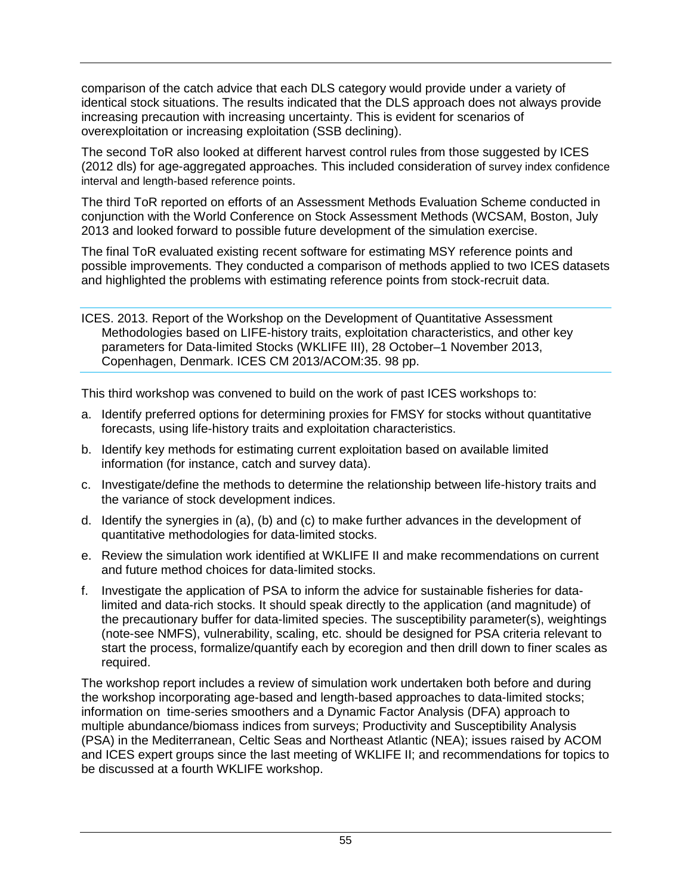comparison of the catch advice that each DLS category would provide under a variety of identical stock situations. The results indicated that the DLS approach does not always provide increasing precaution with increasing uncertainty. This is evident for scenarios of overexploitation or increasing exploitation (SSB declining).

The second ToR also looked at different harvest control rules from those suggested by ICES (2012 dls) for age-aggregated approaches. This included consideration of survey index confidence interval and length-based reference points.

The third ToR reported on efforts of an Assessment Methods Evaluation Scheme conducted in conjunction with the World Conference on Stock Assessment Methods (WCSAM, Boston, July 2013 and looked forward to possible future development of the simulation exercise.

The final ToR evaluated existing recent software for estimating MSY reference points and possible improvements. They conducted a comparison of methods applied to two ICES datasets and highlighted the problems with estimating reference points from stock-recruit data.

ICES. 2013. Report of the Workshop on the Development of Quantitative Assessment Methodologies based on LIFE-history traits, exploitation characteristics, and other key parameters for Data-limited Stocks (WKLIFE III), 28 October–1 November 2013, Copenhagen, Denmark. ICES CM 2013/ACOM:35. 98 pp.

This third workshop was convened to build on the work of past ICES workshops to:

a. Identify preferred options for determining proxies for FMSY for stocks without quantitative forecasts, using life-history traits and exploitation characteristics.
b. Identify key methods for estimating current exploitation based on available limited information (for instance, catch and survey data).
c. Investigate/define the methods to determine the relationship between life-history traits and the variance of stock development indices.
d. Identify the synergies in (a), (b) and (c) to make further advances in the development of quantitative methodologies for data-limited stocks.
e. Review the simulation work identified at WKLIFE II and make recommendations on current and future method choices for data-limited stocks.
f. Investigate the application of PSA to inform the advice for sustainable fisheries for data-limited and data-rich stocks. It should speak directly to the application (and magnitude) of the precautionary buffer for data-limited species. The susceptibility parameter(s), weightings (note-see NMFS), vulnerability, scaling, etc. should be designed for PSA criteria relevant to start the process, formalize/quantify each by ecoregion and then drill down to finer scales as required.

The workshop report includes a review of simulation work undertaken both before and during the workshop incorporating age-based and length-based approaches to data-limited stocks; information on time-series smoothers and a Dynamic Factor Analysis (DFA) approach to multiple abundance/biomass indices from surveys; Productivity and Susceptibility Analysis (PSA) in the Mediterranean, Celtic Seas and Northeast Atlantic (NEA); issues raised by ACOM and ICES expert groups since the last meeting of WKLIFE II; and recommendations for topics to be discussed at a fourth WKLIFE workshop.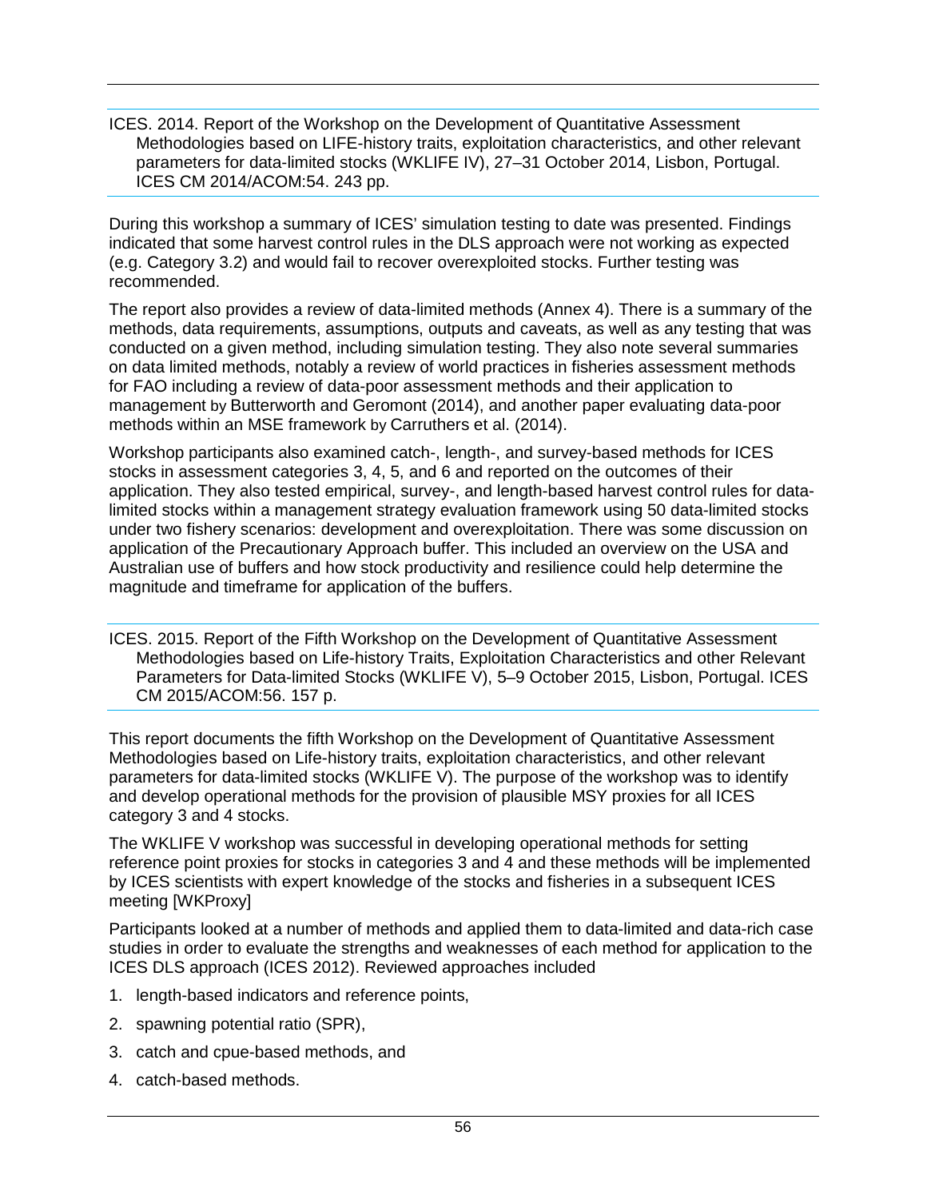ICES. 2014. Report of the Workshop on the Development of Quantitative Assessment Methodologies based on LIFE-history traits, exploitation characteristics, and other relevant parameters for data-limited stocks (WKLIFE IV), 27–31 October 2014, Lisbon, Portugal. ICES CM 2014/ACOM:54. 243 pp.

During this workshop a summary of ICES' simulation testing to date was presented. Findings indicated that some harvest control rules in the DLS approach were not working as expected (e.g. Category 3.2) and would fail to recover overexploited stocks. Further testing was recommended.

The report also provides a review of data-limited methods (Annex 4). There is a summary of the methods, data requirements, assumptions, outputs and caveats, as well as any testing that was conducted on a given method, including simulation testing. They also note several summaries on data limited methods, notably a review of world practices in fisheries assessment methods for FAO including a review of data-poor assessment methods and their application to management by Butterworth and Geromont (2014), and another paper evaluating data-poor methods within an MSE framework by Carruthers et al. (2014).

Workshop participants also examined catch-, length-, and survey-based methods for ICES stocks in assessment categories 3, 4, 5, and 6 and reported on the outcomes of their application. They also tested empirical, survey-, and length-based harvest control rules for data-limited stocks within a management strategy evaluation framework using 50 data-limited stocks under two fishery scenarios: development and overexploitation. There was some discussion on application of the Precautionary Approach buffer. This included an overview on the USA and Australian use of buffers and how stock productivity and resilience could help determine the magnitude and timeframe for application of the buffers.

ICES. 2015. Report of the Fifth Workshop on the Development of Quantitative Assessment Methodologies based on Life-history Traits, Exploitation Characteristics and other Relevant Parameters for Data-limited Stocks (WKLIFE V), 5–9 October 2015, Lisbon, Portugal. ICES CM 2015/ACOM:56. 157 p.

This report documents the fifth Workshop on the Development of Quantitative Assessment Methodologies based on Life-history traits, exploitation characteristics, and other relevant parameters for data-limited stocks (WKLIFE V). The purpose of the workshop was to identify and develop operational methods for the provision of plausible MSY proxies for all ICES category 3 and 4 stocks.

The WKLIFE V workshop was successful in developing operational methods for setting reference point proxies for stocks in categories 3 and 4 and these methods will be implemented by ICES scientists with expert knowledge of the stocks and fisheries in a subsequent ICES meeting [WKProxy]

Participants looked at a number of methods and applied them to data-limited and data-rich case studies in order to evaluate the strengths and weaknesses of each method for application to the ICES DLS approach (ICES 2012). Reviewed approaches included

1. length-based indicators and reference points,
2. spawning potential ratio (SPR),
3. catch and cpue-based methods, and
4. catch-based methods.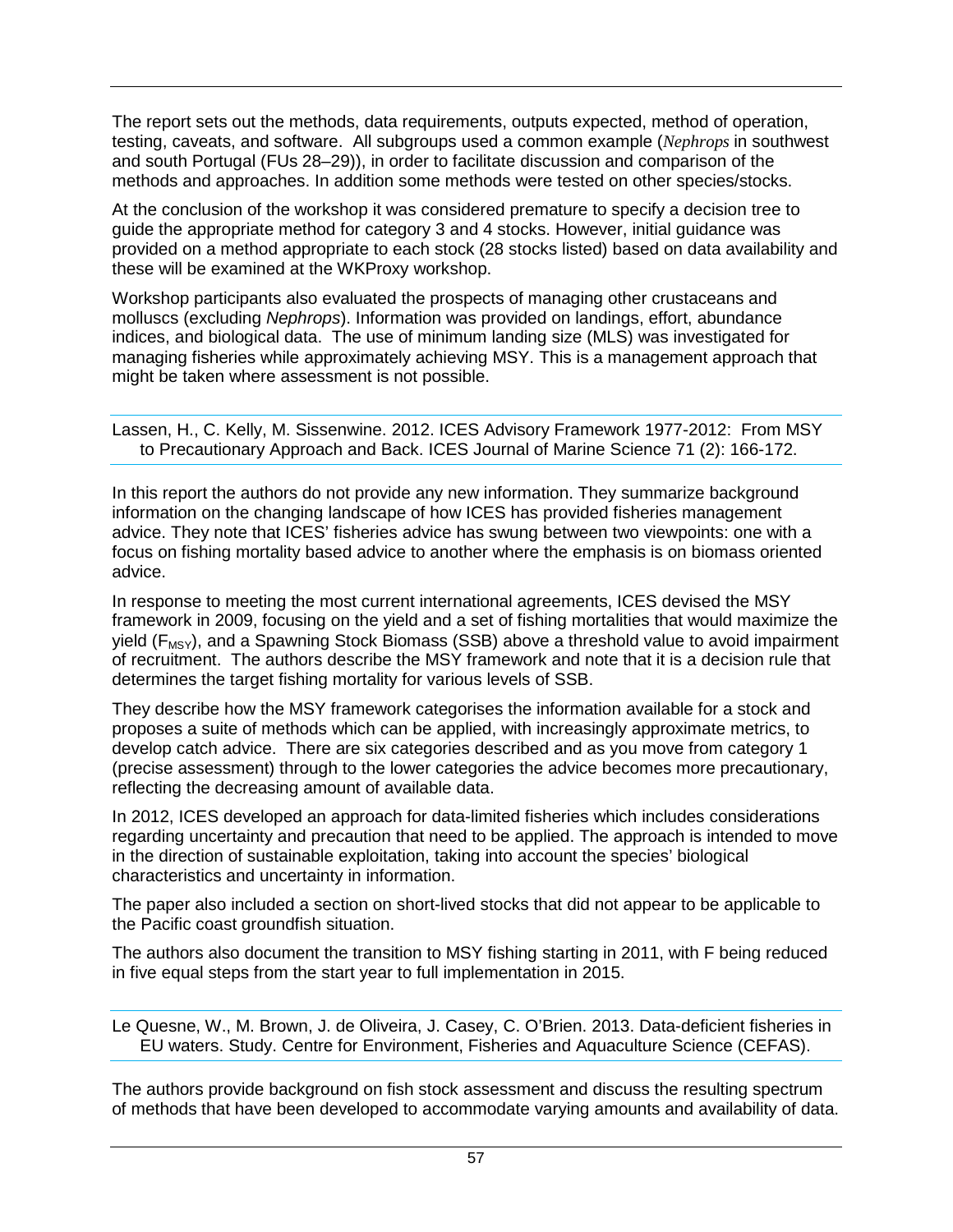The report sets out the methods, data requirements, outputs expected, method of operation, testing, caveats, and software. All subgroups used a common example (*Nephrops* in southwest and south Portugal (FUs 28–29)), in order to facilitate discussion and comparison of the methods and approaches. In addition some methods were tested on other species/stocks.

At the conclusion of the workshop it was considered premature to specify a decision tree to guide the appropriate method for category 3 and 4 stocks. However, initial guidance was provided on a method appropriate to each stock (28 stocks listed) based on data availability and these will be examined at the WKProxy workshop.

Workshop participants also evaluated the prospects of managing other crustaceans and molluscs (excluding *Nephrops*). Information was provided on landings, effort, abundance indices, and biological data. The use of minimum landing size (MLS) was investigated for managing fisheries while approximately achieving MSY. This is a management approach that might be taken where assessment is not possible.

Lassen, H., C. Kelly, M. Sissenwine. 2012. ICES Advisory Framework 1977-2012: From MSY to Precautionary Approach and Back. ICES Journal of Marine Science 71 (2): 166-172.

In this report the authors do not provide any new information. They summarize background information on the changing landscape of how ICES has provided fisheries management advice. They note that ICES' fisheries advice has swung between two viewpoints: one with a focus on fishing mortality based advice to another where the emphasis is on biomass oriented advice.

In response to meeting the most current international agreements, ICES devised the MSY framework in 2009, focusing on the yield and a set of fishing mortalities that would maximize the yield ($F_{MSY}$), and a Spawning Stock Biomass (SSB) above a threshold value to avoid impairment of recruitment. The authors describe the MSY framework and note that it is a decision rule that determines the target fishing mortality for various levels of SSB.

They describe how the MSY framework categorises the information available for a stock and proposes a suite of methods which can be applied, with increasingly approximate metrics, to develop catch advice. There are six categories described and as you move from category 1 (precise assessment) through to the lower categories the advice becomes more precautionary, reflecting the decreasing amount of available data.

In 2012, ICES developed an approach for data-limited fisheries which includes considerations regarding uncertainty and precaution that need to be applied. The approach is intended to move in the direction of sustainable exploitation, taking into account the species' biological characteristics and uncertainty in information.

The paper also included a section on short-lived stocks that did not appear to be applicable to the Pacific coast groundfish situation.

The authors also document the transition to MSY fishing starting in 2011, with F being reduced in five equal steps from the start year to full implementation in 2015.

Le Quesne, W., M. Brown, J. de Oliveira, J. Casey, C. O'Brien. 2013. Data-deficient fisheries in EU waters. Study. Centre for Environment, Fisheries and Aquaculture Science (CEFAS).

The authors provide background on fish stock assessment and discuss the resulting spectrum of methods that have been developed to accommodate varying amounts and availability of data.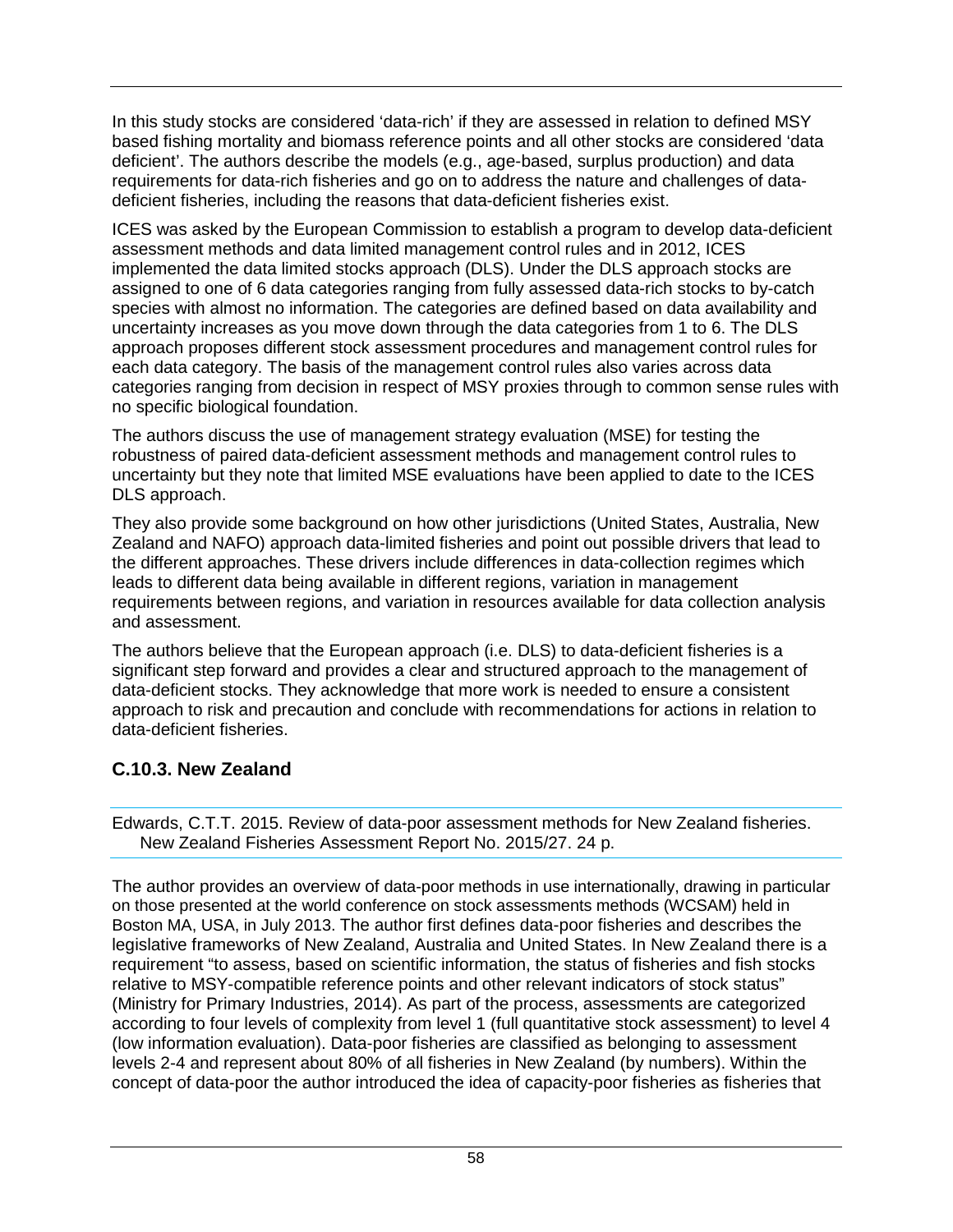In this study stocks are considered 'data-rich' if they are assessed in relation to defined MSY based fishing mortality and biomass reference points and all other stocks are considered 'data deficient'. The authors describe the models (e.g., age-based, surplus production) and data requirements for data-rich fisheries and go on to address the nature and challenges of data-deficient fisheries, including the reasons that data-deficient fisheries exist.

ICES was asked by the European Commission to establish a program to develop data-deficient assessment methods and data limited management control rules and in 2012, ICES implemented the data limited stocks approach (DLS). Under the DLS approach stocks are assigned to one of 6 data categories ranging from fully assessed data-rich stocks to by-catch species with almost no information. The categories are defined based on data availability and uncertainty increases as you move down through the data categories from 1 to 6. The DLS approach proposes different stock assessment procedures and management control rules for each data category. The basis of the management control rules also varies across data categories ranging from decision in respect of MSY proxies through to common sense rules with no specific biological foundation.

The authors discuss the use of management strategy evaluation (MSE) for testing the robustness of paired data-deficient assessment methods and management control rules to uncertainty but they note that limited MSE evaluations have been applied to date to the ICES DLS approach.

They also provide some background on how other jurisdictions (United States, Australia, New Zealand and NAFO) approach data-limited fisheries and point out possible drivers that lead to the different approaches. These drivers include differences in data-collection regimes which leads to different data being available in different regions, variation in management requirements between regions, and variation in resources available for data collection analysis and assessment.

The authors believe that the European approach (i.e. DLS) to data-deficient fisheries is a significant step forward and provides a clear and structured approach to the management of data-deficient stocks. They acknowledge that more work is needed to ensure a consistent approach to risk and precaution and conclude with recommendations for actions in relation to data-deficient fisheries.

### C.10.3. New Zealand

Edwards, C.T.T. 2015. Review of data-poor assessment methods for New Zealand fisheries. New Zealand Fisheries Assessment Report No. 2015/27. 24 p.

The author provides an overview of data-poor methods in use internationally, drawing in particular on those presented at the world conference on stock assessments methods (WCSAM) held in Boston MA, USA, in July 2013. The author first defines data-poor fisheries and describes the legislative frameworks of New Zealand, Australia and United States. In New Zealand there is a requirement "to assess, based on scientific information, the status of fisheries and fish stocks relative to MSY-compatible reference points and other relevant indicators of stock status" (Ministry for Primary Industries, 2014). As part of the process, assessments are categorized according to four levels of complexity from level 1 (full quantitative stock assessment) to level 4 (low information evaluation). Data-poor fisheries are classified as belonging to assessment levels 2-4 and represent about 80% of all fisheries in New Zealand (by numbers). Within the concept of data-poor the author introduced the idea of capacity-poor fisheries as fisheries that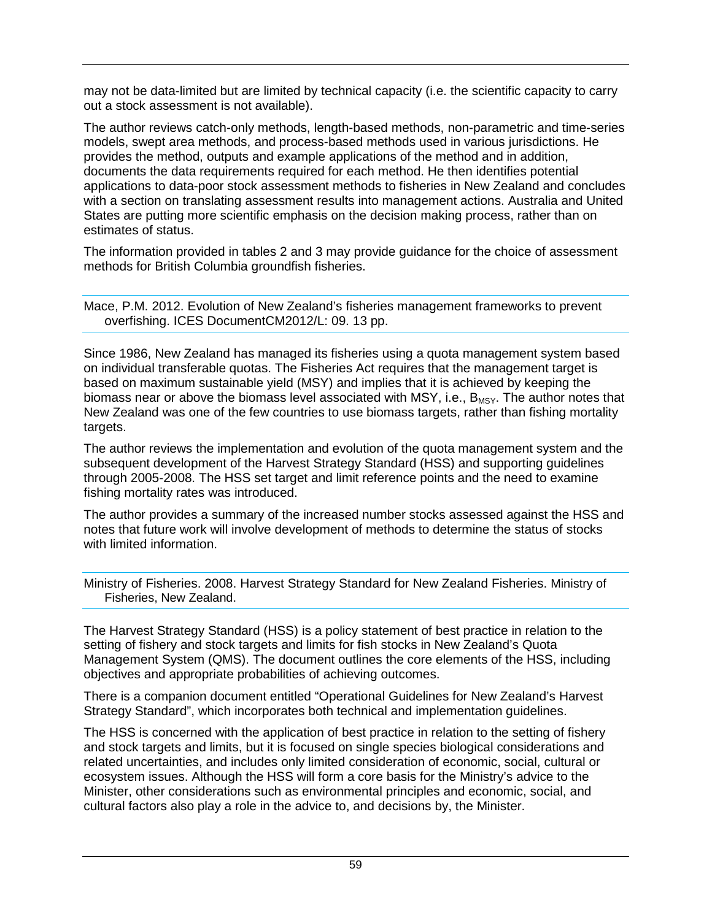may not be data-limited but are limited by technical capacity (i.e. the scientific capacity to carry out a stock assessment is not available).

The author reviews catch-only methods, length-based methods, non-parametric and time-series models, swept area methods, and process-based methods used in various jurisdictions. He provides the method, outputs and example applications of the method and in addition, documents the data requirements required for each method. He then identifies potential applications to data-poor stock assessment methods to fisheries in New Zealand and concludes with a section on translating assessment results into management actions. Australia and United States are putting more scientific emphasis on the decision making process, rather than on estimates of status.

The information provided in tables 2 and 3 may provide guidance for the choice of assessment methods for British Columbia groundfish fisheries.

---

Mace, P.M. 2012. Evolution of New Zealand's fisheries management frameworks to prevent overfishing. ICES DocumentCM2012/L: 09. 13 pp.

---

Since 1986, New Zealand has managed its fisheries using a quota management system based on individual transferable quotas. The Fisheries Act requires that the management target is based on maximum sustainable yield (MSY) and implies that it is achieved by keeping the biomass near or above the biomass level associated with MSY, i.e., $B_{MSY}$. The author notes that New Zealand was one of the few countries to use biomass targets, rather than fishing mortality targets.

The author reviews the implementation and evolution of the quota management system and the subsequent development of the Harvest Strategy Standard (HSS) and supporting guidelines through 2005-2008. The HSS set target and limit reference points and the need to examine fishing mortality rates was introduced.

The author provides a summary of the increased number stocks assessed against the HSS and notes that future work will involve development of methods to determine the status of stocks with limited information.

---

Ministry of Fisheries. 2008. Harvest Strategy Standard for New Zealand Fisheries. Ministry of Fisheries, New Zealand.

---

The Harvest Strategy Standard (HSS) is a policy statement of best practice in relation to the setting of fishery and stock targets and limits for fish stocks in New Zealand's Quota Management System (QMS). The document outlines the core elements of the HSS, including objectives and appropriate probabilities of achieving outcomes.

There is a companion document entitled "Operational Guidelines for New Zealand's Harvest Strategy Standard", which incorporates both technical and implementation guidelines.

The HSS is concerned with the application of best practice in relation to the setting of fishery and stock targets and limits, but it is focused on single species biological considerations and related uncertainties, and includes only limited consideration of economic, social, cultural or ecosystem issues. Although the HSS will form a core basis for the Ministry's advice to the Minister, other considerations such as environmental principles and economic, social, and cultural factors also play a role in the advice to, and decisions by, the Minister.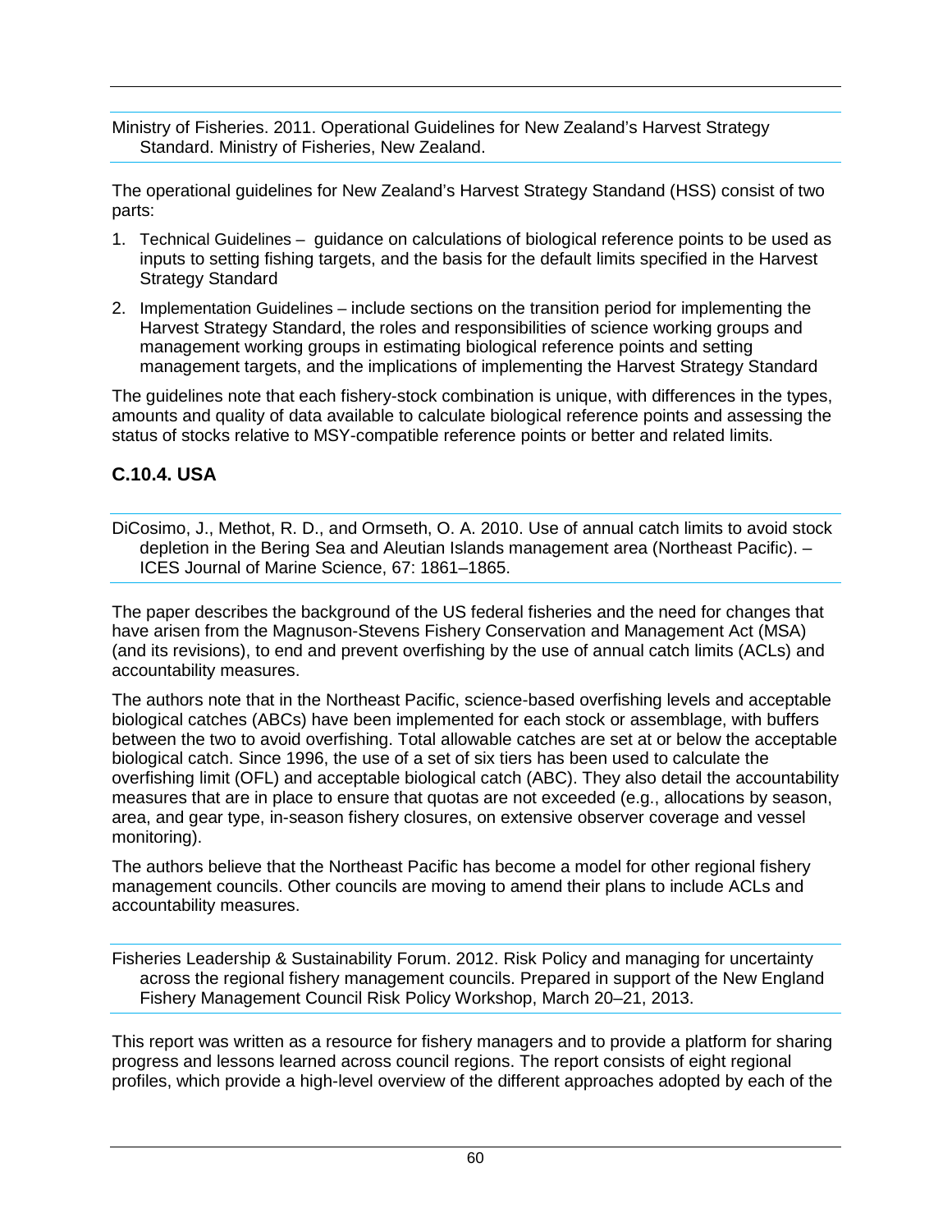Ministry of Fisheries. 2011. Operational Guidelines for New Zealand's Harvest Strategy Standard. Ministry of Fisheries, New Zealand.

The operational guidelines for New Zealand's Harvest Strategy Standand (HSS) consist of two parts:

1. Technical Guidelines – guidance on calculations of biological reference points to be used as inputs to setting fishing targets, and the basis for the default limits specified in the Harvest Strategy Standard
2. Implementation Guidelines – include sections on the transition period for implementing the Harvest Strategy Standard, the roles and responsibilities of science working groups and management working groups in estimating biological reference points and setting management targets, and the implications of implementing the Harvest Strategy Standard

The guidelines note that each fishery-stock combination is unique, with differences in the types, amounts and quality of data available to calculate biological reference points and assessing the status of stocks relative to MSY-compatible reference points or better and related limits.

### C.10.4. USA

DiCosimo, J., Methot, R. D., and Ormseth, O. A. 2010. Use of annual catch limits to avoid stock depletion in the Bering Sea and Aleutian Islands management area (Northeast Pacific). – ICES Journal of Marine Science, 67: 1861–1865.

The paper describes the background of the US federal fisheries and the need for changes that have arisen from the Magnuson-Stevens Fishery Conservation and Management Act (MSA) (and its revisions), to end and prevent overfishing by the use of annual catch limits (ACLs) and accountability measures.

The authors note that in the Northeast Pacific, science-based overfishing levels and acceptable biological catches (ABCs) have been implemented for each stock or assemblage, with buffers between the two to avoid overfishing. Total allowable catches are set at or below the acceptable biological catch. Since 1996, the use of a set of six tiers has been used to calculate the overfishing limit (OFL) and acceptable biological catch (ABC). They also detail the accountability measures that are in place to ensure that quotas are not exceeded (e.g., allocations by season, area, and gear type, in-season fishery closures, on extensive observer coverage and vessel monitoring).

The authors believe that the Northeast Pacific has become a model for other regional fishery management councils. Other councils are moving to amend their plans to include ACLs and accountability measures.

Fisheries Leadership & Sustainability Forum. 2012. Risk Policy and managing for uncertainty across the regional fishery management councils. Prepared in support of the New England Fishery Management Council Risk Policy Workshop, March 20–21, 2013.

This report was written as a resource for fishery managers and to provide a platform for sharing progress and lessons learned across council regions. The report consists of eight regional profiles, which provide a high-level overview of the different approaches adopted by each of the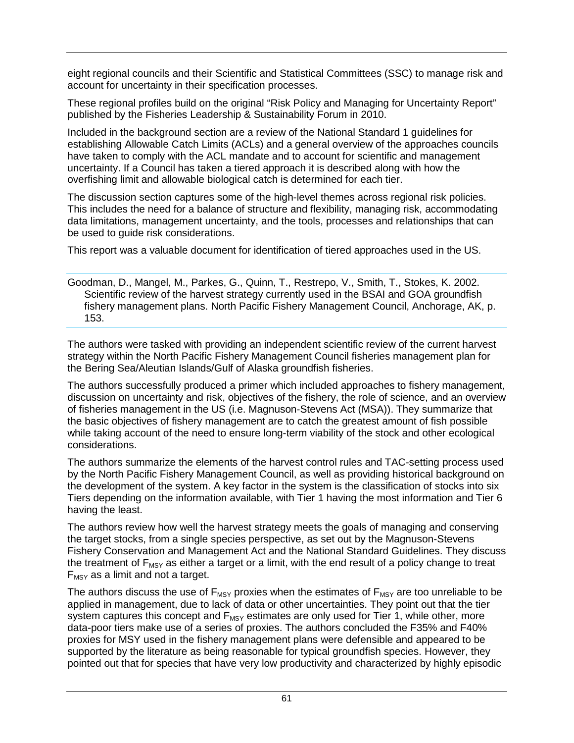eight regional councils and their Scientific and Statistical Committees (SSC) to manage risk and account for uncertainty in their specification processes.

These regional profiles build on the original "Risk Policy and Managing for Uncertainty Report" published by the Fisheries Leadership & Sustainability Forum in 2010.

Included in the background section are a review of the National Standard 1 guidelines for establishing Allowable Catch Limits (ACLs) and a general overview of the approaches councils have taken to comply with the ACL mandate and to account for scientific and management uncertainty. If a Council has taken a tiered approach it is described along with how the overfishing limit and allowable biological catch is determined for each tier.

The discussion section captures some of the high-level themes across regional risk policies. This includes the need for a balance of structure and flexibility, managing risk, accommodating data limitations, management uncertainty, and the tools, processes and relationships that can be used to guide risk considerations.

This report was a valuable document for identification of tiered approaches used in the US.

Goodman, D., Mangel, M., Parkes, G., Quinn, T., Restrepo, V., Smith, T., Stokes, K. 2002. Scientific review of the harvest strategy currently used in the BSAI and GOA groundfish fishery management plans. North Pacific Fishery Management Council, Anchorage, AK, p. 153.

The authors were tasked with providing an independent scientific review of the current harvest strategy within the North Pacific Fishery Management Council fisheries management plan for the Bering Sea/Aleutian Islands/Gulf of Alaska groundfish fisheries.

The authors successfully produced a primer which included approaches to fishery management, discussion on uncertainty and risk, objectives of the fishery, the role of science, and an overview of fisheries management in the US (i.e. Magnuson-Stevens Act (MSA)). They summarize that the basic objectives of fishery management are to catch the greatest amount of fish possible while taking account of the need to ensure long-term viability of the stock and other ecological considerations.

The authors summarize the elements of the harvest control rules and TAC-setting process used by the North Pacific Fishery Management Council, as well as providing historical background on the development of the system. A key factor in the system is the classification of stocks into six Tiers depending on the information available, with Tier 1 having the most information and Tier 6 having the least.

The authors review how well the harvest strategy meets the goals of managing and conserving the target stocks, from a single species perspective, as set out by the Magnuson-Stevens Fishery Conservation and Management Act and the National Standard Guidelines. They discuss the treatment of $F_{MSY}$ as either a target or a limit, with the end result of a policy change to treat $F_{MSY}$ as a limit and not a target.

The authors discuss the use of $F_{MSY}$ proxies when the estimates of $F_{MSY}$ are too unreliable to be applied in management, due to lack of data or other uncertainties. They point out that the tier system captures this concept and $F_{MSY}$ estimates are only used for Tier 1, while other, more data-poor tiers make use of a series of proxies. The authors concluded the F35% and F40% proxies for MSY used in the fishery management plans were defensible and appeared to be supported by the literature as being reasonable for typical groundfish species. However, they pointed out that for species that have very low productivity and characterized by highly episodic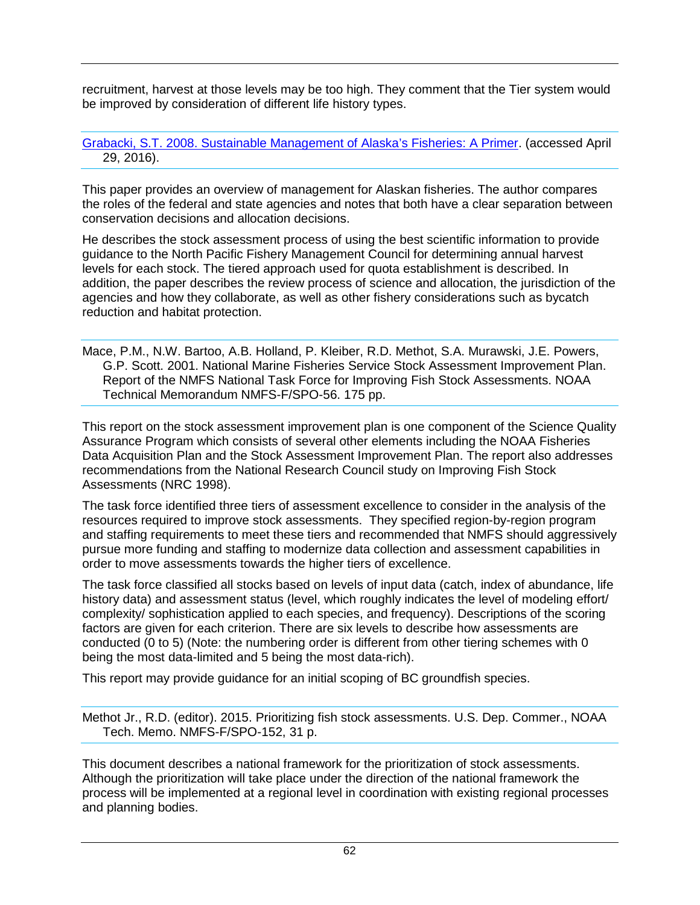recruitment, harvest at those levels may be too high. They comment that the Tier system would be improved by consideration of different life history types.

[Grabacki, S.T. 2008. Sustainable Management of Alaska's Fisheries: A Primer](). (accessed April 29, 2016).

This paper provides an overview of management for Alaskan fisheries. The author compares the roles of the federal and state agencies and notes that both have a clear separation between conservation decisions and allocation decisions.

He describes the stock assessment process of using the best scientific information to provide guidance to the North Pacific Fishery Management Council for determining annual harvest levels for each stock. The tiered approach used for quota establishment is described. In addition, the paper describes the review process of science and allocation, the jurisdiction of the agencies and how they collaborate, as well as other fishery considerations such as bycatch reduction and habitat protection.

Mace, P.M., N.W. Bartoo, A.B. Holland, P. Kleiber, R.D. Methot, S.A. Murawski, J.E. Powers, G.P. Scott. 2001. National Marine Fisheries Service Stock Assessment Improvement Plan. Report of the NMFS National Task Force for Improving Fish Stock Assessments. NOAA Technical Memorandum NMFS-F/SPO-56. 175 pp.

This report on the stock assessment improvement plan is one component of the Science Quality Assurance Program which consists of several other elements including the NOAA Fisheries Data Acquisition Plan and the Stock Assessment Improvement Plan. The report also addresses recommendations from the National Research Council study on Improving Fish Stock Assessments (NRC 1998).

The task force identified three tiers of assessment excellence to consider in the analysis of the resources required to improve stock assessments. They specified region-by-region program and staffing requirements to meet these tiers and recommended that NMFS should aggressively pursue more funding and staffing to modernize data collection and assessment capabilities in order to move assessments towards the higher tiers of excellence.

The task force classified all stocks based on levels of input data (catch, index of abundance, life history data) and assessment status (level, which roughly indicates the level of modeling effort/ complexity/ sophistication applied to each species, and frequency). Descriptions of the scoring factors are given for each criterion. There are six levels to describe how assessments are conducted (0 to 5) (Note: the numbering order is different from other tiering schemes with 0 being the most data-limited and 5 being the most data-rich).

This report may provide guidance for an initial scoping of BC groundfish species.

Methot Jr., R.D. (editor). 2015. Prioritizing fish stock assessments. U.S. Dep. Commer., NOAA Tech. Memo. NMFS-F/SPO-152, 31 p.

This document describes a national framework for the prioritization of stock assessments. Although the prioritization will take place under the direction of the national framework the process will be implemented at a regional level in coordination with existing regional processes and planning bodies.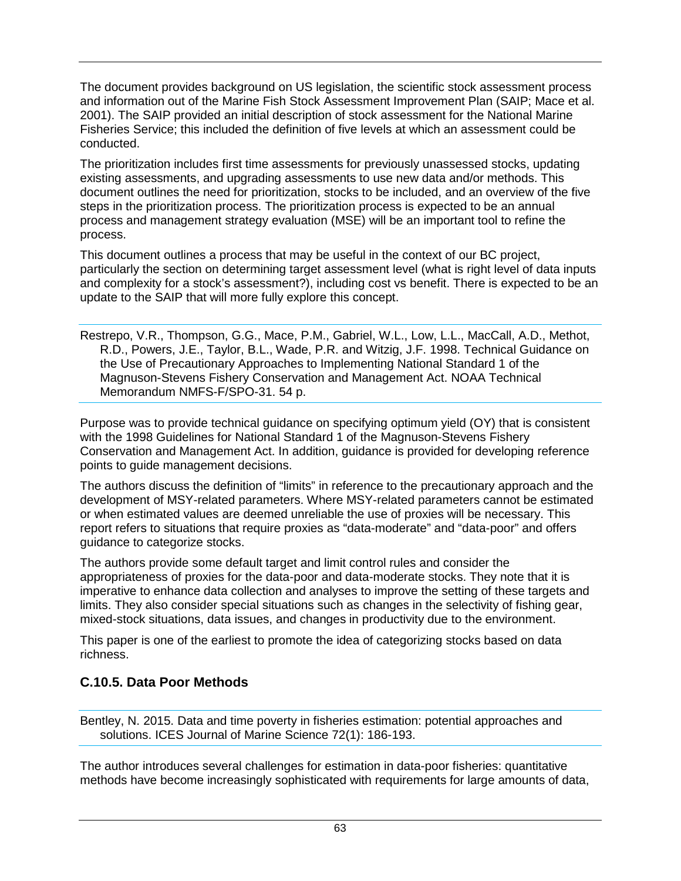The document provides background on US legislation, the scientific stock assessment process and information out of the Marine Fish Stock Assessment Improvement Plan (SAIP; Mace et al. 2001). The SAIP provided an initial description of stock assessment for the National Marine Fisheries Service; this included the definition of five levels at which an assessment could be conducted.

The prioritization includes first time assessments for previously unassessed stocks, updating existing assessments, and upgrading assessments to use new data and/or methods. This document outlines the need for prioritization, stocks to be included, and an overview of the five steps in the prioritization process. The prioritization process is expected to be an annual process and management strategy evaluation (MSE) will be an important tool to refine the process.

This document outlines a process that may be useful in the context of our BC project, particularly the section on determining target assessment level (what is right level of data inputs and complexity for a stock's assessment?), including cost vs benefit. There is expected to be an update to the SAIP that will more fully explore this concept.

Restrepo, V.R., Thompson, G.G., Mace, P.M., Gabriel, W.L., Low, L.L., MacCall, A.D., Methot, R.D., Powers, J.E., Taylor, B.L., Wade, P.R. and Witzig, J.F. 1998. Technical Guidance on the Use of Precautionary Approaches to Implementing National Standard 1 of the Magnuson-Stevens Fishery Conservation and Management Act. NOAA Technical Memorandum NMFS-F/SPO-31. 54 p.

Purpose was to provide technical guidance on specifying optimum yield (OY) that is consistent with the 1998 Guidelines for National Standard 1 of the Magnuson-Stevens Fishery Conservation and Management Act. In addition, guidance is provided for developing reference points to guide management decisions.

The authors discuss the definition of "limits" in reference to the precautionary approach and the development of MSY-related parameters. Where MSY-related parameters cannot be estimated or when estimated values are deemed unreliable the use of proxies will be necessary. This report refers to situations that require proxies as "data-moderate" and "data-poor" and offers guidance to categorize stocks.

The authors provide some default target and limit control rules and consider the appropriateness of proxies for the data-poor and data-moderate stocks. They note that it is imperative to enhance data collection and analyses to improve the setting of these targets and limits. They also consider special situations such as changes in the selectivity of fishing gear, mixed-stock situations, data issues, and changes in productivity due to the environment.

This paper is one of the earliest to promote the idea of categorizing stocks based on data richness.

### C.10.5. Data Poor Methods

Bentley, N. 2015. Data and time poverty in fisheries estimation: potential approaches and solutions. ICES Journal of Marine Science 72(1): 186-193.

The author introduces several challenges for estimation in data-poor fisheries: quantitative methods have become increasingly sophisticated with requirements for large amounts of data,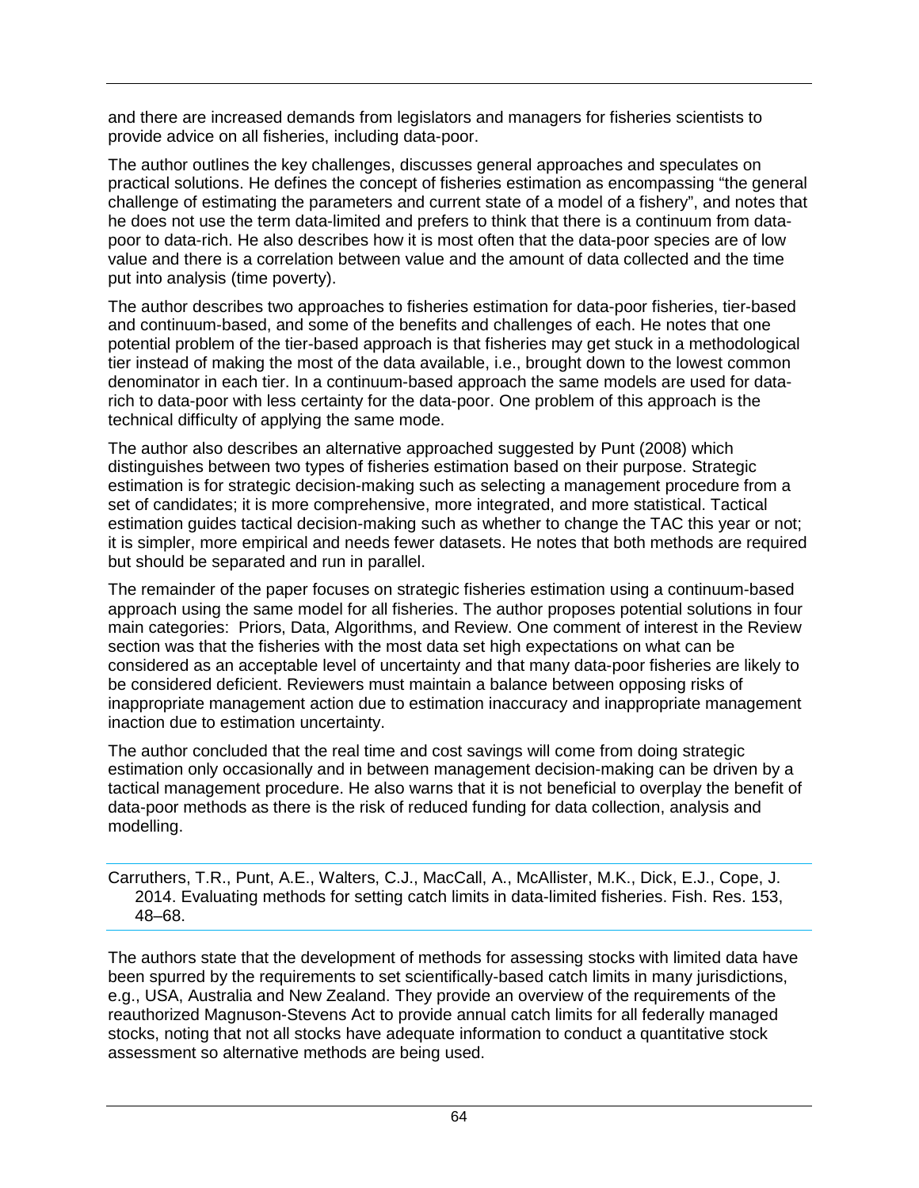and there are increased demands from legislators and managers for fisheries scientists to provide advice on all fisheries, including data-poor.

The author outlines the key challenges, discusses general approaches and speculates on practical solutions. He defines the concept of fisheries estimation as encompassing "the general challenge of estimating the parameters and current state of a model of a fishery", and notes that he does not use the term data-limited and prefers to think that there is a continuum from data-poor to data-rich. He also describes how it is most often that the data-poor species are of low value and there is a correlation between value and the amount of data collected and the time put into analysis (time poverty).

The author describes two approaches to fisheries estimation for data-poor fisheries, tier-based and continuum-based, and some of the benefits and challenges of each. He notes that one potential problem of the tier-based approach is that fisheries may get stuck in a methodological tier instead of making the most of the data available, i.e., brought down to the lowest common denominator in each tier. In a continuum-based approach the same models are used for data-rich to data-poor with less certainty for the data-poor. One problem of this approach is the technical difficulty of applying the same mode.

The author also describes an alternative approached suggested by Punt (2008) which distinguishes between two types of fisheries estimation based on their purpose. Strategic estimation is for strategic decision-making such as selecting a management procedure from a set of candidates; it is more comprehensive, more integrated, and more statistical. Tactical estimation guides tactical decision-making such as whether to change the TAC this year or not; it is simpler, more empirical and needs fewer datasets. He notes that both methods are required but should be separated and run in parallel.

The remainder of the paper focuses on strategic fisheries estimation using a continuum-based approach using the same model for all fisheries. The author proposes potential solutions in four main categories: Priors, Data, Algorithms, and Review. One comment of interest in the Review section was that the fisheries with the most data set high expectations on what can be considered as an acceptable level of uncertainty and that many data-poor fisheries are likely to be considered deficient. Reviewers must maintain a balance between opposing risks of inappropriate management action due to estimation inaccuracy and inappropriate management inaction due to estimation uncertainty.

The author concluded that the real time and cost savings will come from doing strategic estimation only occasionally and in between management decision-making can be driven by a tactical management procedure. He also warns that it is not beneficial to overplay the benefit of data-poor methods as there is the risk of reduced funding for data collection, analysis and modelling.

---

Carruthers, T.R., Punt, A.E., Walters, C.J., MacCall, A., McAllister, M.K., Dick, E.J., Cope, J. 2014. Evaluating methods for setting catch limits in data-limited fisheries. Fish. Res. 153, 48–68.

---

The authors state that the development of methods for assessing stocks with limited data have been spurred by the requirements to set scientifically-based catch limits in many jurisdictions, e.g., USA, Australia and New Zealand. They provide an overview of the requirements of the reauthorized Magnuson-Stevens Act to provide annual catch limits for all federally managed stocks, noting that not all stocks have adequate information to conduct a quantitative stock assessment so alternative methods are being used.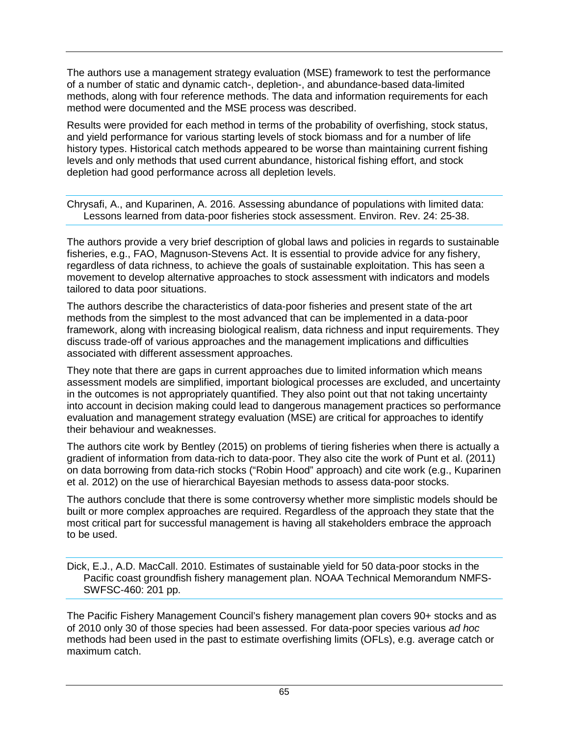The authors use a management strategy evaluation (MSE) framework to test the performance of a number of static and dynamic catch-, depletion-, and abundance-based data-limited methods, along with four reference methods. The data and information requirements for each method were documented and the MSE process was described.

Results were provided for each method in terms of the probability of overfishing, stock status, and yield performance for various starting levels of stock biomass and for a number of life history types. Historical catch methods appeared to be worse than maintaining current fishing levels and only methods that used current abundance, historical fishing effort, and stock depletion had good performance across all depletion levels.

---

Chrysafi, A., and Kuparinen, A. 2016. Assessing abundance of populations with limited data: Lessons learned from data-poor fisheries stock assessment. Environ. Rev. 24: 25-38.

---

The authors provide a very brief description of global laws and policies in regards to sustainable fisheries, e.g., FAO, Magnuson-Stevens Act. It is essential to provide advice for any fishery, regardless of data richness, to achieve the goals of sustainable exploitation. This has seen a movement to develop alternative approaches to stock assessment with indicators and models tailored to data poor situations.

The authors describe the characteristics of data-poor fisheries and present state of the art methods from the simplest to the most advanced that can be implemented in a data-poor framework, along with increasing biological realism, data richness and input requirements. They discuss trade-off of various approaches and the management implications and difficulties associated with different assessment approaches.

They note that there are gaps in current approaches due to limited information which means assessment models are simplified, important biological processes are excluded, and uncertainty in the outcomes is not appropriately quantified. They also point out that not taking uncertainty into account in decision making could lead to dangerous management practices so performance evaluation and management strategy evaluation (MSE) are critical for approaches to identify their behaviour and weaknesses.

The authors cite work by Bentley (2015) on problems of tiering fisheries when there is actually a gradient of information from data-rich to data-poor. They also cite the work of Punt et al. (2011) on data borrowing from data-rich stocks ("Robin Hood" approach) and cite work (e.g., Kuparinen et al. 2012) on the use of hierarchical Bayesian methods to assess data-poor stocks.

The authors conclude that there is some controversy whether more simplistic models should be built or more complex approaches are required. Regardless of the approach they state that the most critical part for successful management is having all stakeholders embrace the approach to be used.

---

Dick, E.J., A.D. MacCall. 2010. Estimates of sustainable yield for 50 data-poor stocks in the Pacific coast groundfish fishery management plan. NOAA Technical Memorandum NMFS-SWFSC-460: 201 pp.

---

The Pacific Fishery Management Council's fishery management plan covers 90+ stocks and as of 2010 only 30 of those species had been assessed. For data-poor species various *ad hoc* methods had been used in the past to estimate overfishing limits (OFLs), e.g. average catch or maximum catch.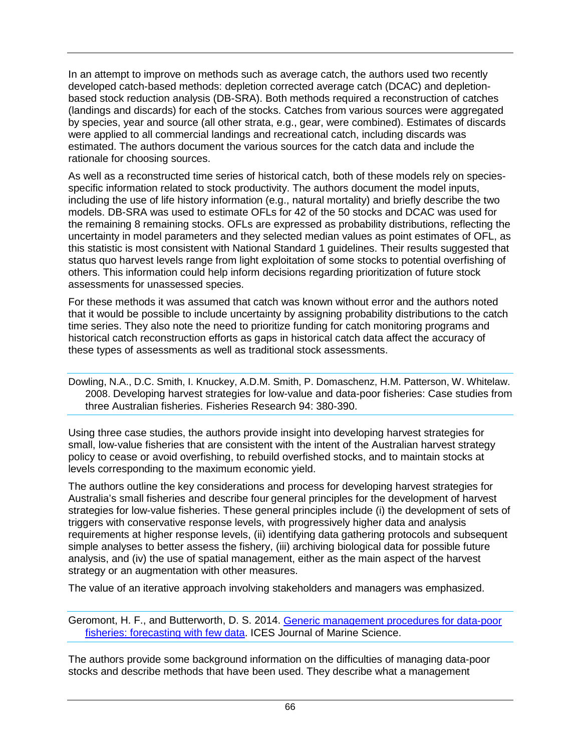In an attempt to improve on methods such as average catch, the authors used two recently developed catch-based methods: depletion corrected average catch (DCAC) and depletion-based stock reduction analysis (DB-SRA). Both methods required a reconstruction of catches (landings and discards) for each of the stocks. Catches from various sources were aggregated by species, year and source (all other strata, e.g., gear, were combined). Estimates of discards were applied to all commercial landings and recreational catch, including discards was estimated. The authors document the various sources for the catch data and include the rationale for choosing sources.

As well as a reconstructed time series of historical catch, both of these models rely on species-specific information related to stock productivity. The authors document the model inputs, including the use of life history information (e.g., natural mortality) and briefly describe the two models. DB-SRA was used to estimate OFLs for 42 of the 50 stocks and DCAC was used for the remaining 8 remaining stocks. OFLs are expressed as probability distributions, reflecting the uncertainty in model parameters and they selected median values as point estimates of OFL, as this statistic is most consistent with National Standard 1 guidelines. Their results suggested that status quo harvest levels range from light exploitation of some stocks to potential overfishing of others. This information could help inform decisions regarding prioritization of future stock assessments for unassessed species.

For these methods it was assumed that catch was known without error and the authors noted that it would be possible to include uncertainty by assigning probability distributions to the catch time series. They also note the need to prioritize funding for catch monitoring programs and historical catch reconstruction efforts as gaps in historical catch data affect the accuracy of these types of assessments as well as traditional stock assessments.

Dowling, N.A., D.C. Smith, I. Knuckey, A.D.M. Smith, P. Domaschenz, H.M. Patterson, W. Whitelaw. 2008. Developing harvest strategies for low-value and data-poor fisheries: Case studies from three Australian fisheries. Fisheries Research 94: 380-390.

Using three case studies, the authors provide insight into developing harvest strategies for small, low-value fisheries that are consistent with the intent of the Australian harvest strategy policy to cease or avoid overfishing, to rebuild overfished stocks, and to maintain stocks at levels corresponding to the maximum economic yield.

The authors outline the key considerations and process for developing harvest strategies for Australia's small fisheries and describe four general principles for the development of harvest strategies for low-value fisheries. These general principles include (i) the development of sets of triggers with conservative response levels, with progressively higher data and analysis requirements at higher response levels, (ii) identifying data gathering protocols and subsequent simple analyses to better assess the fishery, (iii) archiving biological data for possible future analysis, and (iv) the use of spatial management, either as the main aspect of the harvest strategy or an augmentation with other measures.

The value of an iterative approach involving stakeholders and managers was emphasized.

Geromont, H. F., and Butterworth, D. S. 2014. Generic management procedures for data-poor fisheries: forecasting with few data. ICES Journal of Marine Science.

The authors provide some background information on the difficulties of managing data-poor stocks and describe methods that have been used. They describe what a management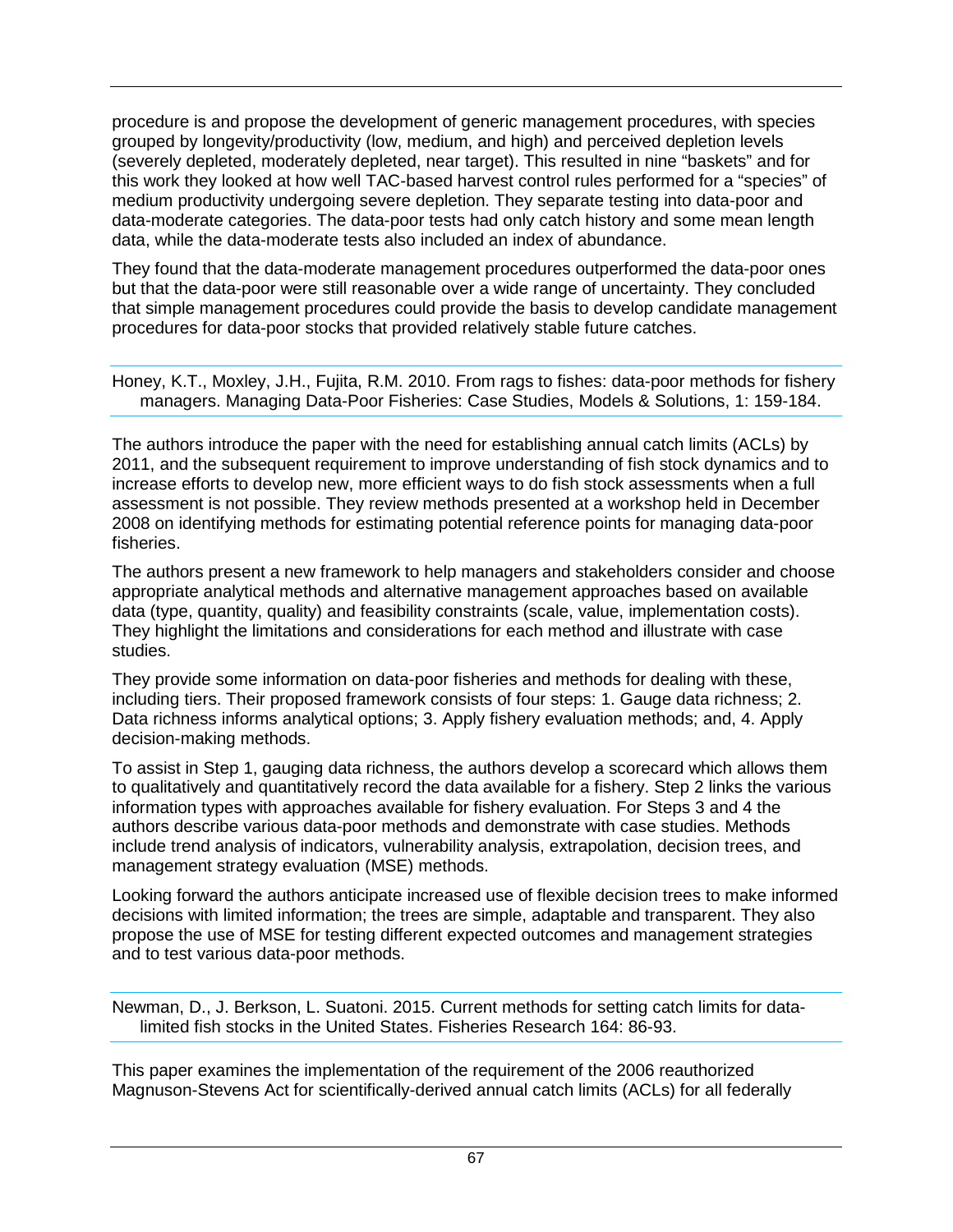procedure is and propose the development of generic management procedures, with species grouped by longevity/productivity (low, medium, and high) and perceived depletion levels (severely depleted, moderately depleted, near target). This resulted in nine "baskets" and for this work they looked at how well TAC-based harvest control rules performed for a "species" of medium productivity undergoing severe depletion. They separate testing into data-poor and data-moderate categories. The data-poor tests had only catch history and some mean length data, while the data-moderate tests also included an index of abundance.

They found that the data-moderate management procedures outperformed the data-poor ones but that the data-poor were still reasonable over a wide range of uncertainty. They concluded that simple management procedures could provide the basis to develop candidate management procedures for data-poor stocks that provided relatively stable future catches.

Honey, K.T., Moxley, J.H., Fujita, R.M. 2010. From rags to fishes: data-poor methods for fishery managers. Managing Data-Poor Fisheries: Case Studies, Models & Solutions, 1: 159-184.

The authors introduce the paper with the need for establishing annual catch limits (ACLs) by 2011, and the subsequent requirement to improve understanding of fish stock dynamics and to increase efforts to develop new, more efficient ways to do fish stock assessments when a full assessment is not possible. They review methods presented at a workshop held in December 2008 on identifying methods for estimating potential reference points for managing data-poor fisheries.

The authors present a new framework to help managers and stakeholders consider and choose appropriate analytical methods and alternative management approaches based on available data (type, quantity, quality) and feasibility constraints (scale, value, implementation costs). They highlight the limitations and considerations for each method and illustrate with case studies.

They provide some information on data-poor fisheries and methods for dealing with these, including tiers. Their proposed framework consists of four steps: 1. Gauge data richness; 2. Data richness informs analytical options; 3. Apply fishery evaluation methods; and, 4. Apply decision-making methods.

To assist in Step 1, gauging data richness, the authors develop a scorecard which allows them to qualitatively and quantitatively record the data available for a fishery. Step 2 links the various information types with approaches available for fishery evaluation. For Steps 3 and 4 the authors describe various data-poor methods and demonstrate with case studies. Methods include trend analysis of indicators, vulnerability analysis, extrapolation, decision trees, and management strategy evaluation (MSE) methods.

Looking forward the authors anticipate increased use of flexible decision trees to make informed decisions with limited information; the trees are simple, adaptable and transparent. They also propose the use of MSE for testing different expected outcomes and management strategies and to test various data-poor methods.

Newman, D., J. Berkson, L. Suatoni. 2015. Current methods for setting catch limits for data-limited fish stocks in the United States. Fisheries Research 164: 86-93.

This paper examines the implementation of the requirement of the 2006 reauthorized Magnuson-Stevens Act for scientifically-derived annual catch limits (ACLs) for all federally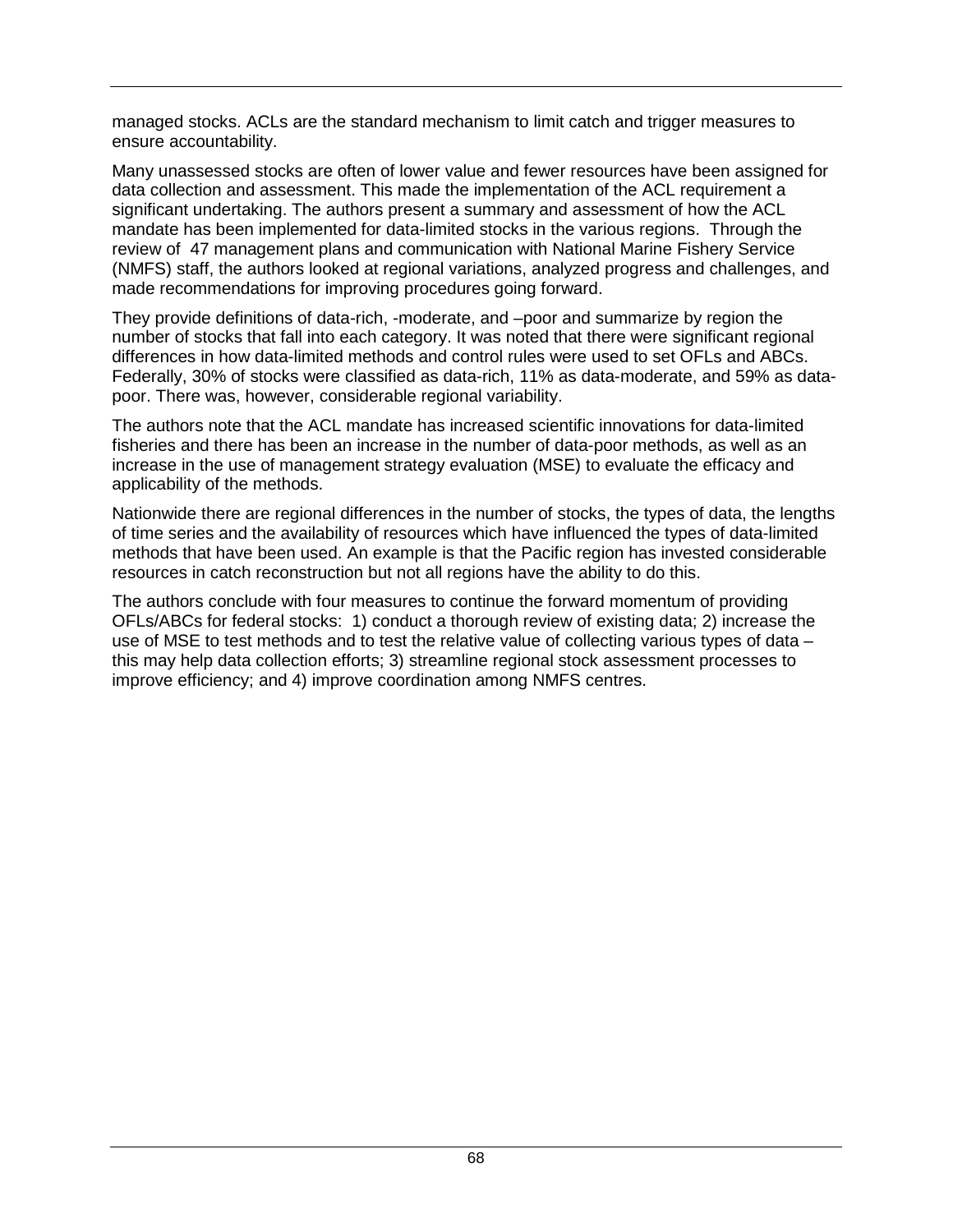managed stocks. ACLs are the standard mechanism to limit catch and trigger measures to ensure accountability.

Many unassessed stocks are often of lower value and fewer resources have been assigned for data collection and assessment. This made the implementation of the ACL requirement a significant undertaking. The authors present a summary and assessment of how the ACL mandate has been implemented for data-limited stocks in the various regions. Through the review of 47 management plans and communication with National Marine Fishery Service (NMFS) staff, the authors looked at regional variations, analyzed progress and challenges, and made recommendations for improving procedures going forward.

They provide definitions of data-rich, -moderate, and –poor and summarize by region the number of stocks that fall into each category. It was noted that there were significant regional differences in how data-limited methods and control rules were used to set OFLs and ABCs. Federally, 30% of stocks were classified as data-rich, 11% as data-moderate, and 59% as data-poor. There was, however, considerable regional variability.

The authors note that the ACL mandate has increased scientific innovations for data-limited fisheries and there has been an increase in the number of data-poor methods, as well as an increase in the use of management strategy evaluation (MSE) to evaluate the efficacy and applicability of the methods.

Nationwide there are regional differences in the number of stocks, the types of data, the lengths of time series and the availability of resources which have influenced the types of data-limited methods that have been used. An example is that the Pacific region has invested considerable resources in catch reconstruction but not all regions have the ability to do this.

The authors conclude with four measures to continue the forward momentum of providing OFLs/ABCs for federal stocks: 1) conduct a thorough review of existing data; 2) increase the use of MSE to test methods and to test the relative value of collecting various types of data – this may help data collection efforts; 3) streamline regional stock assessment processes to improve efficiency; and 4) improve coordination among NMFS centres.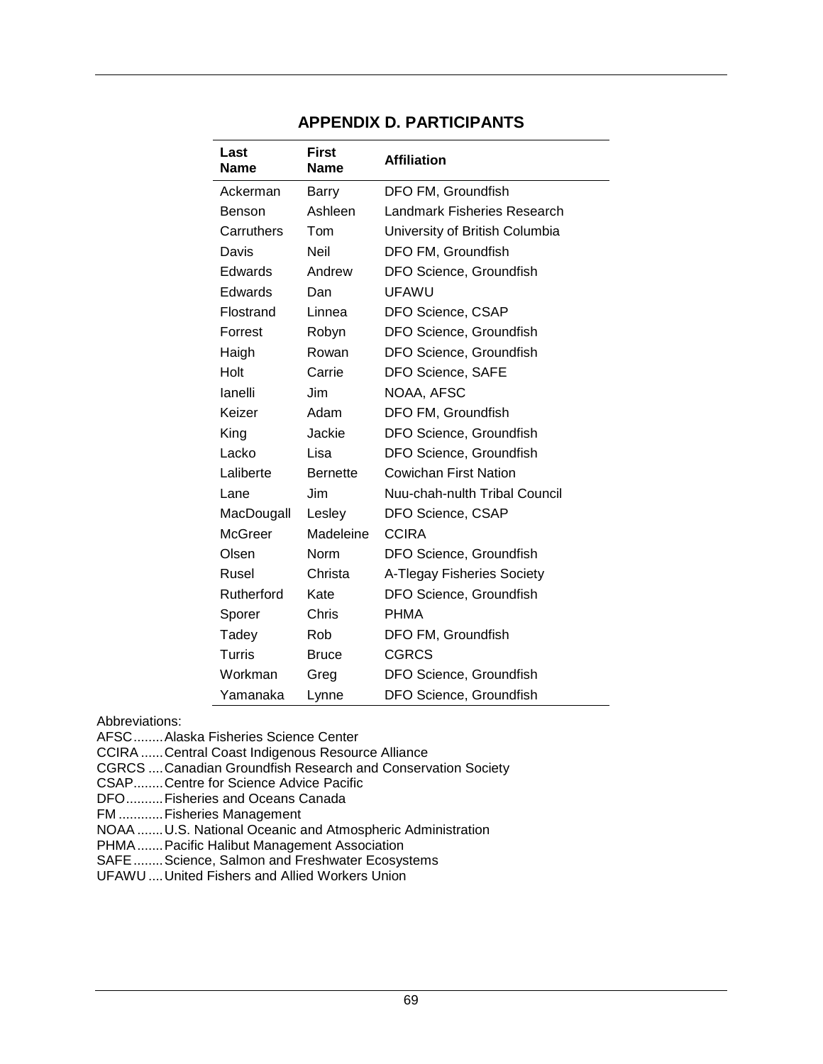## APPENDIX D. PARTICIPANTS

| Last Name | First Name | Affiliation |
|---|---|---|
| Ackerman | Barry | DFO FM, Groundfish |
| Benson | Ashleen | Landmark Fisheries Research |
| Carruthers | Tom | University of British Columbia |
| Davis | Neil | DFO FM, Groundfish |
| Edwards | Andrew | DFO Science, Groundfish |
| Edwards | Dan | UFAWU |
| Flostrand | Linnea | DFO Science, CSAP |
| Forrest | Robyn | DFO Science, Groundfish |
| Haigh | Rowan | DFO Science, Groundfish |
| Holt | Carrie | DFO Science, SAFE |
| Ianelli | Jim | NOAA, AFSC |
| Keizer | Adam | DFO FM, Groundfish |
| King | Jackie | DFO Science, Groundfish |
| Lacko | Lisa | DFO Science, Groundfish |
| Laliberte | Bernette | Cowichan First Nation |
| Lane | Jim | Nuu-chah-nulth Tribal Council |
| MacDougall | Lesley | DFO Science, CSAP |
| McGreer | Madeleine | CCIRA |
| Olsen | Norm | DFO Science, Groundfish |
| Rusel | Christa | A-Tlegay Fisheries Society |
| Rutherford | Kate | DFO Science, Groundfish |
| Sporer | Chris | PHMA |
| Tadey | Rob | DFO FM, Groundfish |
| Turris | Bruce | CGRCS |
| Workman | Greg | DFO Science, Groundfish |
| Yamanaka | Lynne | DFO Science, Groundfish |

Abbreviations:

AFSC........Alaska Fisheries Science Center
CCIRA ......Central Coast Indigenous Resource Alliance
CGRCS ....Canadian Groundfish Research and Conservation Society
CSAP........Centre for Science Advice Pacific
DFO..........Fisheries and Oceans Canada
FM ............Fisheries Management
NOAA .......U.S. National Oceanic and Atmospheric Administration
PHMA .......Pacific Halibut Management Association
SAFE ........Science, Salmon and Freshwater Ecosystems
UFAWU ....United Fishers and Allied Workers Union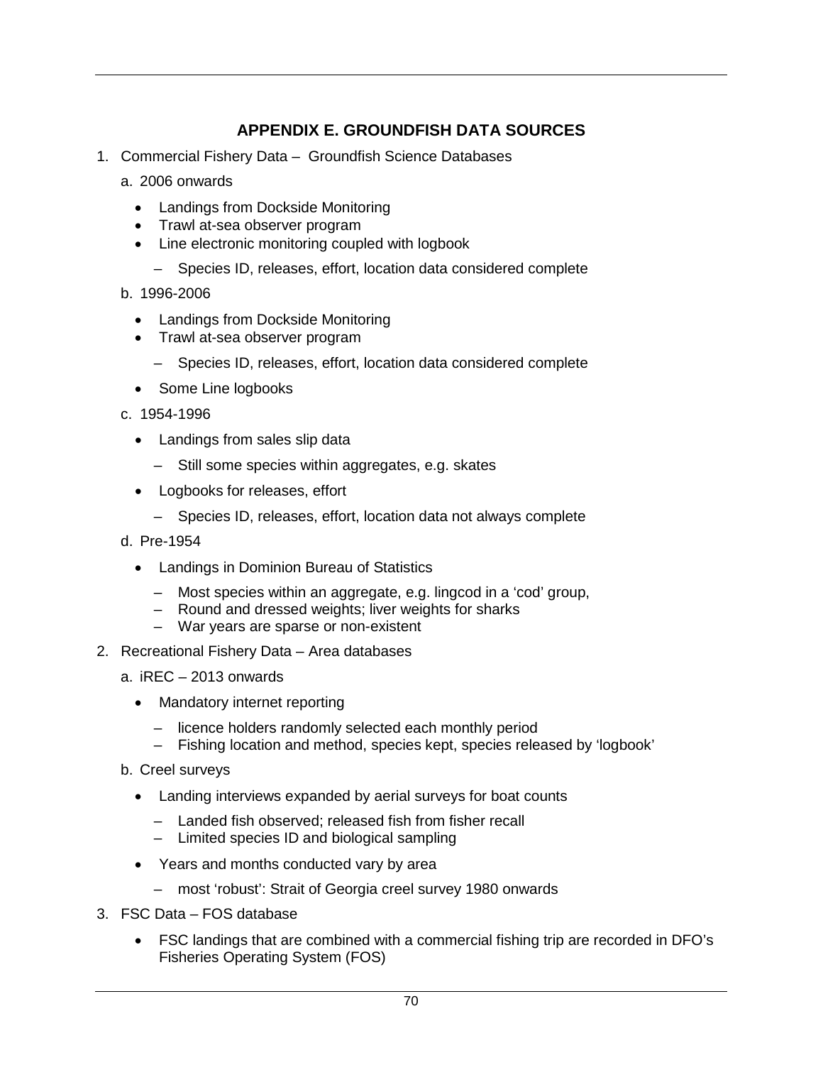## APPENDIX E. GROUNDFISH DATA SOURCES

1. Commercial Fishery Data – Groundfish Science Databases

   a. 2006 onwards

   - Landings from Dockside Monitoring
   - Trawl at-sea observer program
   - Line electronic monitoring coupled with logbook
     - Species ID, releases, effort, location data considered complete

   b. 1996-2006

   - Landings from Dockside Monitoring
   - Trawl at-sea observer program
     - Species ID, releases, effort, location data considered complete
   - Some Line logbooks

   c. 1954-1996

   - Landings from sales slip data
     - Still some species within aggregates, e.g. skates
   - Logbooks for releases, effort
     - Species ID, releases, effort, location data not always complete

   d. Pre-1954

   - Landings in Dominion Bureau of Statistics
     - Most species within an aggregate, e.g. lingcod in a 'cod' group,
     - Round and dressed weights; liver weights for sharks
     - War years are sparse or non-existent

2. Recreational Fishery Data – Area databases

   a. iREC – 2013 onwards

   - Mandatory internet reporting
     - licence holders randomly selected each monthly period
     - Fishing location and method, species kept, species released by 'logbook'

   b. Creel surveys

   - Landing interviews expanded by aerial surveys for boat counts
     - Landed fish observed; released fish from fisher recall
     - Limited species ID and biological sampling
   - Years and months conducted vary by area
     - most 'robust': Strait of Georgia creel survey 1980 onwards

3. FSC Data – FOS database

   - FSC landings that are combined with a commercial fishing trip are recorded in DFO's Fisheries Operating System (FOS)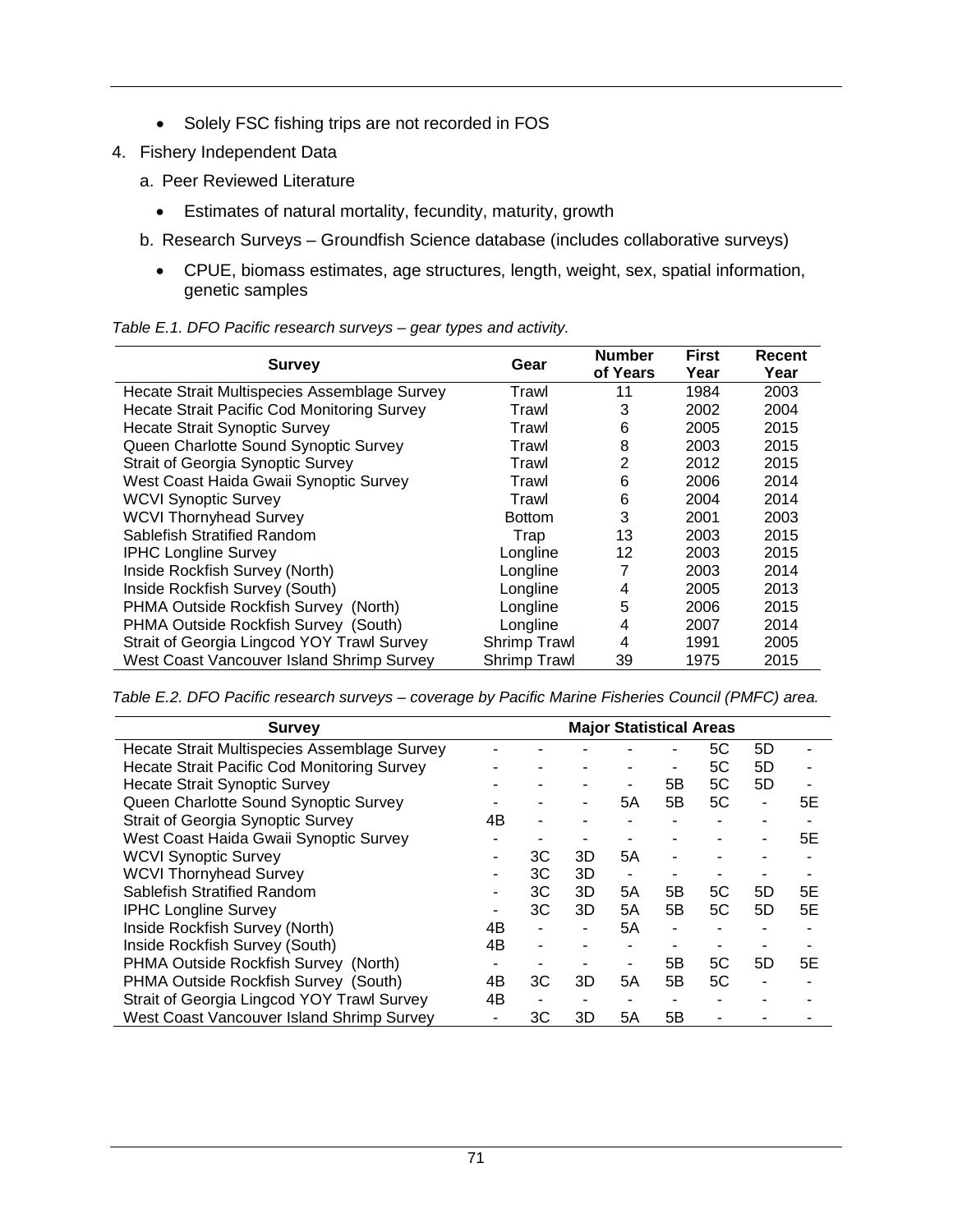- Solely FSC fishing trips are not recorded in FOS

4. Fishery Independent Data

   a. Peer Reviewed Literature

      - Estimates of natural mortality, fecundity, maturity, growth

   b. Research Surveys – Groundfish Science database (includes collaborative surveys)

      - CPUE, biomass estimates, age structures, length, weight, sex, spatial information, genetic samples

*Table E.1. DFO Pacific research surveys – gear types and activity.*

| Survey | Gear | Number of Years | First Year | Recent Year |
|---|---|---|---|---|
| Hecate Strait Multispecies Assemblage Survey | Trawl | 11 | 1984 | 2003 |
| Hecate Strait Pacific Cod Monitoring Survey | Trawl | 3 | 2002 | 2004 |
| Hecate Strait Synoptic Survey | Trawl | 6 | 2005 | 2015 |
| Queen Charlotte Sound Synoptic Survey | Trawl | 8 | 2003 | 2015 |
| Strait of Georgia Synoptic Survey | Trawl | 2 | 2012 | 2015 |
| West Coast Haida Gwaii Synoptic Survey | Trawl | 6 | 2006 | 2014 |
| WCVI Synoptic Survey | Trawl | 6 | 2004 | 2014 |
| WCVI Thornyhead Survey | Bottom | 3 | 2001 | 2003 |
| Sablefish Stratified Random | Trap | 13 | 2003 | 2015 |
| IPHC Longline Survey | Longline | 12 | 2003 | 2015 |
| Inside Rockfish Survey (North) | Longline | 7 | 2003 | 2014 |
| Inside Rockfish Survey (South) | Longline | 4 | 2005 | 2013 |
| PHMA Outside Rockfish Survey (North) | Longline | 5 | 2006 | 2015 |
| PHMA Outside Rockfish Survey (South) | Longline | 4 | 2007 | 2014 |
| Strait of Georgia Lingcod YOY Trawl Survey | Shrimp Trawl | 4 | 1991 | 2005 |
| West Coast Vancouver Island Shrimp Survey | Shrimp Trawl | 39 | 1975 | 2015 |

*Table E.2. DFO Pacific research surveys – coverage by Pacific Marine Fisheries Council (PMFC) area.*

| Survey | Major Statistical Areas | | | | | | | |
|---|---|---|---|---|---|---|---|---|
| Hecate Strait Multispecies Assemblage Survey | - | - | - | - | - | 5C | 5D | - |
| Hecate Strait Pacific Cod Monitoring Survey | - | - | - | - | - | 5C | 5D | - |
| Hecate Strait Synoptic Survey | - | - | - | - | 5B | 5C | 5D | - |
| Queen Charlotte Sound Synoptic Survey | - | - | - | 5A | 5B | 5C | - | 5E |
| Strait of Georgia Synoptic Survey | 4B | - | - | - | - | - | - | - |
| West Coast Haida Gwaii Synoptic Survey | - | - | - | - | - | - | - | 5E |
| WCVI Synoptic Survey | - | 3C | 3D | 5A | - | - | - | - |
| WCVI Thornyhead Survey | - | 3C | 3D | - | - | - | - | - |
| Sablefish Stratified Random | - | 3C | 3D | 5A | 5B | 5C | 5D | 5E |
| IPHC Longline Survey | - | 3C | 3D | 5A | 5B | 5C | 5D | 5E |
| Inside Rockfish Survey (North) | 4B | - | - | 5A | - | - | - | - |
| Inside Rockfish Survey (South) | 4B | - | - | - | - | - | - | - |
| PHMA Outside Rockfish Survey (North) | - | - | - | - | 5B | 5C | 5D | 5E |
| PHMA Outside Rockfish Survey (South) | 4B | 3C | 3D | 5A | 5B | 5C | - | - |
| Strait of Georgia Lingcod YOY Trawl Survey | 4B | - | - | - | - | - | - | - |
| West Coast Vancouver Island Shrimp Survey | - | 3C | 3D | 5A | 5B | - | - | - |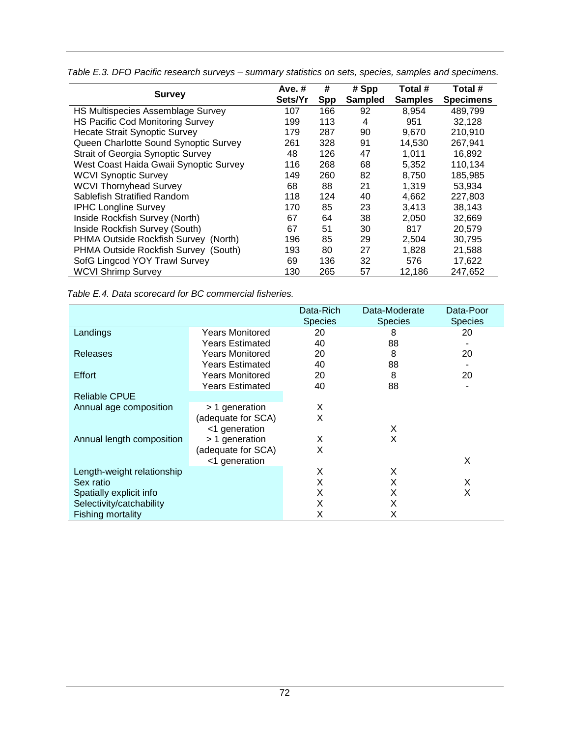*Table E.3. DFO Pacific research surveys – summary statistics on sets, species, samples and specimens.*

| Survey | Ave. # Sets/Yr | # Spp | # Spp Sampled | Total # Samples | Total # Specimens |
|---|---|---|---|---|---|
| HS Multispecies Assemblage Survey | 107 | 166 | 92 | 8,954 | 489,799 |
| HS Pacific Cod Monitoring Survey | 199 | 113 | 4 | 951 | 32,128 |
| Hecate Strait Synoptic Survey | 179 | 287 | 90 | 9,670 | 210,910 |
| Queen Charlotte Sound Synoptic Survey | 261 | 328 | 91 | 14,530 | 267,941 |
| Strait of Georgia Synoptic Survey | 48 | 126 | 47 | 1,011 | 16,892 |
| West Coast Haida Gwaii Synoptic Survey | 116 | 268 | 68 | 5,352 | 110,134 |
| WCVI Synoptic Survey | 149 | 260 | 82 | 8,750 | 185,985 |
| WCVI Thornyhead Survey | 68 | 88 | 21 | 1,319 | 53,934 |
| Sablefish Stratified Random | 118 | 124 | 40 | 4,662 | 227,803 |
| IPHC Longline Survey | 170 | 85 | 23 | 3,413 | 38,143 |
| Inside Rockfish Survey (North) | 67 | 64 | 38 | 2,050 | 32,669 |
| Inside Rockfish Survey (South) | 67 | 51 | 30 | 817 | 20,579 |
| PHMA Outside Rockfish Survey (North) | 196 | 85 | 29 | 2,504 | 30,795 |
| PHMA Outside Rockfish Survey (South) | 193 | 80 | 27 | 1,828 | 21,588 |
| SofG Lingcod YOY Trawl Survey | 69 | 136 | 32 | 576 | 17,622 |
| WCVI Shrimp Survey | 130 | 265 | 57 | 12,186 | 247,652 |

*Table E.4. Data scorecard for BC commercial fisheries.*

| | | Data-Rich Species | Data-Moderate Species | Data-Poor Species |
|---|---|---|---|---|
| Landings | Years Monitored | 20 | 8 | 20 |
| | Years Estimated | 40 | 88 | - |
| Releases | Years Monitored | 20 | 8 | 20 |
| | Years Estimated | 40 | 88 | - |
| Effort | Years Monitored | 20 | 8 | 20 |
| | Years Estimated | 40 | 88 | - |
| Reliable CPUE | | | | |
| Annual age composition | > 1 generation | X | | |
| | (adequate for SCA) | X | | |
| | <1 generation | | X | |
| Annual length composition | > 1 generation | X | X | |
| | (adequate for SCA) | X | | |
| | <1 generation | | | X |
| Length-weight relationship | | X | X | |
| Sex ratio | | X | X | X |
| Spatially explicit info | | X | X | X |
| Selectivity/catchability | | X | X | |
| Fishing mortality | | X | X | |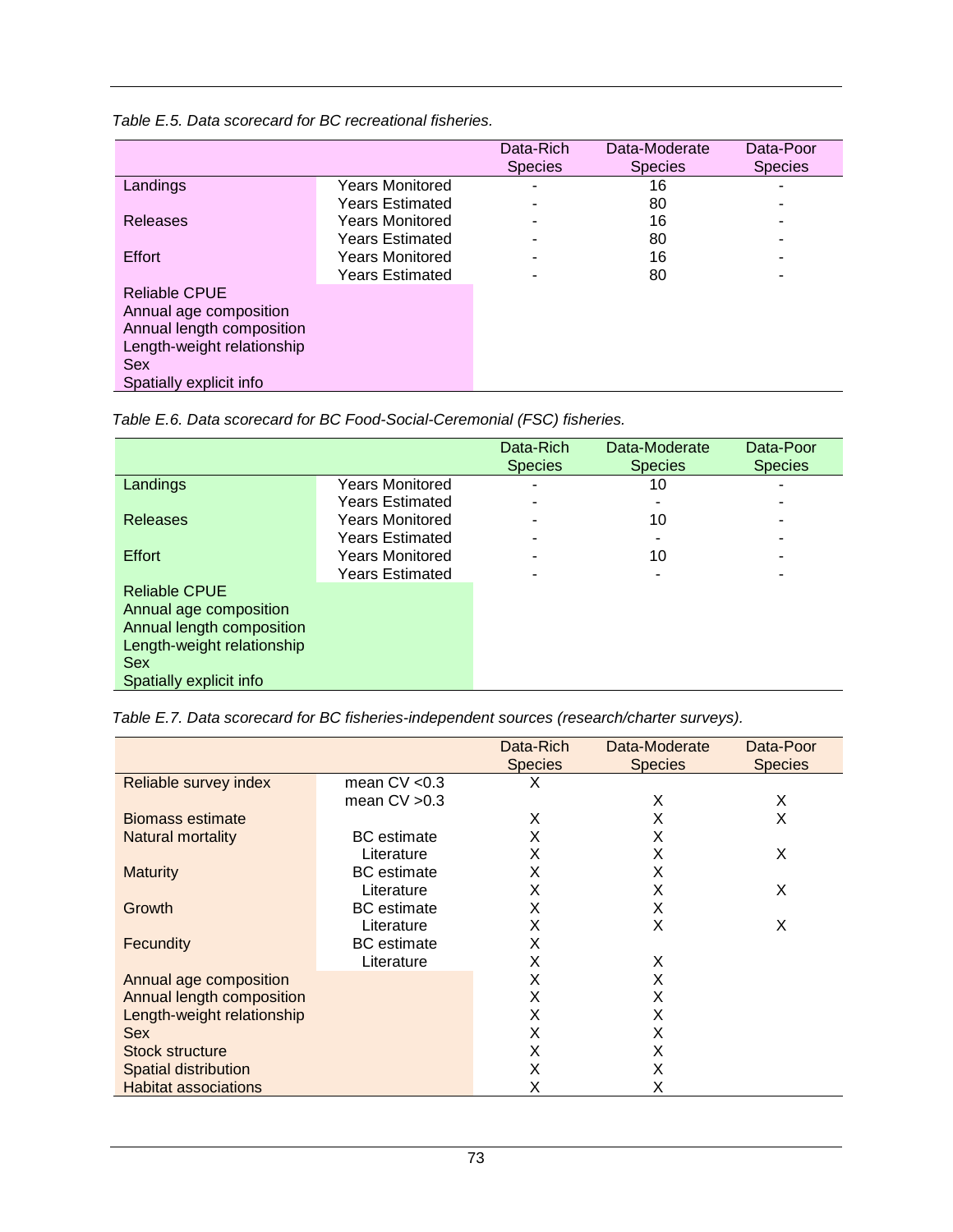*Table E.5. Data scorecard for BC recreational fisheries.*

| | | Data-Rich Species | Data-Moderate Species | Data-Poor Species |
|---|---|---|---|---|
| Landings | Years Monitored | - | 16 | - |
| | Years Estimated | - | 80 | - |
| Releases | Years Monitored | - | 16 | - |
| | Years Estimated | - | 80 | - |
| Effort | Years Monitored | - | 16 | - |
| | Years Estimated | - | 80 | - |
| Reliable CPUE | | | | |
| Annual age composition | | | | |
| Annual length composition | | | | |
| Length-weight relationship | | | | |
| Sex | | | | |
| Spatially explicit info | | | | |

*Table E.6. Data scorecard for BC Food-Social-Ceremonial (FSC) fisheries.*

| | | Data-Rich Species | Data-Moderate Species | Data-Poor Species |
|---|---|---|---|---|
| Landings | Years Monitored | - | 10 | - |
| | Years Estimated | - | - | - |
| Releases | Years Monitored | - | 10 | - |
| | Years Estimated | - | - | - |
| Effort | Years Monitored | - | 10 | - |
| | Years Estimated | - | - | - |
| Reliable CPUE | | | | |
| Annual age composition | | | | |
| Annual length composition | | | | |
| Length-weight relationship | | | | |
| Sex | | | | |
| Spatially explicit info | | | | |

*Table E.7. Data scorecard for BC fisheries-independent sources (research/charter surveys).*

| | | Data-Rich Species | Data-Moderate Species | Data-Poor Species |
|---|---|---|---|---|
| Reliable survey index | mean CV <0.3 | X | | |
| | mean CV >0.3 | | X | X |
| Biomass estimate | | X | X | X |
| Natural mortality | BC estimate | X | X | |
| | Literature | X | X | X |
| Maturity | BC estimate | X | X | |
| | Literature | X | X | X |
| Growth | BC estimate | X | X | |
| | Literature | X | X | X |
| Fecundity | BC estimate | X | | |
| | Literature | X | X | |
| Annual age composition | | X | X | |
| Annual length composition | | X | X | |
| Length-weight relationship | | X | X | |
| Sex | | X | X | |
| Stock structure | | X | X | |
| Spatial distribution | | X | X | |
| Habitat associations | | X | X | |